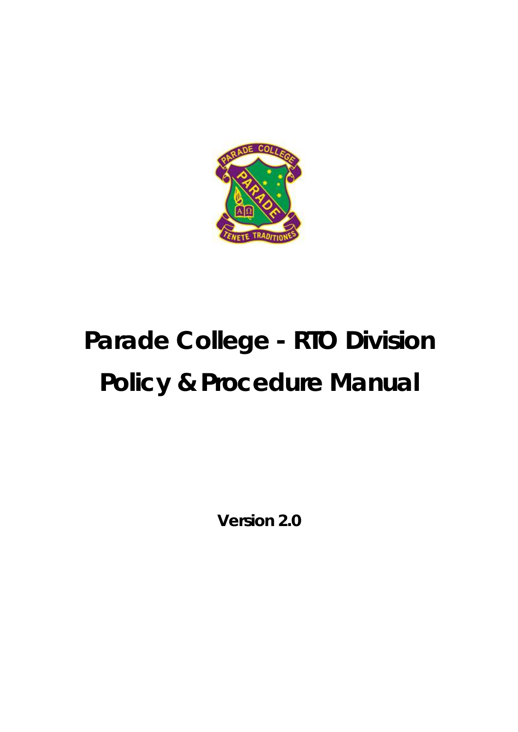# Parade College - RTO Division

# Policy & Procedure Manual

**Version 2.0**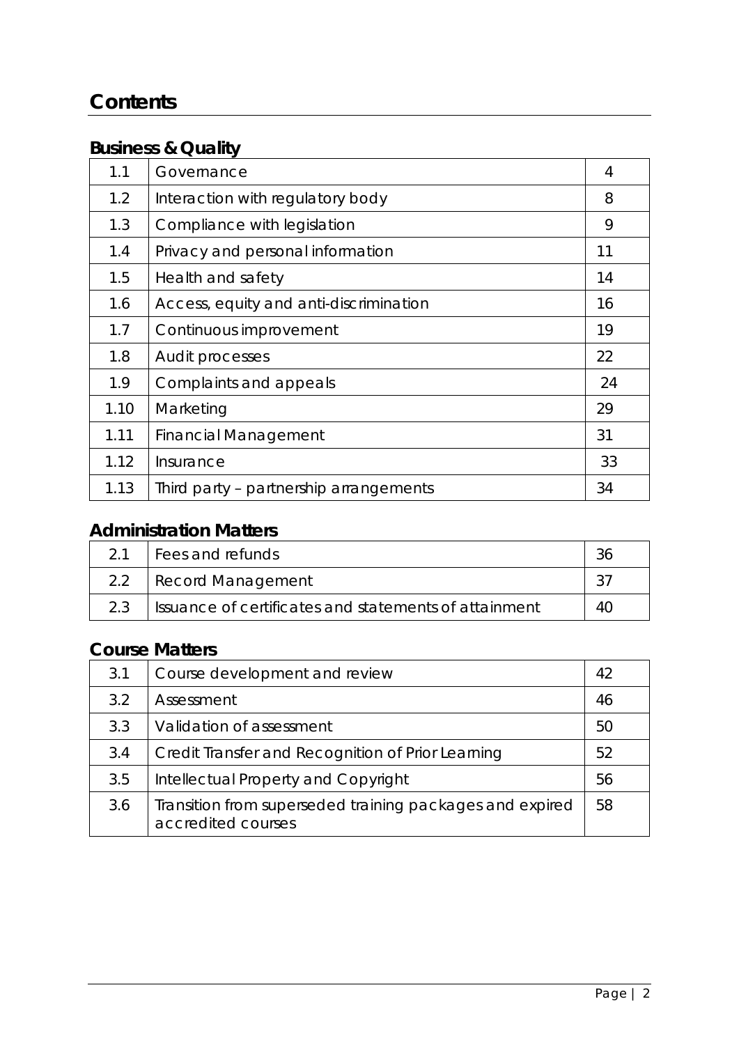# Contents

## Business & Quality

| | | |
|---|---|---|
| 1.1 | Governance | 4 |
| 1.2 | Interaction with regulatory body | 8 |
| 1.3 | Compliance with legislation | 9 |
| 1.4 | Privacy and personal information | 11 |
| 1.5 | Health and safety | 14 |
| 1.6 | Access, equity and anti-discrimination | 16 |
| 1.7 | Continuous improvement | 19 |
| 1.8 | Audit processes | 22 |
| 1.9 | Complaints and appeals | 24 |
| 1.10 | Marketing | 29 |
| 1.11 | Financial Management | 31 |
| 1.12 | Insurance | 33 |
| 1.13 | Third party – partnership arrangements | 34 |

## Administration Matters

| | | |
|---|---|---|
| 2.1 | Fees and refunds | 36 |
| 2.2 | Record Management | 37 |
| 2.3 | Issuance of certificates and statements of attainment | 40 |

## Course Matters

| | | |
|---|---|---|
| 3.1 | Course development and review | 42 |
| 3.2 | Assessment | 46 |
| 3.3 | Validation of assessment | 50 |
| 3.4 | Credit Transfer and Recognition of Prior Learning | 52 |
| 3.5 | Intellectual Property and Copyright | 56 |
| 3.6 | Transition from superseded training packages and expired accredited courses | 58 |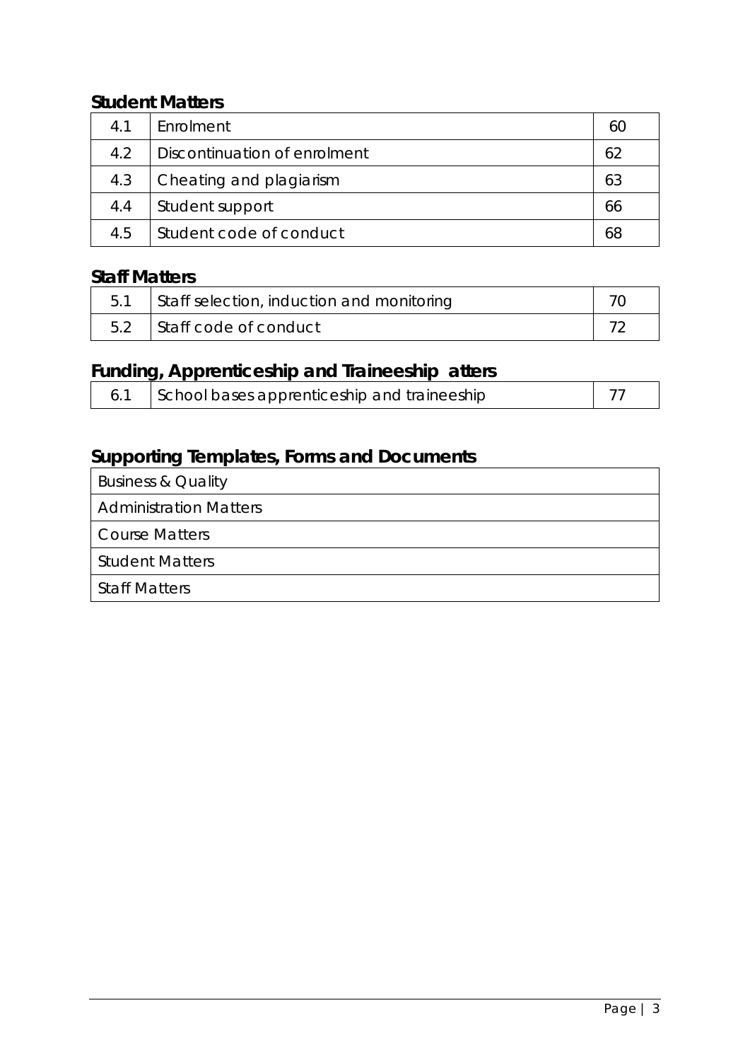## Student Matters

| | | |
|---|---|---|
| 4.1 | Enrolment | 60 |
| 4.2 | Discontinuation of enrolment | 62 |
| 4.3 | Cheating and plagiarism | 63 |
| 4.4 | Student support | 66 |
| 4.5 | Student code of conduct | 68 |

## Staff Matters

| | | |
|---|---|---|
| 5.1 | Staff selection, induction and monitoring | 70 |
| 5.2 | Staff code of conduct | 72 |

## Funding, Apprenticeship and Traineeship atters

| | | |
|---|---|---|
| 6.1 | School bases apprenticeship and traineeship | 77 |

## Supporting Templates, Forms and Documents

| |
|---|
| Business & Quality |
| Administration Matters |
| Course Matters |
| Student Matters |
| Staff Matters |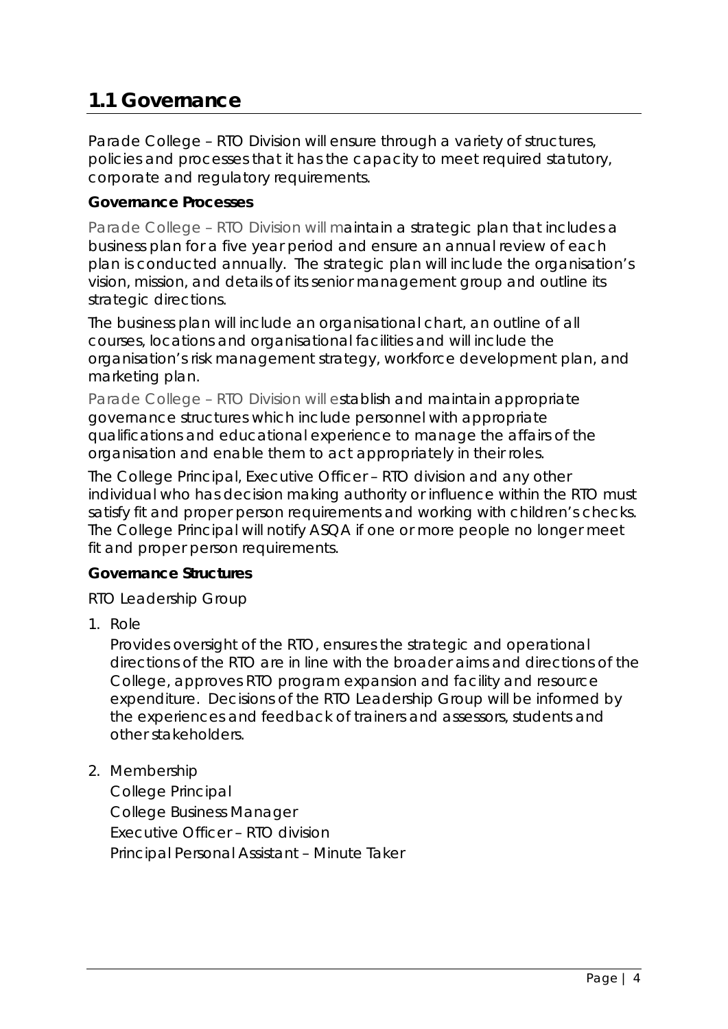## 1.1 Governance

Parade College – RTO Division will ensure through a variety of structures, policies and processes that it has the capacity to meet required statutory, corporate and regulatory requirements.

**Governance Processes**

Parade College – RTO Division will maintain a strategic plan that includes a business plan for a five year period and ensure an annual review of each plan is conducted annually. The strategic plan will include the organisation's vision, mission, and details of its senior management group and outline its strategic directions.

The business plan will include an organisational chart, an outline of all courses, locations and organisational facilities and will include the organisation's risk management strategy, workforce development plan, and marketing plan.

Parade College – RTO Division will establish and maintain appropriate governance structures which include personnel with appropriate qualifications and educational experience to manage the affairs of the organisation and enable them to act appropriately in their roles.

The College Principal, Executive Officer – RTO division and any other individual who has decision making authority or influence within the RTO must satisfy fit and proper person requirements and working with children's checks. The College Principal will notify ASQA if one or more people no longer meet fit and proper person requirements.

**Governance Structures**

RTO Leadership Group

1. Role

   Provides oversight of the RTO, ensures the strategic and operational directions of the RTO are in line with the broader aims and directions of the College, approves RTO program expansion and facility and resource expenditure. Decisions of the RTO Leadership Group will be informed by the experiences and feedback of trainers and assessors, students and other stakeholders.

2. Membership

   College Principal
   College Business Manager
   Executive Officer – RTO division
   Principal Personal Assistant – Minute Taker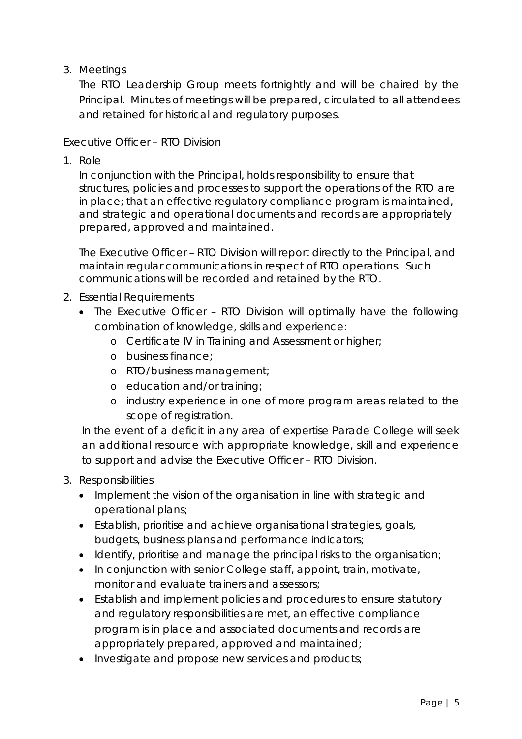3. Meetings

   The RTO Leadership Group meets fortnightly and will be chaired by the Principal. Minutes of meetings will be prepared, circulated to all attendees and retained for historical and regulatory purposes.

Executive Officer – RTO Division

1. Role

   In conjunction with the Principal, holds responsibility to ensure that structures, policies and processes to support the operations of the RTO are in place; that an effective regulatory compliance program is maintained, and strategic and operational documents and records are appropriately prepared, approved and maintained.

   The Executive Officer – RTO Division will report directly to the Principal, and maintain regular communications in respect of RTO operations. Such communications will be recorded and retained by the RTO.

2. Essential Requirements

   - The Executive Officer – RTO Division will optimally have the following combination of knowledge, skills and experience:
     - Certificate IV in Training and Assessment or higher;
     - business finance;
     - RTO/business management;
     - education and/or training;
     - industry experience in one of more program areas related to the scope of registration.

   In the event of a deficit in any area of expertise Parade College will seek an additional resource with appropriate knowledge, skill and experience to support and advise the Executive Officer – RTO Division.

3. Responsibilities

   - Implement the vision of the organisation in line with strategic and operational plans;
   - Establish, prioritise and achieve organisational strategies, goals, budgets, business plans and performance indicators;
   - Identify, prioritise and manage the principal risks to the organisation;
   - In conjunction with senior College staff, appoint, train, motivate, monitor and evaluate trainers and assessors;
   - Establish and implement policies and procedures to ensure statutory and regulatory responsibilities are met, an effective compliance program is in place and associated documents and records are appropriately prepared, approved and maintained;
   - Investigate and propose new services and products;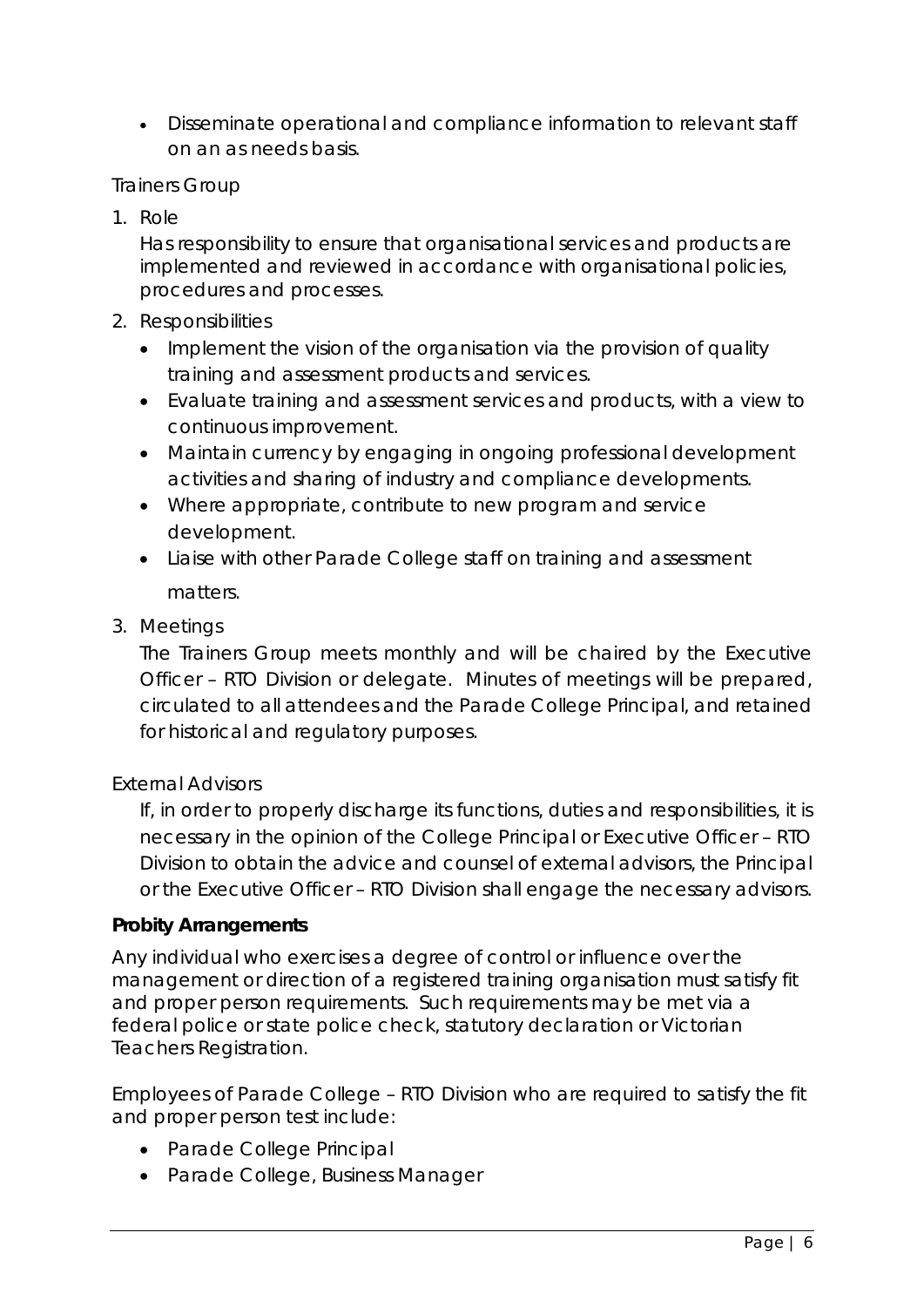- Disseminate operational and compliance information to relevant staff on an as needs basis.

Trainers Group

1. Role

   Has responsibility to ensure that organisational services and products are implemented and reviewed in accordance with organisational policies, procedures and processes.

2. Responsibilities

   - Implement the vision of the organisation via the provision of quality training and assessment products and services.
   - Evaluate training and assessment services and products, with a view to continuous improvement.
   - Maintain currency by engaging in ongoing professional development activities and sharing of industry and compliance developments.
   - Where appropriate, contribute to new program and service development.
   - Liaise with other Parade College staff on training and assessment matters.

3. Meetings

   The Trainers Group meets monthly and will be chaired by the Executive Officer – RTO Division or delegate. Minutes of meetings will be prepared, circulated to all attendees and the Parade College Principal, and retained for historical and regulatory purposes.

External Advisors

If, in order to properly discharge its functions, duties and responsibilities, it is necessary in the opinion of the College Principal or Executive Officer – RTO Division to obtain the advice and counsel of external advisors, the Principal or the Executive Officer – RTO Division shall engage the necessary advisors.

**Probity Arrangements**

Any individual who exercises a degree of control or influence over the management or direction of a registered training organisation must satisfy fit and proper person requirements. Such requirements may be met via a federal police or state police check, statutory declaration or Victorian Teachers Registration.

Employees of Parade College – RTO Division who are required to satisfy the fit and proper person test include:

- Parade College Principal
- Parade College, Business Manager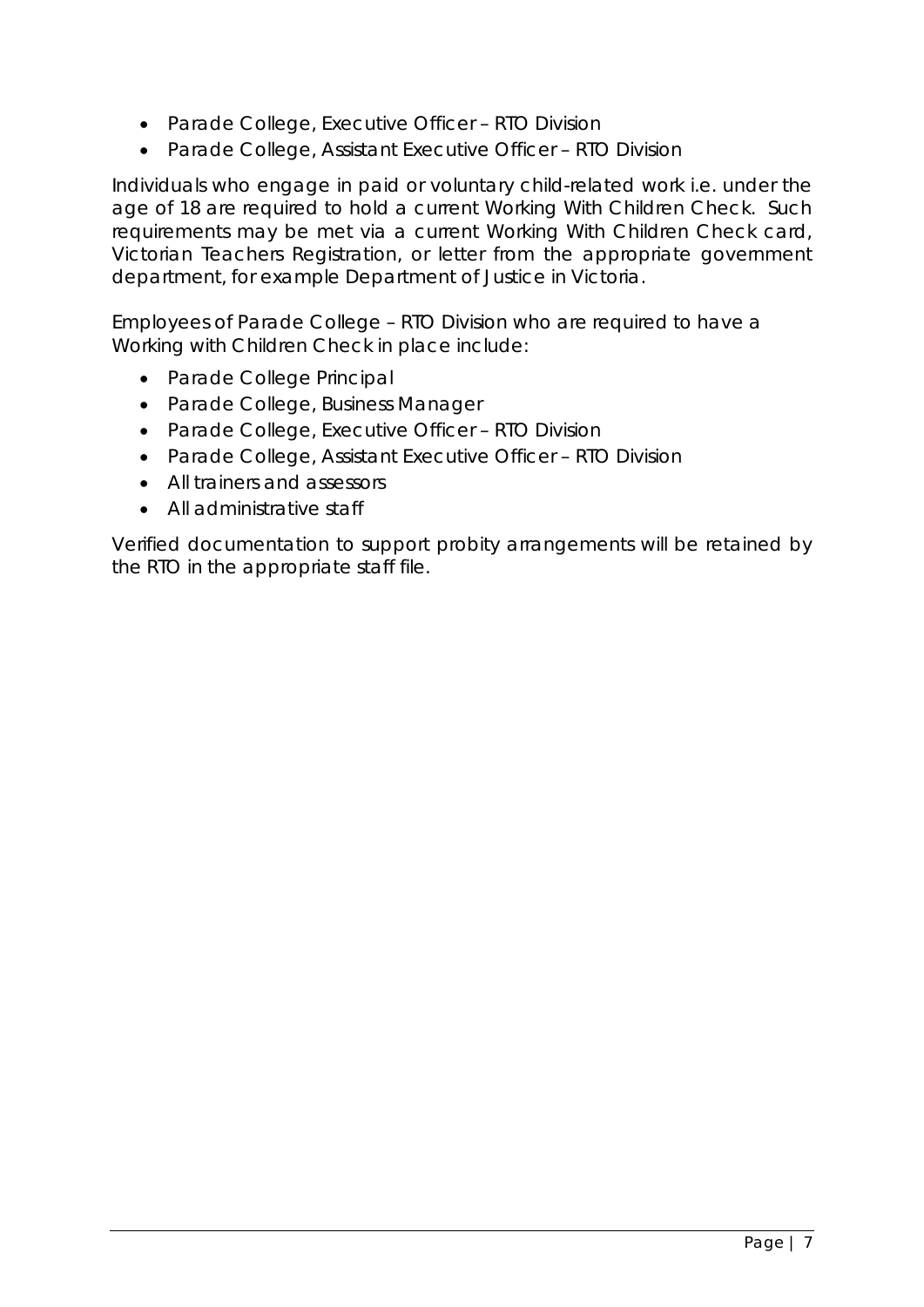- Parade College, Executive Officer – RTO Division
- Parade College, Assistant Executive Officer – RTO Division

Individuals who engage in paid or voluntary child-related work i.e. under the age of 18 are required to hold a current Working With Children Check. Such requirements may be met via a current Working With Children Check card, Victorian Teachers Registration, or letter from the appropriate government department, for example Department of Justice in Victoria.

Employees of Parade College – RTO Division who are required to have a Working with Children Check in place include:

- Parade College Principal
- Parade College, Business Manager
- Parade College, Executive Officer – RTO Division
- Parade College, Assistant Executive Officer – RTO Division
- All trainers and assessors
- All administrative staff

Verified documentation to support probity arrangements will be retained by the RTO in the appropriate staff file.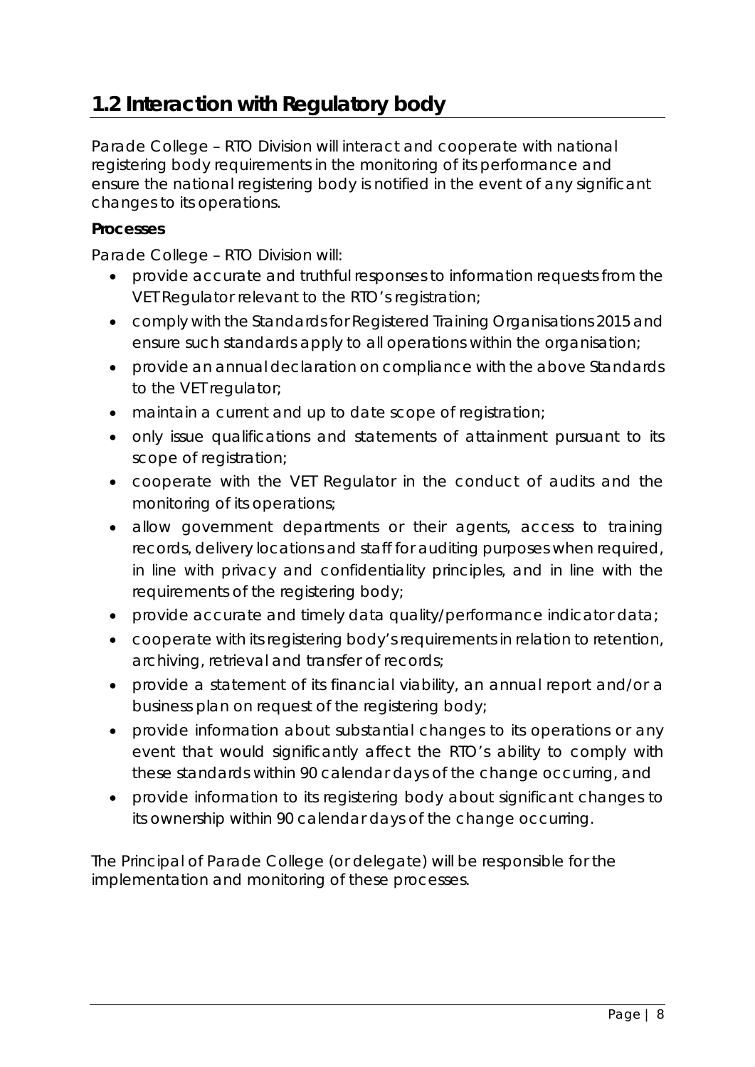## 1.2 Interaction with Regulatory body

Parade College – RTO Division will interact and cooperate with national registering body requirements in the monitoring of its performance and ensure the national registering body is notified in the event of any significant changes to its operations.

**Processes**

Parade College – RTO Division will:

- provide accurate and truthful responses to information requests from the VET Regulator relevant to the RTO's registration;
- comply with the Standards for Registered Training Organisations 2015 and ensure such standards apply to all operations within the organisation;
- provide an annual declaration on compliance with the above Standards to the VET regulator;
- maintain a current and up to date scope of registration;
- only issue qualifications and statements of attainment pursuant to its scope of registration;
- cooperate with the VET Regulator in the conduct of audits and the monitoring of its operations;
- allow government departments or their agents, access to training records, delivery locations and staff for auditing purposes when required, in line with privacy and confidentiality principles, and in line with the requirements of the registering body;
- provide accurate and timely data quality/performance indicator data;
- cooperate with its registering body's requirements in relation to retention, archiving, retrieval and transfer of records;
- provide a statement of its financial viability, an annual report and/or a business plan on request of the registering body;
- provide information about substantial changes to its operations or any event that would significantly affect the RTO's ability to comply with these standards within 90 calendar days of the change occurring, and
- provide information to its registering body about significant changes to its ownership within 90 calendar days of the change occurring.

The Principal of Parade College (or delegate) will be responsible for the implementation and monitoring of these processes.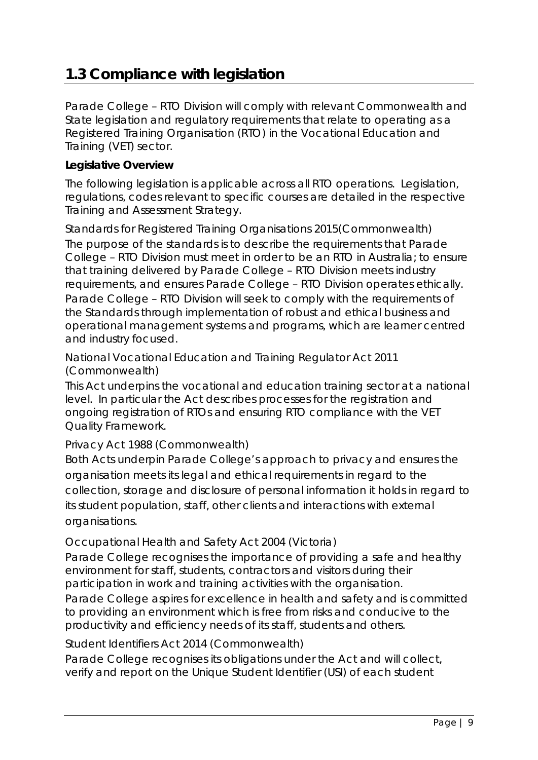## 1.3 Compliance with legislation

Parade College – RTO Division will comply with relevant Commonwealth and State legislation and regulatory requirements that relate to operating as a Registered Training Organisation (RTO) in the Vocational Education and Training (VET) sector.

**Legislative Overview**

The following legislation is applicable across all RTO operations. Legislation, regulations, codes relevant to specific courses are detailed in the respective Training and Assessment Strategy.

*Standards for Registered Training Organisations 2015(Commonwealth)*

The purpose of the standards is to describe the requirements that Parade College – RTO Division must meet in order to be an RTO in Australia; to ensure that training delivered by Parade College – RTO Division meets industry requirements, and ensures Parade College – RTO Division operates ethically. Parade College – RTO Division will seek to comply with the requirements of the Standards through implementation of robust and ethical business and operational management systems and programs, which are learner centred and industry focused.

*National Vocational Education and Training Regulator Act 2011 (Commonwealth)*

This Act underpins the vocational and education training sector at a national level. In particular the Act describes processes for the registration and ongoing registration of RTOs and ensuring RTO compliance with the VET Quality Framework.

*Privacy Act 1988 (Commonwealth)*

Both Acts underpin Parade College's approach to privacy and ensures the organisation meets its legal and ethical requirements in regard to the collection, storage and disclosure of personal information it holds in regard to its student population, staff, other clients and interactions with external organisations.

*Occupational Health and Safety Act 2004 (Victoria)*

Parade College recognises the importance of providing a safe and healthy environment for staff, students, contractors and visitors during their participation in work and training activities with the organisation.

Parade College aspires for excellence in health and safety and is committed to providing an environment which is free from risks and conducive to the productivity and efficiency needs of its staff, students and others.

*Student Identifiers Act 2014 (Commonwealth)*

Parade College recognises its obligations under the Act and will collect, verify and report on the Unique Student Identifier (USI) of each student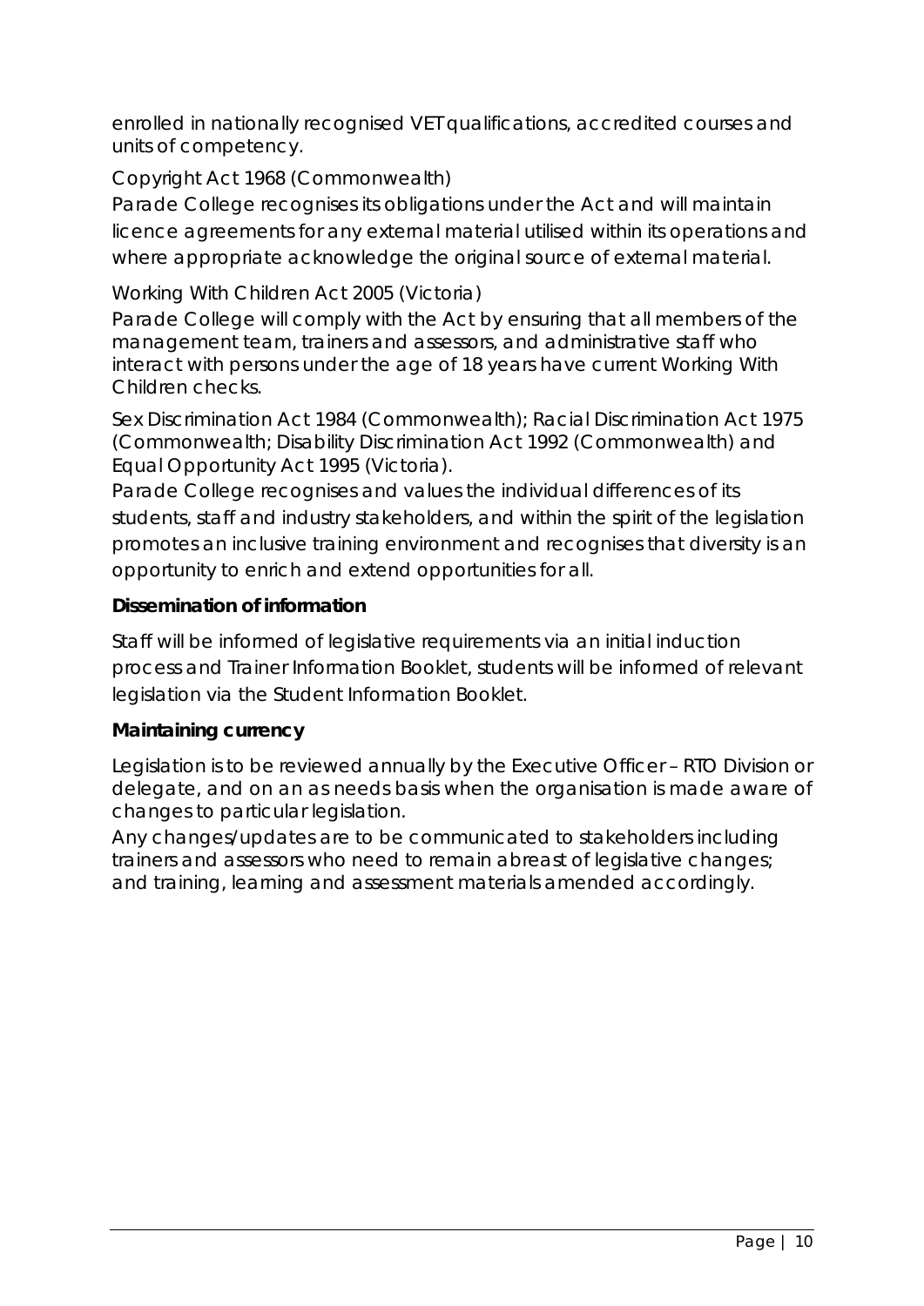enrolled in nationally recognised VET qualifications, accredited courses and units of competency.

Copyright Act 1968 (Commonwealth)

Parade College recognises its obligations under the Act and will maintain licence agreements for any external material utilised within its operations and where appropriate acknowledge the original source of external material.

Working With Children Act 2005 (Victoria)

Parade College will comply with the Act by ensuring that all members of the management team, trainers and assessors, and administrative staff who interact with persons under the age of 18 years have current Working With Children checks.

Sex Discrimination Act 1984 (Commonwealth); Racial Discrimination Act 1975 (Commonwealth; Disability Discrimination Act 1992 (Commonwealth) and Equal Opportunity Act 1995 (Victoria).

Parade College recognises and values the individual differences of its students, staff and industry stakeholders, and within the spirit of the legislation promotes an inclusive training environment and recognises that diversity is an opportunity to enrich and extend opportunities for all.

**Dissemination of information**

Staff will be informed of legislative requirements via an initial induction process and Trainer Information Booklet, students will be informed of relevant legislation via the Student Information Booklet.

**Maintaining currency**

Legislation is to be reviewed annually by the Executive Officer – RTO Division or delegate, and on an as needs basis when the organisation is made aware of changes to particular legislation.

Any changes/updates are to be communicated to stakeholders including trainers and assessors who need to remain abreast of legislative changes; and training, learning and assessment materials amended accordingly.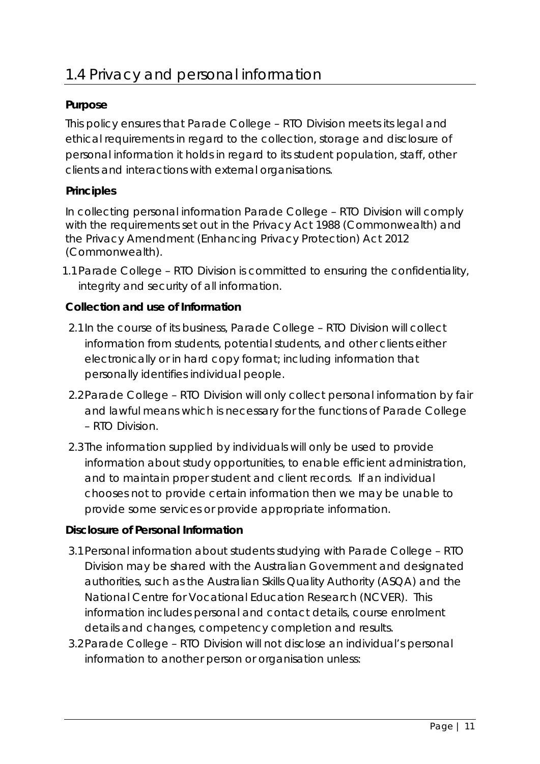## 1.4 Privacy and personal information

**Purpose**

This policy ensures that Parade College – RTO Division meets its legal and ethical requirements in regard to the collection, storage and disclosure of personal information it holds in regard to its student population, staff, other clients and interactions with external organisations.

**Principles**

In collecting personal information Parade College – RTO Division will comply with the requirements set out in the Privacy Act 1988 (Commonwealth) and the Privacy Amendment (Enhancing Privacy Protection) Act 2012 (Commonwealth).

1.1 Parade College – RTO Division is committed to ensuring the confidentiality, integrity and security of all information.

**Collection and use of Information**

2.1 In the course of its business, Parade College – RTO Division will collect information from students, potential students, and other clients either electronically or in hard copy format; including information that personally identifies individual people.

2.2 Parade College – RTO Division will only collect personal information by fair and lawful means which is necessary for the functions of Parade College – RTO Division.

2.3 The information supplied by individuals will only be used to provide information about study opportunities, to enable efficient administration, and to maintain proper student and client records. If an individual chooses not to provide certain information then we may be unable to provide some services or provide appropriate information.

**Disclosure of Personal Information**

3.1 Personal information about students studying with Parade College – RTO Division may be shared with the Australian Government and designated authorities, such as the Australian Skills Quality Authority (ASQA) and the National Centre for Vocational Education Research (NCVER). This information includes personal and contact details, course enrolment details and changes, competency completion and results.

3.2 Parade College – RTO Division will not disclose an individual's personal information to another person or organisation unless: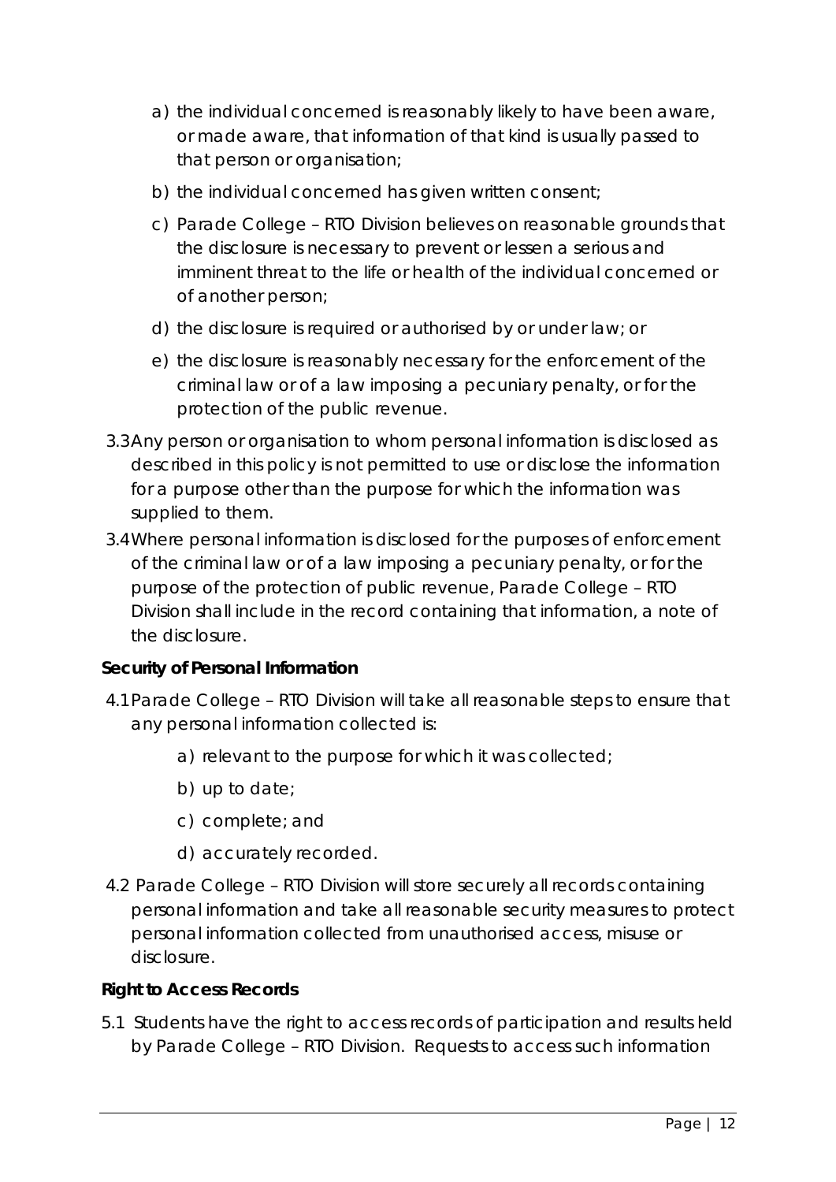a) the individual concerned is reasonably likely to have been aware, or made aware, that information of that kind is usually passed to that person or organisation;

b) the individual concerned has given written consent;

c) Parade College – RTO Division believes on reasonable grounds that the disclosure is necessary to prevent or lessen a serious and imminent threat to the life or health of the individual concerned or of another person;

d) the disclosure is required or authorised by or under law; or

e) the disclosure is reasonably necessary for the enforcement of the criminal law or of a law imposing a pecuniary penalty, or for the protection of the public revenue.

3.3 Any person or organisation to whom personal information is disclosed as described in this policy is not permitted to use or disclose the information for a purpose other than the purpose for which the information was supplied to them.

3.4 Where personal information is disclosed for the purposes of enforcement of the criminal law or of a law imposing a pecuniary penalty, or for the purpose of the protection of public revenue, Parade College – RTO Division shall include in the record containing that information, a note of the disclosure.

**Security of Personal Information**

4.1 Parade College – RTO Division will take all reasonable steps to ensure that any personal information collected is:

a) relevant to the purpose for which it was collected;

b) up to date;

c) complete; and

d) accurately recorded.

4.2 Parade College – RTO Division will store securely all records containing personal information and take all reasonable security measures to protect personal information collected from unauthorised access, misuse or disclosure.

**Right to Access Records**

5.1 Students have the right to access records of participation and results held by Parade College – RTO Division. Requests to access such information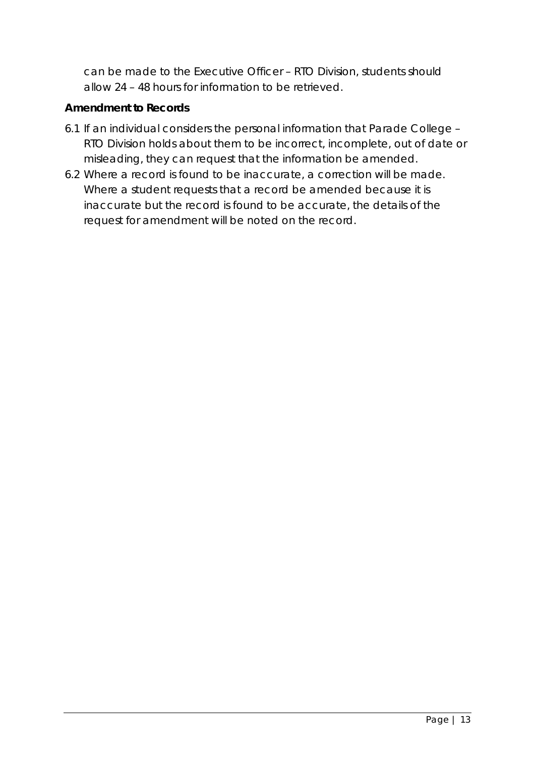can be made to the Executive Officer – RTO Division, students should allow 24 – 48 hours for information to be retrieved.

**Amendment to Records**

6.1 If an individual considers the personal information that Parade College – RTO Division holds about them to be incorrect, incomplete, out of date or misleading, they can request that the information be amended.

6.2 Where a record is found to be inaccurate, a correction will be made. Where a student requests that a record be amended because it is inaccurate but the record is found to be accurate, the details of the request for amendment will be noted on the record.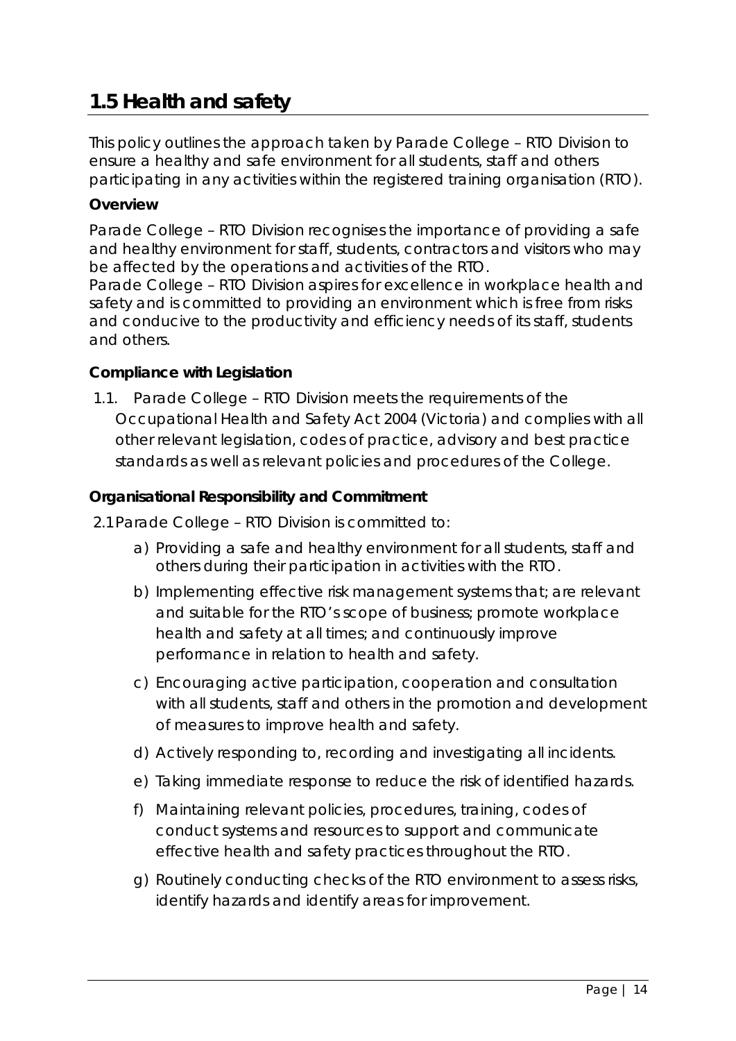## 1.5 Health and safety

This policy outlines the approach taken by Parade College – RTO Division to ensure a healthy and safe environment for all students, staff and others participating in any activities within the registered training organisation (RTO).

**Overview**

Parade College – RTO Division recognises the importance of providing a safe and healthy environment for staff, students, contractors and visitors who may be affected by the operations and activities of the RTO.

Parade College – RTO Division aspires for excellence in workplace health and safety and is committed to providing an environment which is free from risks and conducive to the productivity and efficiency needs of its staff, students and others.

**Compliance with Legislation**

1.1. Parade College – RTO Division meets the requirements of the Occupational Health and Safety Act 2004 (Victoria) and complies with all other relevant legislation, codes of practice, advisory and best practice standards as well as relevant policies and procedures of the College.

**Organisational Responsibility and Commitment**

2.1 Parade College – RTO Division is committed to:

a) Providing a safe and healthy environment for all students, staff and others during their participation in activities with the RTO.

b) Implementing effective risk management systems that; are relevant and suitable for the RTO's scope of business; promote workplace health and safety at all times; and continuously improve performance in relation to health and safety.

c) Encouraging active participation, cooperation and consultation with all students, staff and others in the promotion and development of measures to improve health and safety.

d) Actively responding to, recording and investigating all incidents.

e) Taking immediate response to reduce the risk of identified hazards.

f) Maintaining relevant policies, procedures, training, codes of conduct systems and resources to support and communicate effective health and safety practices throughout the RTO.

g) Routinely conducting checks of the RTO environment to assess risks, identify hazards and identify areas for improvement.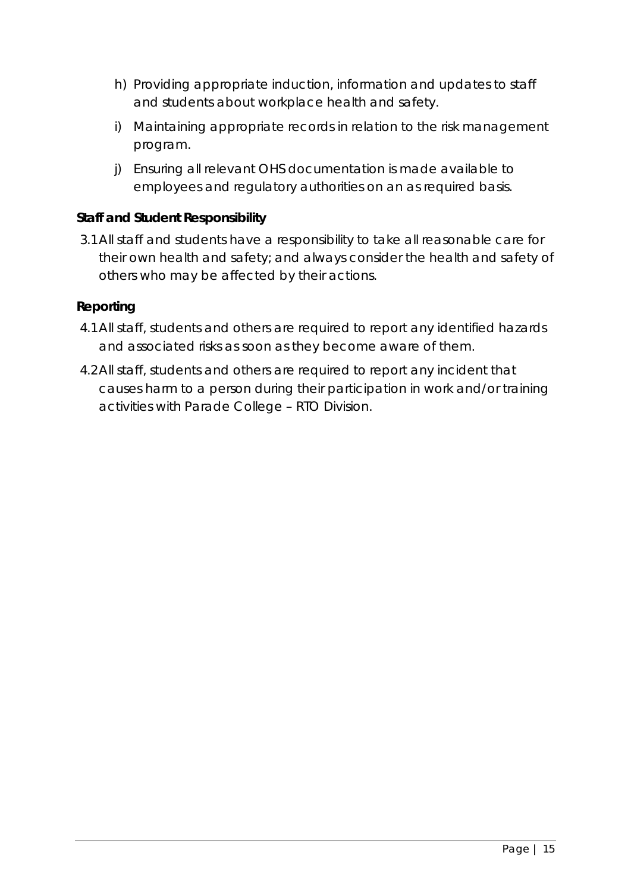h) Providing appropriate induction, information and updates to staff and students about workplace health and safety.

i) Maintaining appropriate records in relation to the risk management program.

j) Ensuring all relevant OHS documentation is made available to employees and regulatory authorities on an as required basis.

**Staff and Student Responsibility**

3.1 All staff and students have a responsibility to take all reasonable care for their own health and safety; and always consider the health and safety of others who may be affected by their actions.

**Reporting**

4.1 All staff, students and others are required to report any identified hazards and associated risks as soon as they become aware of them.

4.2 All staff, students and others are required to report any incident that causes harm to a person during their participation in work and/or training activities with Parade College – RTO Division.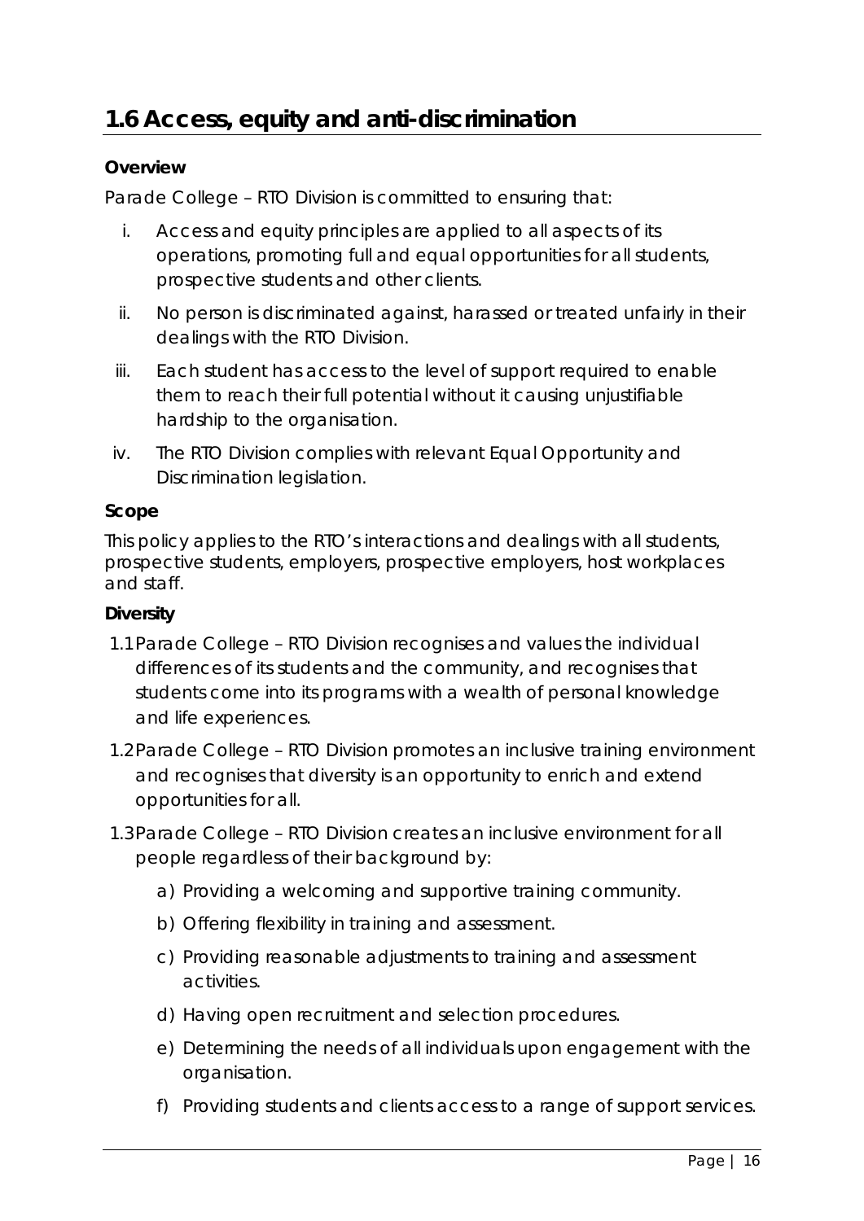## 1.6 Access, equity and anti-discrimination

**Overview**

Parade College – RTO Division is committed to ensuring that:

i. Access and equity principles are applied to all aspects of its operations, promoting full and equal opportunities for all students, prospective students and other clients.
ii. No person is discriminated against, harassed or treated unfairly in their dealings with the RTO Division.
iii. Each student has access to the level of support required to enable them to reach their full potential without it causing unjustifiable hardship to the organisation.
iv. The RTO Division complies with relevant Equal Opportunity and Discrimination legislation.

**Scope**

This policy applies to the RTO's interactions and dealings with all students, prospective students, employers, prospective employers, host workplaces and staff.

**Diversity**

1.1 Parade College – RTO Division recognises and values the individual differences of its students and the community, and recognises that students come into its programs with a wealth of personal knowledge and life experiences.

1.2 Parade College – RTO Division promotes an inclusive training environment and recognises that diversity is an opportunity to enrich and extend opportunities for all.

1.3 Parade College – RTO Division creates an inclusive environment for all people regardless of their background by:

a) Providing a welcoming and supportive training community.
b) Offering flexibility in training and assessment.
c) Providing reasonable adjustments to training and assessment activities.
d) Having open recruitment and selection procedures.
e) Determining the needs of all individuals upon engagement with the organisation.
f) Providing students and clients access to a range of support services.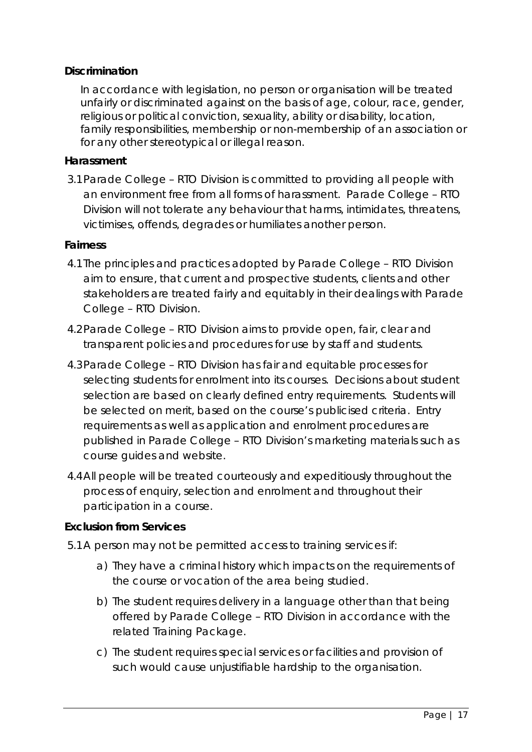**Discrimination**

In accordance with legislation, no person or organisation will be treated unfairly or discriminated against on the basis of age, colour, race, gender, religious or political conviction, sexuality, ability or disability, location, family responsibilities, membership or non-membership of an association or for any other stereotypical or illegal reason.

**Harassment**

3.1 Parade College – RTO Division is committed to providing all people with an environment free from all forms of harassment. Parade College – RTO Division will not tolerate any behaviour that harms, intimidates, threatens, victimises, offends, degrades or humiliates another person.

**Fairness**

4.1 The principles and practices adopted by Parade College – RTO Division aim to ensure, that current and prospective students, clients and other stakeholders are treated fairly and equitably in their dealings with Parade College – RTO Division.

4.2 Parade College – RTO Division aims to provide open, fair, clear and transparent policies and procedures for use by staff and students.

4.3 Parade College – RTO Division has fair and equitable processes for selecting students for enrolment into its courses. Decisions about student selection are based on clearly defined entry requirements. Students will be selected on merit, based on the course's publicised criteria. Entry requirements as well as application and enrolment procedures are published in Parade College – RTO Division's marketing materials such as course guides and website.

4.4 All people will be treated courteously and expeditiously throughout the process of enquiry, selection and enrolment and throughout their participation in a course.

**Exclusion from Services**

5.1 A person may not be permitted access to training services if:

a) They have a criminal history which impacts on the requirements of the course or vocation of the area being studied.

b) The student requires delivery in a language other than that being offered by Parade College – RTO Division in accordance with the related Training Package.

c) The student requires special services or facilities and provision of such would cause unjustifiable hardship to the organisation.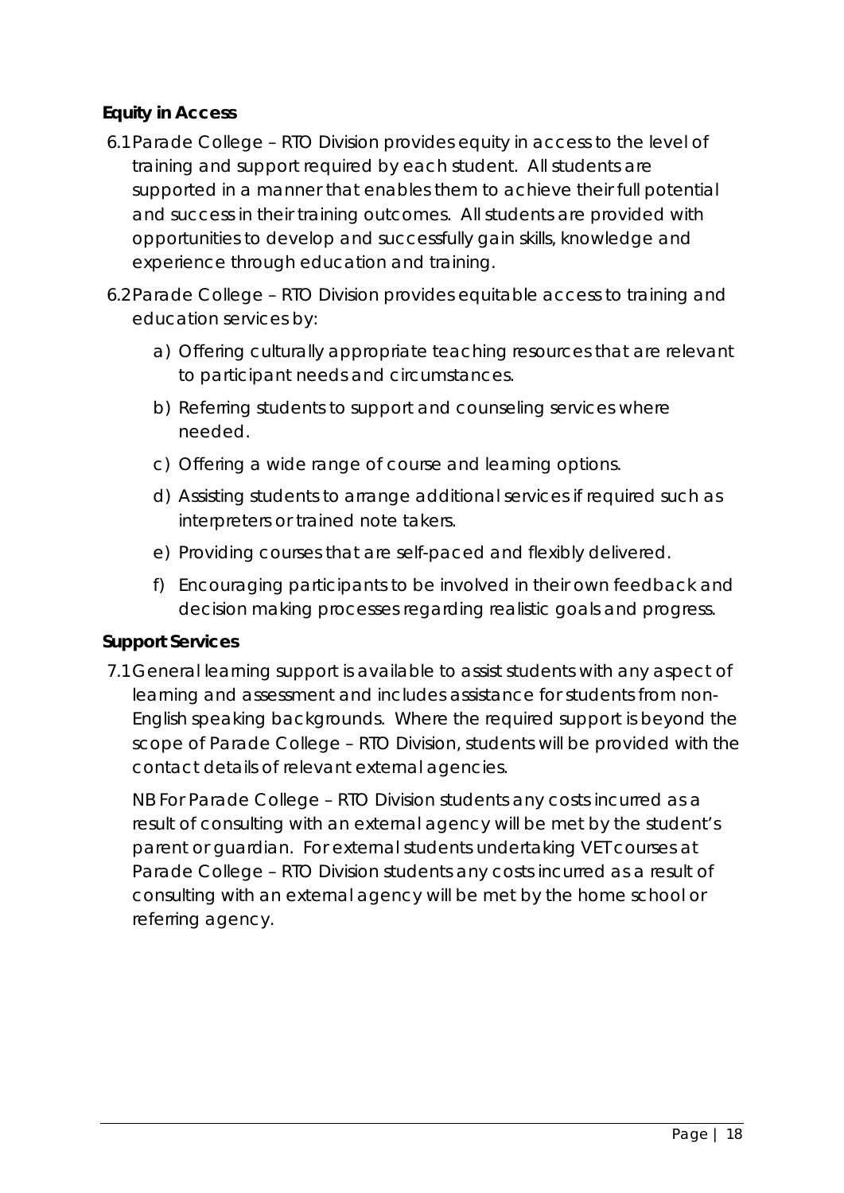### Equity in Access

6.1 Parade College – RTO Division provides equity in access to the level of training and support required by each student. All students are supported in a manner that enables them to achieve their full potential and success in their training outcomes. All students are provided with opportunities to develop and successfully gain skills, knowledge and experience through education and training.

6.2 Parade College – RTO Division provides equitable access to training and education services by:

a) Offering culturally appropriate teaching resources that are relevant to participant needs and circumstances.

b) Referring students to support and counseling services where needed.

c) Offering a wide range of course and learning options.

d) Assisting students to arrange additional services if required such as interpreters or trained note takers.

e) Providing courses that are self-paced and flexibly delivered.

f) Encouraging participants to be involved in their own feedback and decision making processes regarding realistic goals and progress.

### Support Services

7.1 General learning support is available to assist students with any aspect of learning and assessment and includes assistance for students from non-English speaking backgrounds. Where the required support is beyond the scope of Parade College – RTO Division, students will be provided with the contact details of relevant external agencies.

NB For Parade College – RTO Division students any costs incurred as a result of consulting with an external agency will be met by the student's parent or guardian. For external students undertaking VET courses at Parade College – RTO Division students any costs incurred as a result of consulting with an external agency will be met by the home school or referring agency.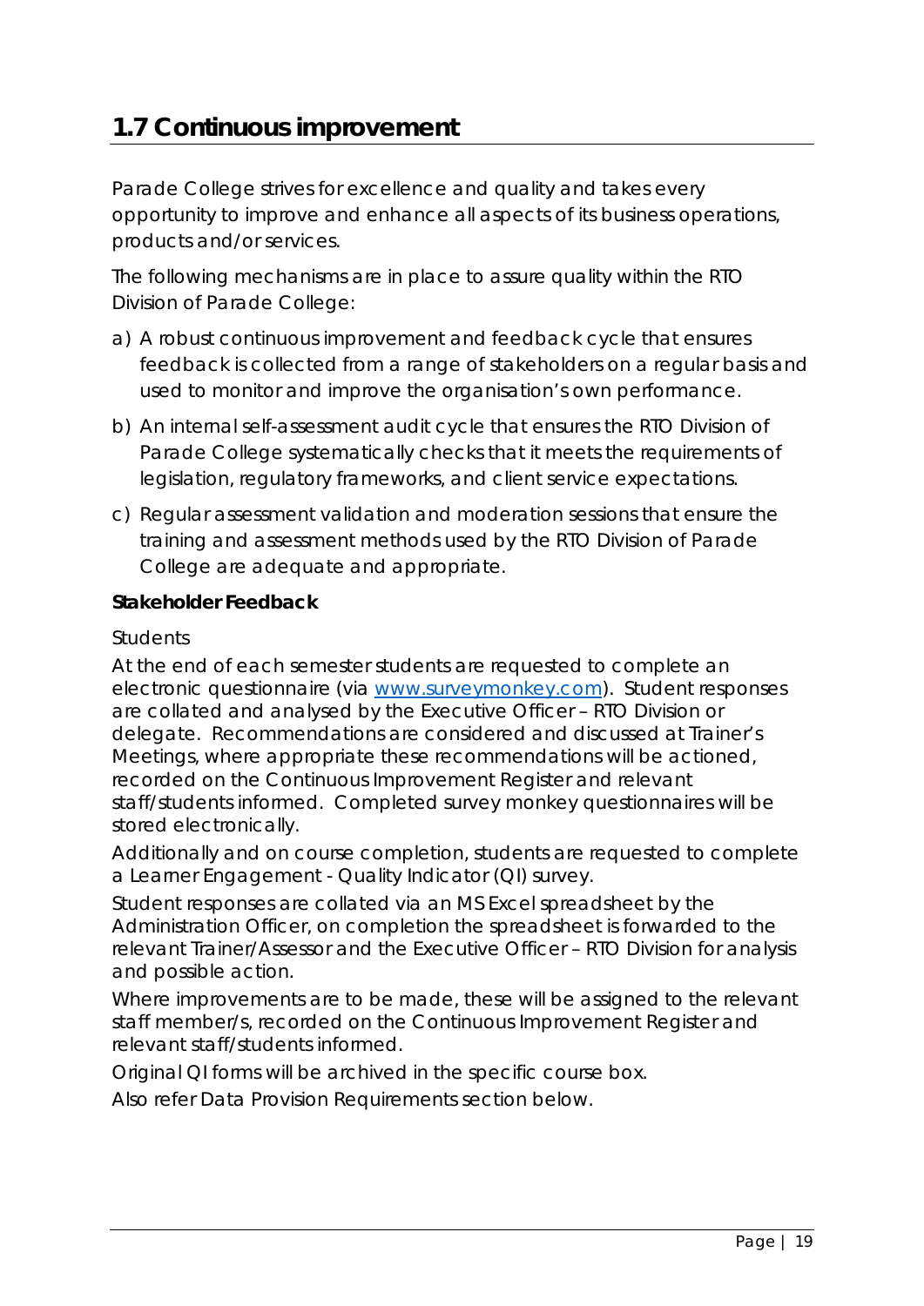## 1.7 Continuous improvement

Parade College strives for excellence and quality and takes every opportunity to improve and enhance all aspects of its business operations, products and/or services.

The following mechanisms are in place to assure quality within the RTO Division of Parade College:

a) A robust continuous improvement and feedback cycle that ensures feedback is collected from a range of stakeholders on a regular basis and used to monitor and improve the organisation's own performance.

b) An internal self-assessment audit cycle that ensures the RTO Division of Parade College systematically checks that it meets the requirements of legislation, regulatory frameworks, and client service expectations.

c) Regular assessment validation and moderation sessions that ensure the training and assessment methods used by the RTO Division of Parade College are adequate and appropriate.

**Stakeholder Feedback**

Students

At the end of each semester students are requested to complete an electronic questionnaire (via [www.surveymonkey.com](http://www.surveymonkey.com)). Student responses are collated and analysed by the Executive Officer – RTO Division or delegate. Recommendations are considered and discussed at Trainer's Meetings, where appropriate these recommendations will be actioned, recorded on the Continuous Improvement Register and relevant staff/students informed. Completed survey monkey questionnaires will be stored electronically.

Additionally and on course completion, students are requested to complete a Learner Engagement - Quality Indicator (QI) survey.

Student responses are collated via an MS Excel spreadsheet by the Administration Officer, on completion the spreadsheet is forwarded to the relevant Trainer/Assessor and the Executive Officer – RTO Division for analysis and possible action.

Where improvements are to be made, these will be assigned to the relevant staff member/s, recorded on the Continuous Improvement Register and relevant staff/students informed.

Original QI forms will be archived in the specific course box.

Also refer Data Provision Requirements section below.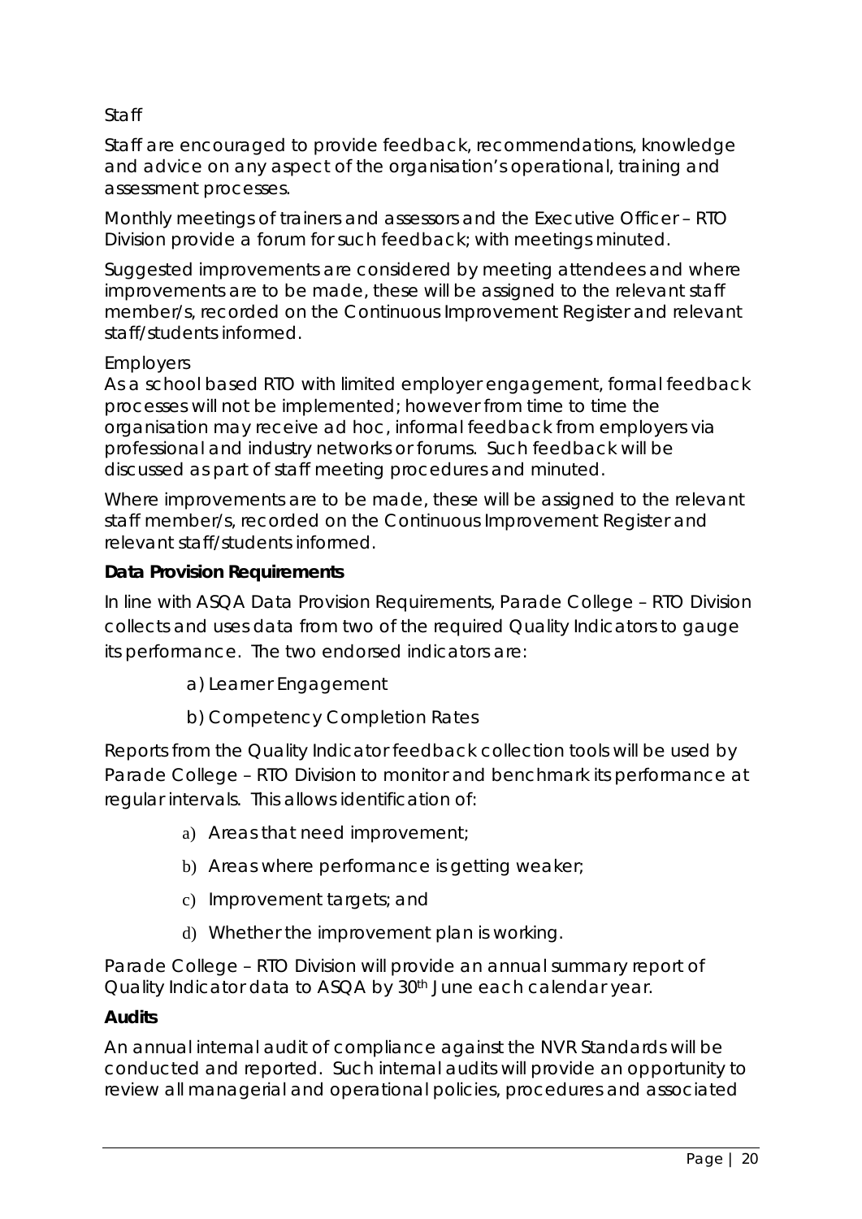Staff

Staff are encouraged to provide feedback, recommendations, knowledge and advice on any aspect of the organisation's operational, training and assessment processes.

Monthly meetings of trainers and assessors and the Executive Officer – RTO Division provide a forum for such feedback; with meetings minuted.

Suggested improvements are considered by meeting attendees and where improvements are to be made, these will be assigned to the relevant staff member/s, recorded on the Continuous Improvement Register and relevant staff/students informed.

Employers

As a school based RTO with limited employer engagement, formal feedback processes will not be implemented; however from time to time the organisation may receive ad hoc, informal feedback from employers via professional and industry networks or forums. Such feedback will be discussed as part of staff meeting procedures and minuted.

Where improvements are to be made, these will be assigned to the relevant staff member/s, recorded on the Continuous Improvement Register and relevant staff/students informed.

**Data Provision Requirements**

In line with ASQA Data Provision Requirements, Parade College – RTO Division collects and uses data from two of the required Quality Indicators to gauge its performance. The two endorsed indicators are:

a) Learner Engagement

b) Competency Completion Rates

Reports from the Quality Indicator feedback collection tools will be used by Parade College – RTO Division to monitor and benchmark its performance at regular intervals. This allows identification of:

a) Areas that need improvement;
b) Areas where performance is getting weaker;
c) Improvement targets; and
d) Whether the improvement plan is working.

Parade College – RTO Division will provide an annual summary report of Quality Indicator data to ASQA by 30th June each calendar year.

**Audits**

An annual internal audit of compliance against the NVR Standards will be conducted and reported. Such internal audits will provide an opportunity to review all managerial and operational policies, procedures and associated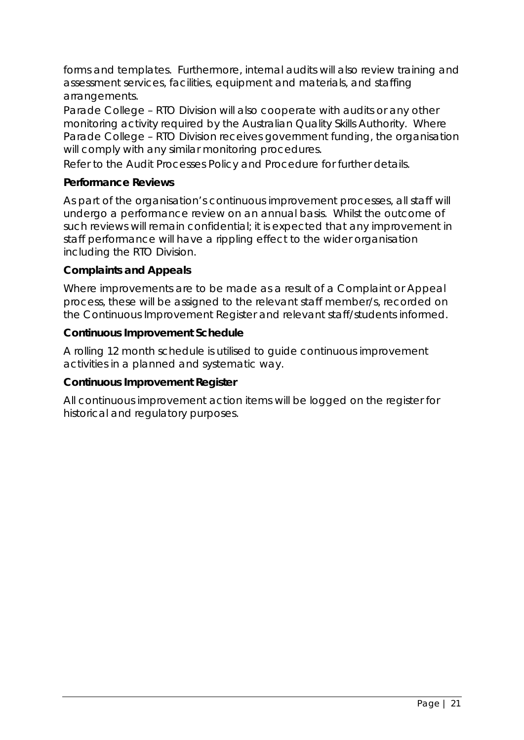forms and templates. Furthermore, internal audits will also review training and assessment services, facilities, equipment and materials, and staffing arrangements.

Parade College – RTO Division will also cooperate with audits or any other monitoring activity required by the Australian Quality Skills Authority. Where Parade College – RTO Division receives government funding, the organisation will comply with any similar monitoring procedures.

Refer to the Audit Processes Policy and Procedure for further details.

**Performance Reviews**

As part of the organisation's continuous improvement processes, all staff will undergo a performance review on an annual basis. Whilst the outcome of such reviews will remain confidential; it is expected that any improvement in staff performance will have a rippling effect to the wider organisation including the RTO Division.

**Complaints and Appeals**

Where improvements are to be made as a result of a Complaint or Appeal process, these will be assigned to the relevant staff member/s, recorded on the Continuous Improvement Register and relevant staff/students informed.

**Continuous Improvement Schedule**

A rolling 12 month schedule is utilised to guide continuous improvement activities in a planned and systematic way.

**Continuous Improvement Register**

All continuous improvement action items will be logged on the register for historical and regulatory purposes.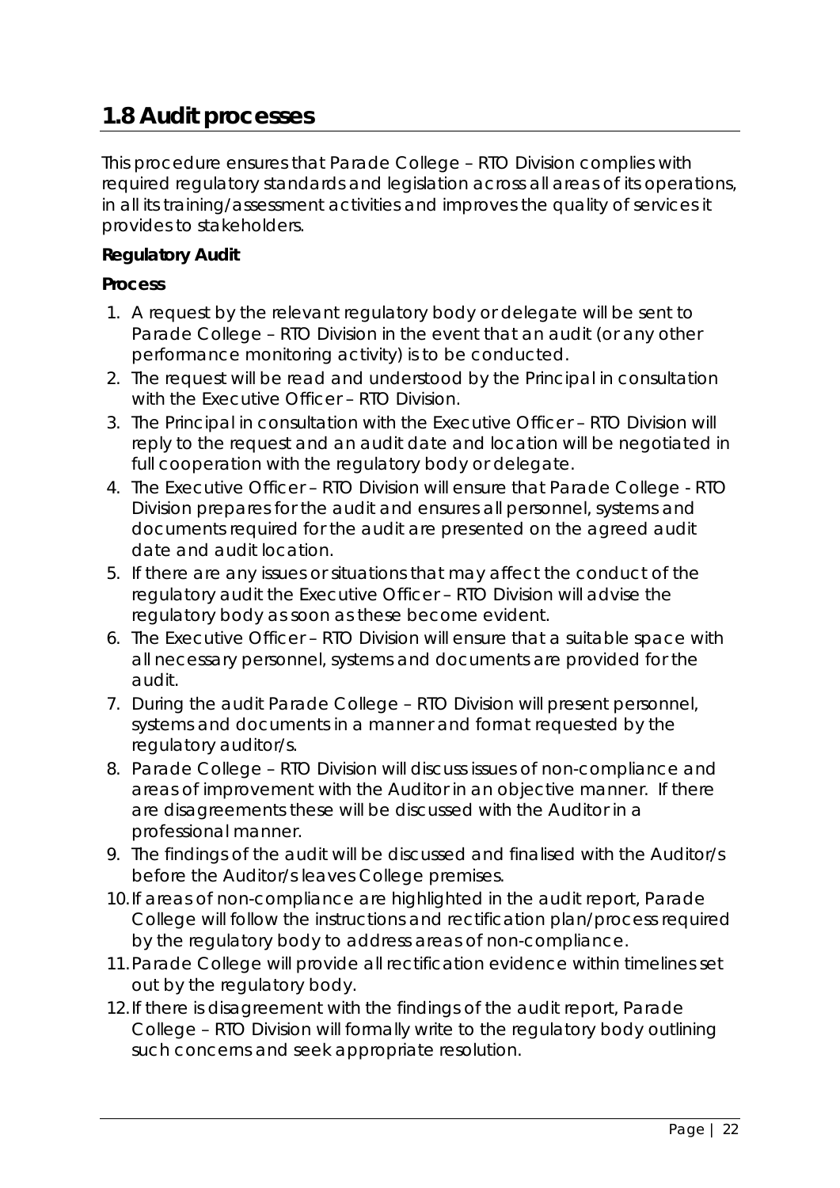## 1.8 Audit processes

This procedure ensures that Parade College – RTO Division complies with required regulatory standards and legislation across all areas of its operations, in all its training/assessment activities and improves the quality of services it provides to stakeholders.

**Regulatory Audit**

**Process**

1. A request by the relevant regulatory body or delegate will be sent to Parade College – RTO Division in the event that an audit (or any other performance monitoring activity) is to be conducted.
2. The request will be read and understood by the Principal in consultation with the Executive Officer – RTO Division.
3. The Principal in consultation with the Executive Officer – RTO Division will reply to the request and an audit date and location will be negotiated in full cooperation with the regulatory body or delegate.
4. The Executive Officer – RTO Division will ensure that Parade College - RTO Division prepares for the audit and ensures all personnel, systems and documents required for the audit are presented on the agreed audit date and audit location.
5. If there are any issues or situations that may affect the conduct of the regulatory audit the Executive Officer – RTO Division will advise the regulatory body as soon as these become evident.
6. The Executive Officer – RTO Division will ensure that a suitable space with all necessary personnel, systems and documents are provided for the audit.
7. During the audit Parade College – RTO Division will present personnel, systems and documents in a manner and format requested by the regulatory auditor/s.
8. Parade College – RTO Division will discuss issues of non-compliance and areas of improvement with the Auditor in an objective manner. If there are disagreements these will be discussed with the Auditor in a professional manner.
9. The findings of the audit will be discussed and finalised with the Auditor/s before the Auditor/s leaves College premises.
10. If areas of non-compliance are highlighted in the audit report, Parade College will follow the instructions and rectification plan/process required by the regulatory body to address areas of non-compliance.
11. Parade College will provide all rectification evidence within timelines set out by the regulatory body.
12. If there is disagreement with the findings of the audit report, Parade College – RTO Division will formally write to the regulatory body outlining such concerns and seek appropriate resolution.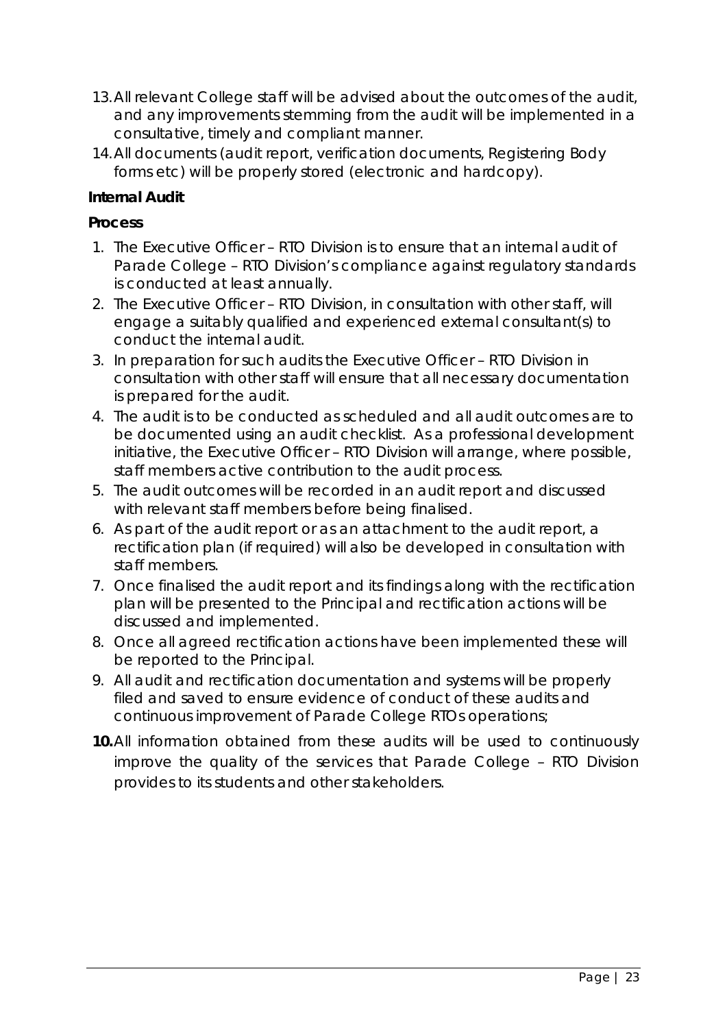13. All relevant College staff will be advised about the outcomes of the audit, and any improvements stemming from the audit will be implemented in a consultative, timely and compliant manner.
14. All documents (audit report, verification documents, Registering Body forms etc) will be properly stored (electronic and hardcopy).

**Internal Audit**

**Process**

1. The Executive Officer – RTO Division is to ensure that an internal audit of Parade College – RTO Division's compliance against regulatory standards is conducted at least annually.
2. The Executive Officer – RTO Division, in consultation with other staff, will engage a suitably qualified and experienced external consultant(s) to conduct the internal audit.
3. In preparation for such audits the Executive Officer – RTO Division in consultation with other staff will ensure that all necessary documentation is prepared for the audit.
4. The audit is to be conducted as scheduled and all audit outcomes are to be documented using an audit checklist. As a professional development initiative, the Executive Officer – RTO Division will arrange, where possible, staff members active contribution to the audit process.
5. The audit outcomes will be recorded in an audit report and discussed with relevant staff members before being finalised.
6. As part of the audit report or as an attachment to the audit report, a rectification plan (if required) will also be developed in consultation with staff members.
7. Once finalised the audit report and its findings along with the rectification plan will be presented to the Principal and rectification actions will be discussed and implemented.
8. Once all agreed rectification actions have been implemented these will be reported to the Principal.
9. All audit and rectification documentation and systems will be properly filed and saved to ensure evidence of conduct of these audits and continuous improvement of Parade College RTOs operations;
10. All information obtained from these audits will be used to continuously improve the quality of the services that Parade College – RTO Division provides to its students and other stakeholders.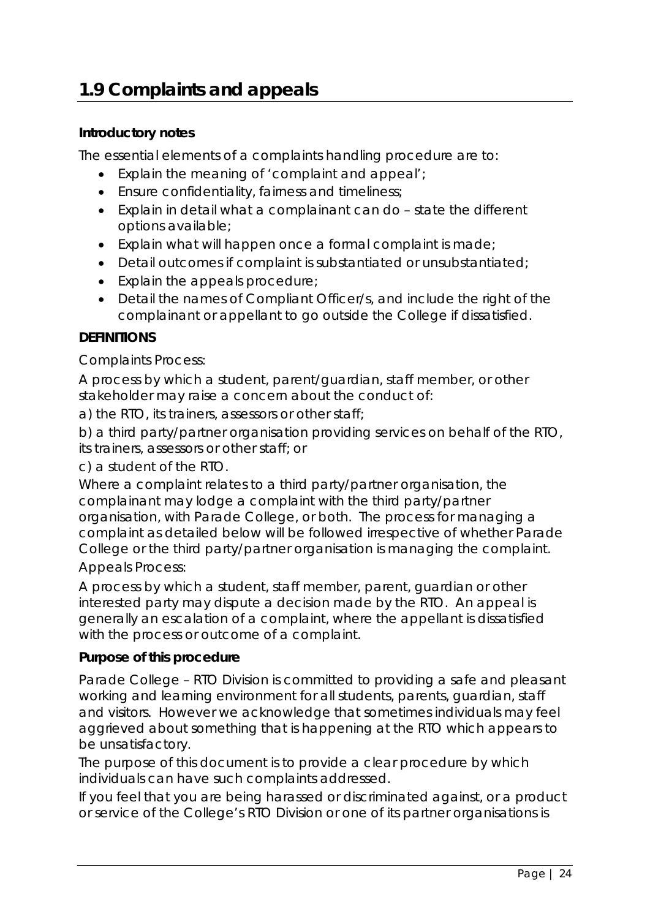## 1.9 Complaints and appeals

**Introductory notes**

The essential elements of a complaints handling procedure are to:

- Explain the meaning of 'complaint and appeal';
- Ensure confidentiality, fairness and timeliness;
- Explain in detail what a complainant can do – state the different options available;
- Explain what will happen once a formal complaint is made;
- Detail outcomes if complaint is substantiated or unsubstantiated;
- Explain the appeals procedure;
- Detail the names of Compliant Officer/s, and include the right of the complainant or appellant to go outside the College if dissatisfied.

**DEFINITIONS**

Complaints Process:

A process by which a student, parent/guardian, staff member, or other stakeholder may raise a concern about the conduct of:

a) the RTO, its trainers, assessors or other staff;

b) a third party/partner organisation providing services on behalf of the RTO, its trainers, assessors or other staff; or

c) a student of the RTO.

Where a complaint relates to a third party/partner organisation, the complainant may lodge a complaint with the third party/partner organisation, with Parade College, or both. The process for managing a complaint as detailed below will be followed irrespective of whether Parade College or the third party/partner organisation is managing the complaint.

Appeals Process:

A process by which a student, staff member, parent, guardian or other interested party may dispute a decision made by the RTO. An appeal is generally an escalation of a complaint, where the appellant is dissatisfied with the process or outcome of a complaint.

**Purpose of this procedure**

Parade College – RTO Division is committed to providing a safe and pleasant working and learning environment for all students, parents, guardian, staff and visitors. However we acknowledge that sometimes individuals may feel aggrieved about something that is happening at the RTO which appears to be unsatisfactory.

The purpose of this document is to provide a clear procedure by which individuals can have such complaints addressed.

If you feel that you are being harassed or discriminated against, or a product or service of the College's RTO Division or one of its partner organisations is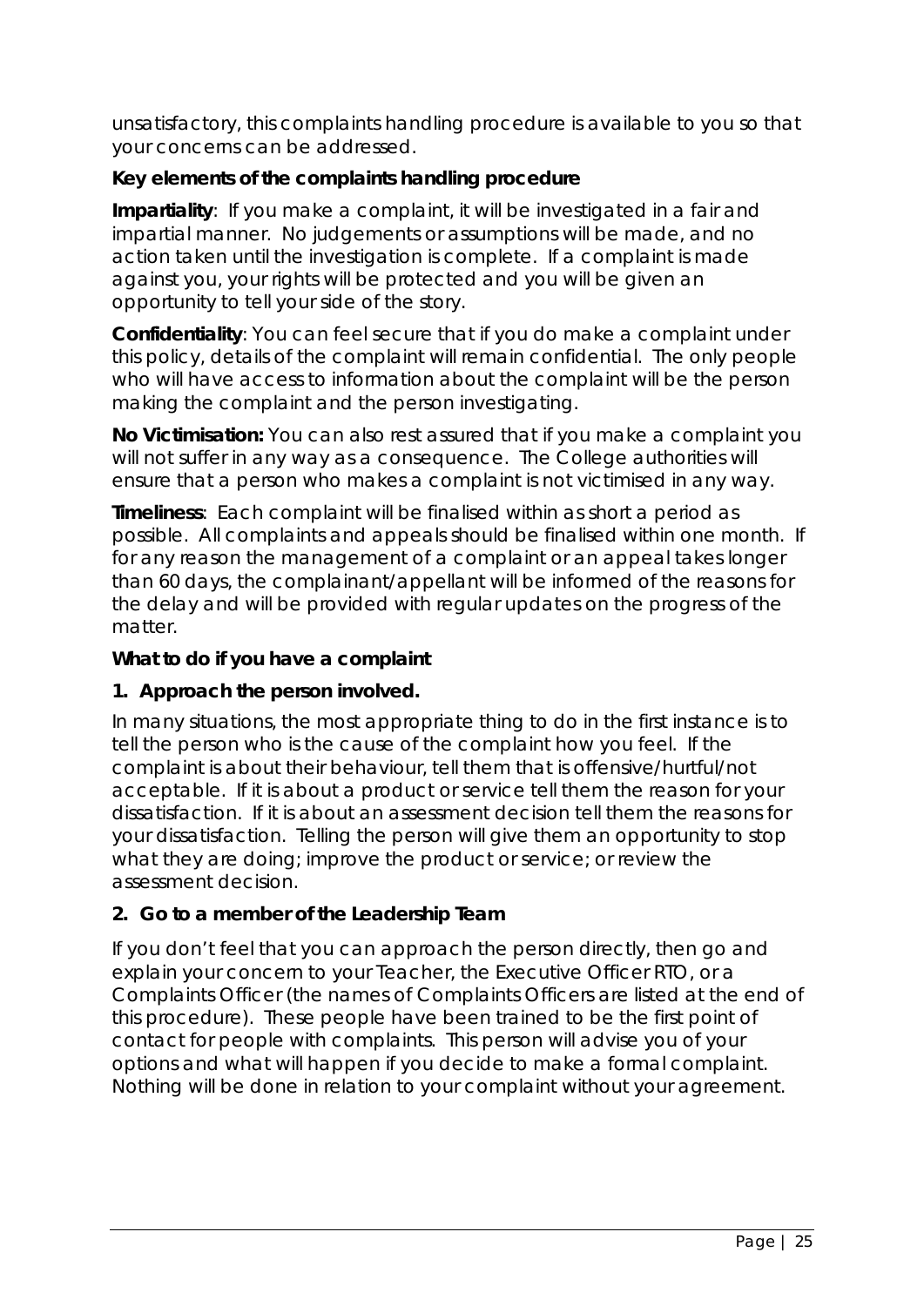unsatisfactory, this complaints handling procedure is available to you so that your concerns can be addressed.

**Key elements of the complaints handling procedure**

**Impartiality**: If you make a complaint, it will be investigated in a fair and impartial manner. No judgements or assumptions will be made, and no action taken until the investigation is complete. If a complaint is made against you, your rights will be protected and you will be given an opportunity to tell your side of the story.

**Confidentiality**: You can feel secure that if you do make a complaint under this policy, details of the complaint will remain confidential. The only people who will have access to information about the complaint will be the person making the complaint and the person investigating.

**No Victimisation:** You can also rest assured that if you make a complaint you will not suffer in any way as a consequence. The College authorities will ensure that a person who makes a complaint is not victimised in any way.

**Timeliness**: Each complaint will be finalised within as short a period as possible. All complaints and appeals should be finalised within one month. If for any reason the management of a complaint or an appeal takes longer than 60 days, the complainant/appellant will be informed of the reasons for the delay and will be provided with regular updates on the progress of the matter.

**What to do if you have a complaint**

**1. Approach the person involved.**

In many situations, the most appropriate thing to do in the first instance is to tell the person who is the cause of the complaint how you feel. If the complaint is about their behaviour, tell them that is offensive/hurtful/not acceptable. If it is about a product or service tell them the reason for your dissatisfaction. If it is about an assessment decision tell them the reasons for your dissatisfaction. Telling the person will give them an opportunity to stop what they are doing; improve the product or service; or review the assessment decision.

**2. Go to a member of the Leadership Team**

If you don't feel that you can approach the person directly, then go and explain your concern to your Teacher, the Executive Officer RTO, or a Complaints Officer (the names of Complaints Officers are listed at the end of this procedure). These people have been trained to be the first point of contact for people with complaints. This person will advise you of your options and what will happen if you decide to make a formal complaint. Nothing will be done in relation to your complaint without your agreement.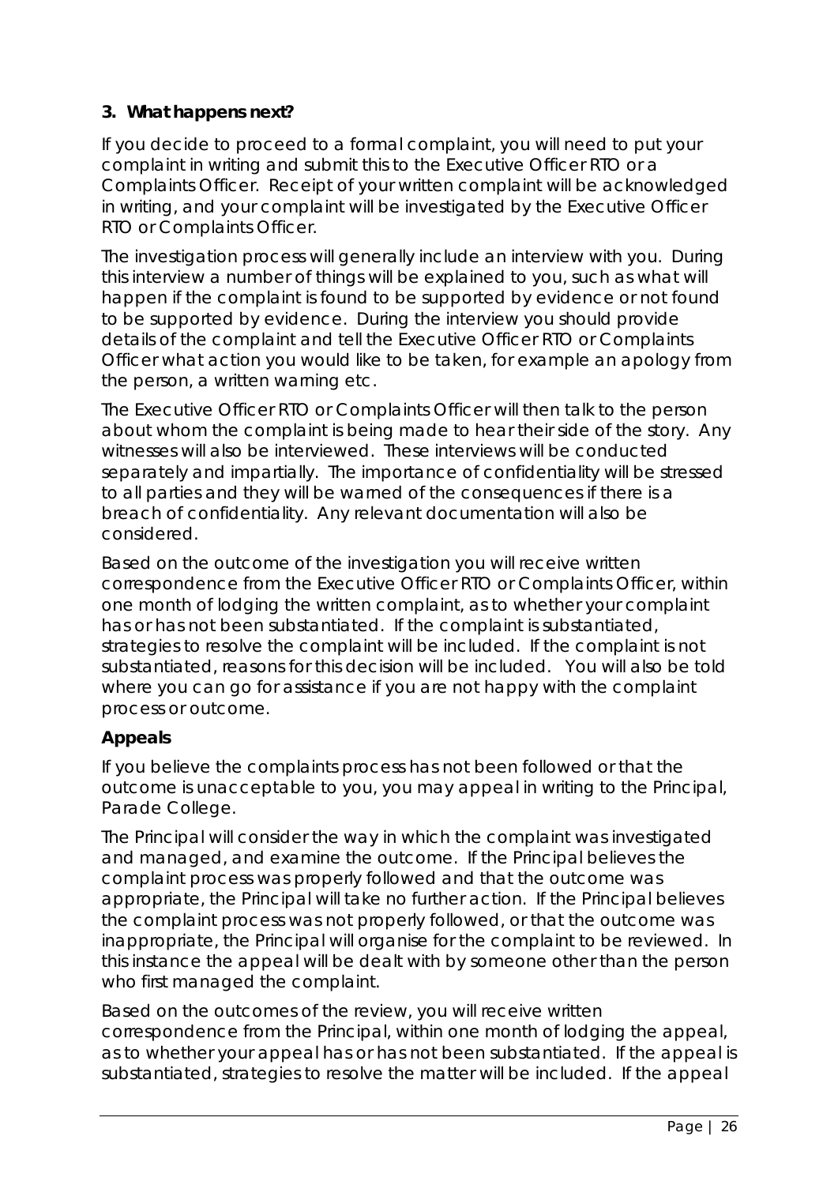### 3. What happens next?

If you decide to proceed to a formal complaint, you will need to put your complaint in writing and submit this to the Executive Officer RTO or a Complaints Officer. Receipt of your written complaint will be acknowledged in writing, and your complaint will be investigated by the Executive Officer RTO or Complaints Officer.

The investigation process will generally include an interview with you. During this interview a number of things will be explained to you, such as what will happen if the complaint is found to be supported by evidence or not found to be supported by evidence. During the interview you should provide details of the complaint and tell the Executive Officer RTO or Complaints Officer what action you would like to be taken, for example an apology from the person, a written warning etc.

The Executive Officer RTO or Complaints Officer will then talk to the person about whom the complaint is being made to hear their side of the story. Any witnesses will also be interviewed. These interviews will be conducted separately and impartially. The importance of confidentiality will be stressed to all parties and they will be warned of the consequences if there is a breach of confidentiality. Any relevant documentation will also be considered.

Based on the outcome of the investigation you will receive written correspondence from the Executive Officer RTO or Complaints Officer, within one month of lodging the written complaint, as to whether your complaint has or has not been substantiated. If the complaint is substantiated, strategies to resolve the complaint will be included. If the complaint is not substantiated, reasons for this decision will be included. You will also be told where you can go for assistance if you are not happy with the complaint process or outcome.

### Appeals

If you believe the complaints process has not been followed or that the outcome is unacceptable to you, you may appeal in writing to the Principal, Parade College.

The Principal will consider the way in which the complaint was investigated and managed, and examine the outcome. If the Principal believes the complaint process was properly followed and that the outcome was appropriate, the Principal will take no further action. If the Principal believes the complaint process was not properly followed, or that the outcome was inappropriate, the Principal will organise for the complaint to be reviewed. In this instance the appeal will be dealt with by someone other than the person who first managed the complaint.

Based on the outcomes of the review, you will receive written correspondence from the Principal, within one month of lodging the appeal, as to whether your appeal has or has not been substantiated. If the appeal is substantiated, strategies to resolve the matter will be included. If the appeal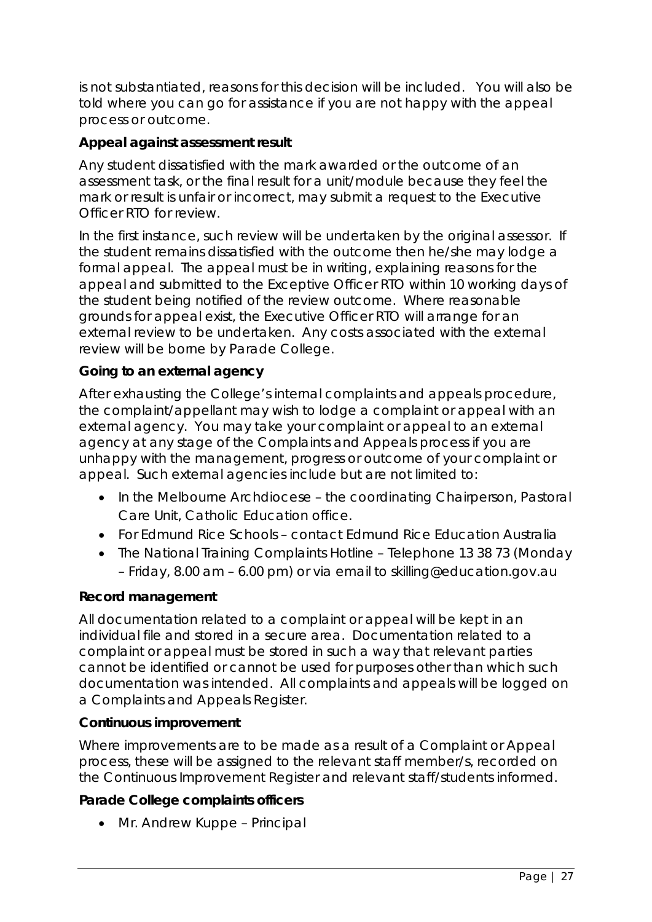is not substantiated, reasons for this decision will be included. You will also be told where you can go for assistance if you are not happy with the appeal process or outcome.

**Appeal against assessment result**

Any student dissatisfied with the mark awarded or the outcome of an assessment task, or the final result for a unit/module because they feel the mark or result is unfair or incorrect, may submit a request to the Executive Officer RTO for review.

In the first instance, such review will be undertaken by the original assessor. If the student remains dissatisfied with the outcome then he/she may lodge a formal appeal. The appeal must be in writing, explaining reasons for the appeal and submitted to the Exceptive Officer RTO within 10 working days of the student being notified of the review outcome. Where reasonable grounds for appeal exist, the Executive Officer RTO will arrange for an external review to be undertaken. Any costs associated with the external review will be borne by Parade College.

**Going to an external agency**

After exhausting the College's internal complaints and appeals procedure, the complaint/appellant may wish to lodge a complaint or appeal with an external agency. You may take your complaint or appeal to an external agency at any stage of the Complaints and Appeals process if you are unhappy with the management, progress or outcome of your complaint or appeal. Such external agencies include but are not limited to:

- In the Melbourne Archdiocese – the coordinating Chairperson, Pastoral Care Unit, Catholic Education office.
- For Edmund Rice Schools – contact Edmund Rice Education Australia
- The National Training Complaints Hotline – Telephone 13 38 73 (Monday – Friday, 8.00 am – 6.00 pm) or via email to skilling@education.gov.au

**Record management**

All documentation related to a complaint or appeal will be kept in an individual file and stored in a secure area. Documentation related to a complaint or appeal must be stored in such a way that relevant parties cannot be identified or cannot be used for purposes other than which such documentation was intended. All complaints and appeals will be logged on a Complaints and Appeals Register.

**Continuous improvement**

Where improvements are to be made as a result of a Complaint or Appeal process, these will be assigned to the relevant staff member/s, recorded on the Continuous Improvement Register and relevant staff/students informed.

**Parade College complaints officers**

- Mr. Andrew Kuppe – Principal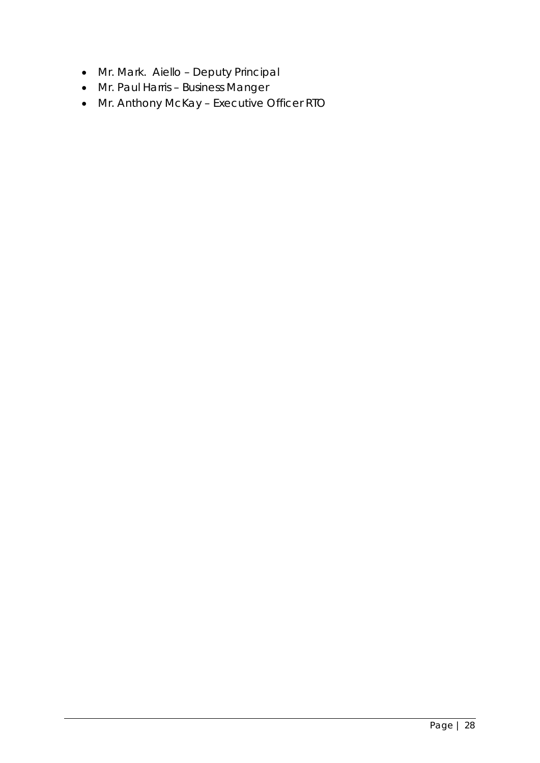- Mr. Mark.  Aiello – Deputy Principal
- Mr. Paul Harris – Business Manger
- Mr. Anthony McKay – Executive Officer RTO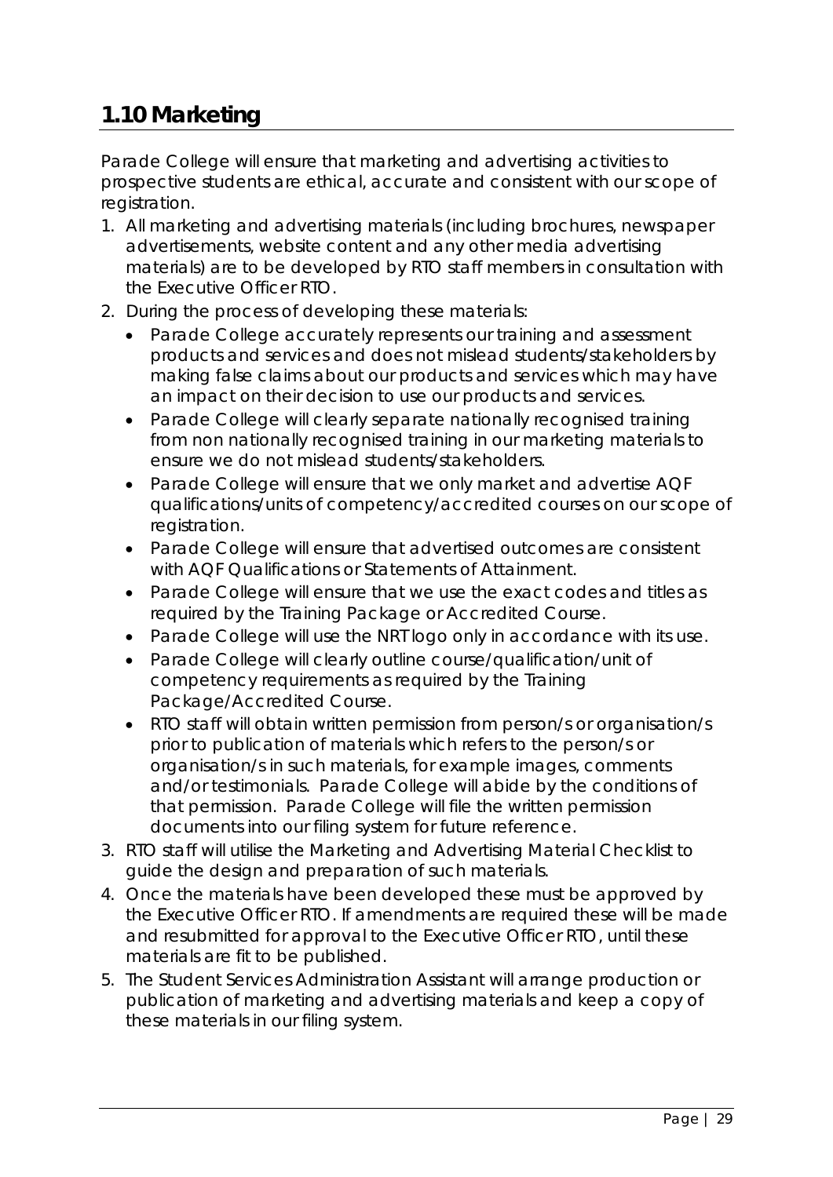## 1.10 Marketing

Parade College will ensure that marketing and advertising activities to prospective students are ethical, accurate and consistent with our scope of registration.

1. All marketing and advertising materials (including brochures, newspaper advertisements, website content and any other media advertising materials) are to be developed by RTO staff members in consultation with the Executive Officer RTO.
2. During the process of developing these materials:
   - Parade College accurately represents our training and assessment products and services and does not mislead students/stakeholders by making false claims about our products and services which may have an impact on their decision to use our products and services.
   - Parade College will clearly separate nationally recognised training from non nationally recognised training in our marketing materials to ensure we do not mislead students/stakeholders.
   - Parade College will ensure that we only market and advertise AQF qualifications/units of competency/accredited courses on our scope of registration.
   - Parade College will ensure that advertised outcomes are consistent with AQF Qualifications or Statements of Attainment.
   - Parade College will ensure that we use the exact codes and titles as required by the Training Package or Accredited Course.
   - Parade College will use the NRT logo only in accordance with its use.
   - Parade College will clearly outline course/qualification/unit of competency requirements as required by the Training Package/Accredited Course.
   - RTO staff will obtain written permission from person/s or organisation/s prior to publication of materials which refers to the person/s or organisation/s in such materials, for example images, comments and/or testimonials. Parade College will abide by the conditions of that permission. Parade College will file the written permission documents into our filing system for future reference.
3. RTO staff will utilise the Marketing and Advertising Material Checklist to guide the design and preparation of such materials.
4. Once the materials have been developed these must be approved by the Executive Officer RTO. If amendments are required these will be made and resubmitted for approval to the Executive Officer RTO, until these materials are fit to be published.
5. The Student Services Administration Assistant will arrange production or publication of marketing and advertising materials and keep a copy of these materials in our filing system.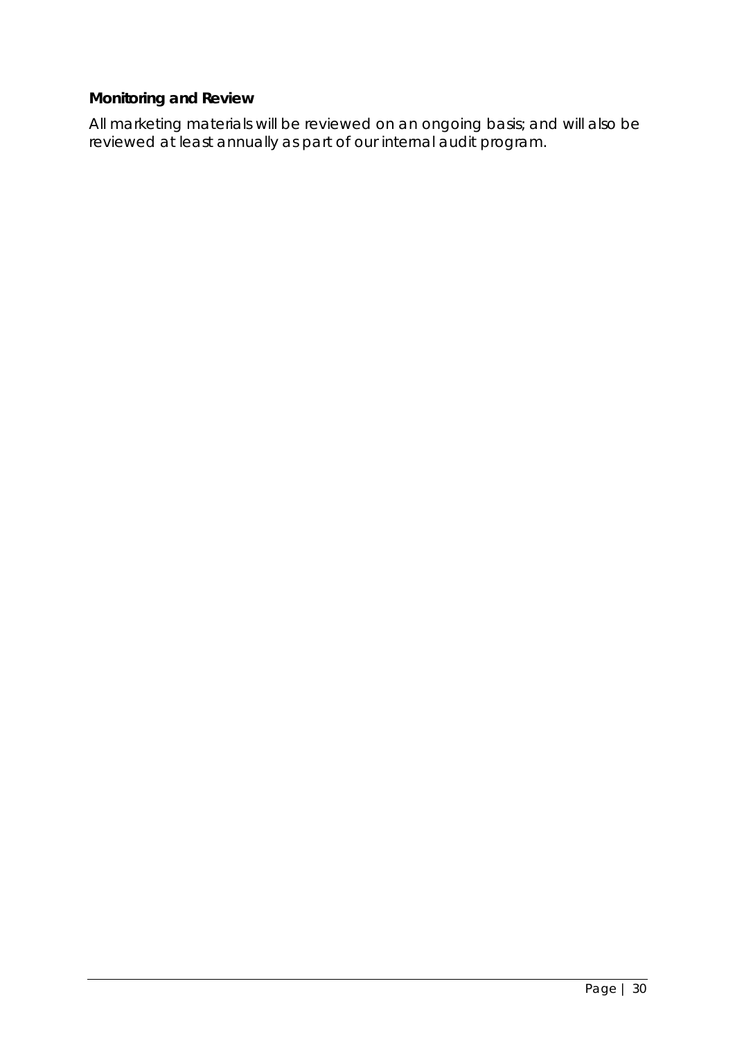**Monitoring and Review**

All marketing materials will be reviewed on an ongoing basis; and will also be reviewed at least annually as part of our internal audit program.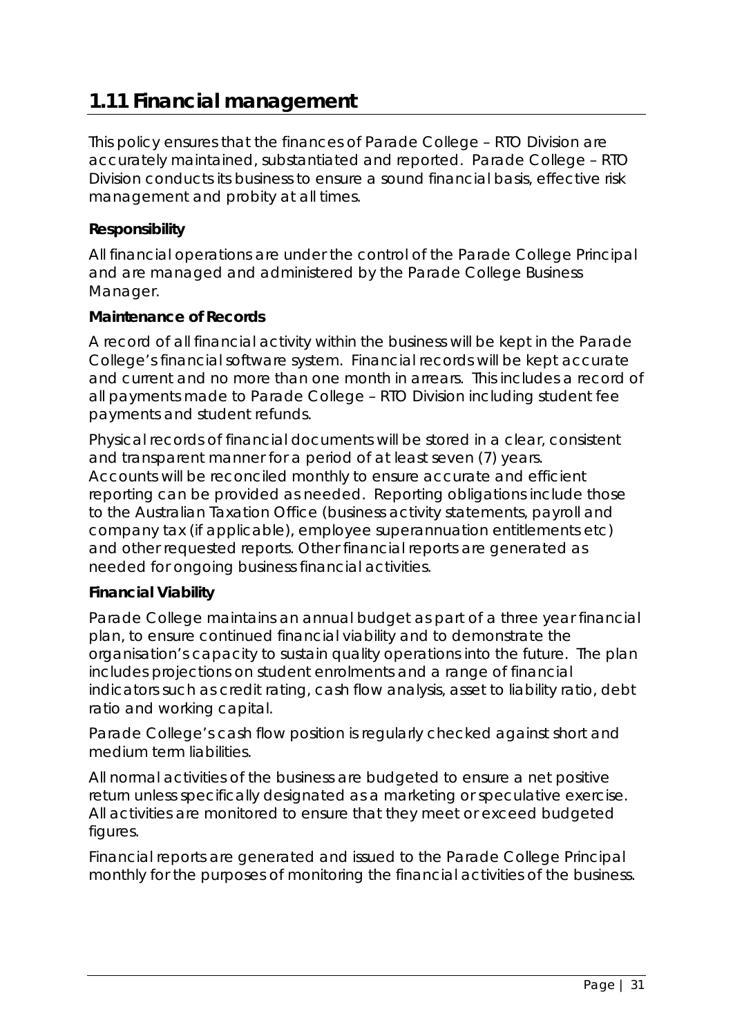## 1.11 Financial management

This policy ensures that the finances of Parade College – RTO Division are accurately maintained, substantiated and reported. Parade College – RTO Division conducts its business to ensure a sound financial basis, effective risk management and probity at all times.

**Responsibility**

All financial operations are under the control of the Parade College Principal and are managed and administered by the Parade College Business Manager.

**Maintenance of Records**

A record of all financial activity within the business will be kept in the Parade College's financial software system. Financial records will be kept accurate and current and no more than one month in arrears. This includes a record of all payments made to Parade College – RTO Division including student fee payments and student refunds.

Physical records of financial documents will be stored in a clear, consistent and transparent manner for a period of at least seven (7) years. Accounts will be reconciled monthly to ensure accurate and efficient reporting can be provided as needed. Reporting obligations include those to the Australian Taxation Office (business activity statements, payroll and company tax (if applicable), employee superannuation entitlements etc) and other requested reports. Other financial reports are generated as needed for ongoing business financial activities.

**Financial Viability**

Parade College maintains an annual budget as part of a three year financial plan, to ensure continued financial viability and to demonstrate the organisation's capacity to sustain quality operations into the future. The plan includes projections on student enrolments and a range of financial indicators such as credit rating, cash flow analysis, asset to liability ratio, debt ratio and working capital.

Parade College's cash flow position is regularly checked against short and medium term liabilities.

All normal activities of the business are budgeted to ensure a net positive return unless specifically designated as a marketing or speculative exercise. All activities are monitored to ensure that they meet or exceed budgeted figures.

Financial reports are generated and issued to the Parade College Principal monthly for the purposes of monitoring the financial activities of the business.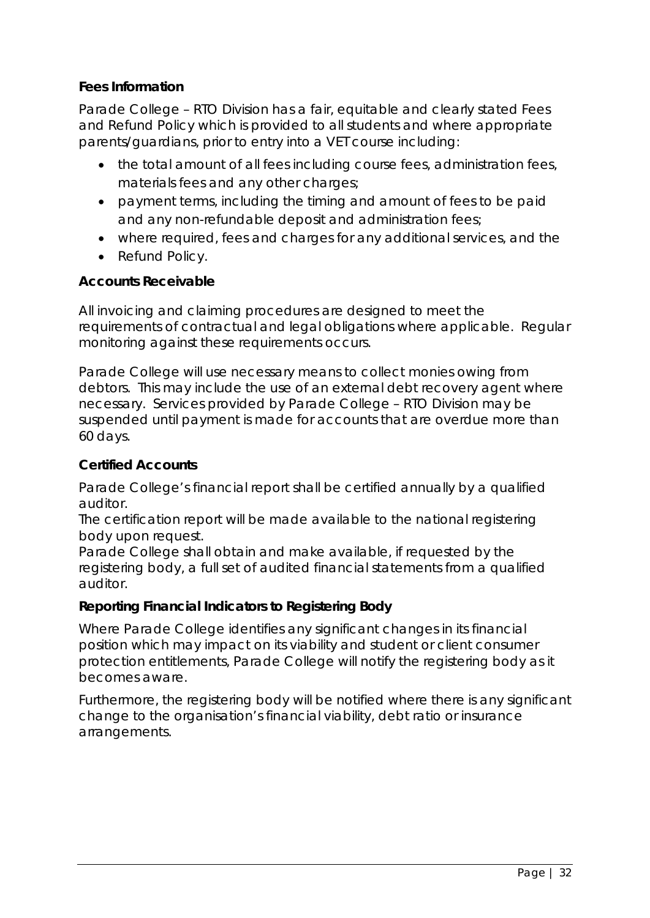### Fees Information

Parade College – RTO Division has a fair, equitable and clearly stated Fees and Refund Policy which is provided to all students and where appropriate parents/guardians, prior to entry into a VET course including:

- the total amount of all fees including course fees, administration fees, materials fees and any other charges;
- payment terms, including the timing and amount of fees to be paid and any non-refundable deposit and administration fees;
- where required, fees and charges for any additional services, and the
- Refund Policy.

### Accounts Receivable

All invoicing and claiming procedures are designed to meet the requirements of contractual and legal obligations where applicable. Regular monitoring against these requirements occurs.

Parade College will use necessary means to collect monies owing from debtors. This may include the use of an external debt recovery agent where necessary. Services provided by Parade College – RTO Division may be suspended until payment is made for accounts that are overdue more than 60 days.

### Certified Accounts

Parade College's financial report shall be certified annually by a qualified auditor.
The certification report will be made available to the national registering body upon request.
Parade College shall obtain and make available, if requested by the registering body, a full set of audited financial statements from a qualified auditor.

### Reporting Financial Indicators to Registering Body

Where Parade College identifies any significant changes in its financial position which may impact on its viability and student or client consumer protection entitlements, Parade College will notify the registering body as it becomes aware.

Furthermore, the registering body will be notified where there is any significant change to the organisation's financial viability, debt ratio or insurance arrangements.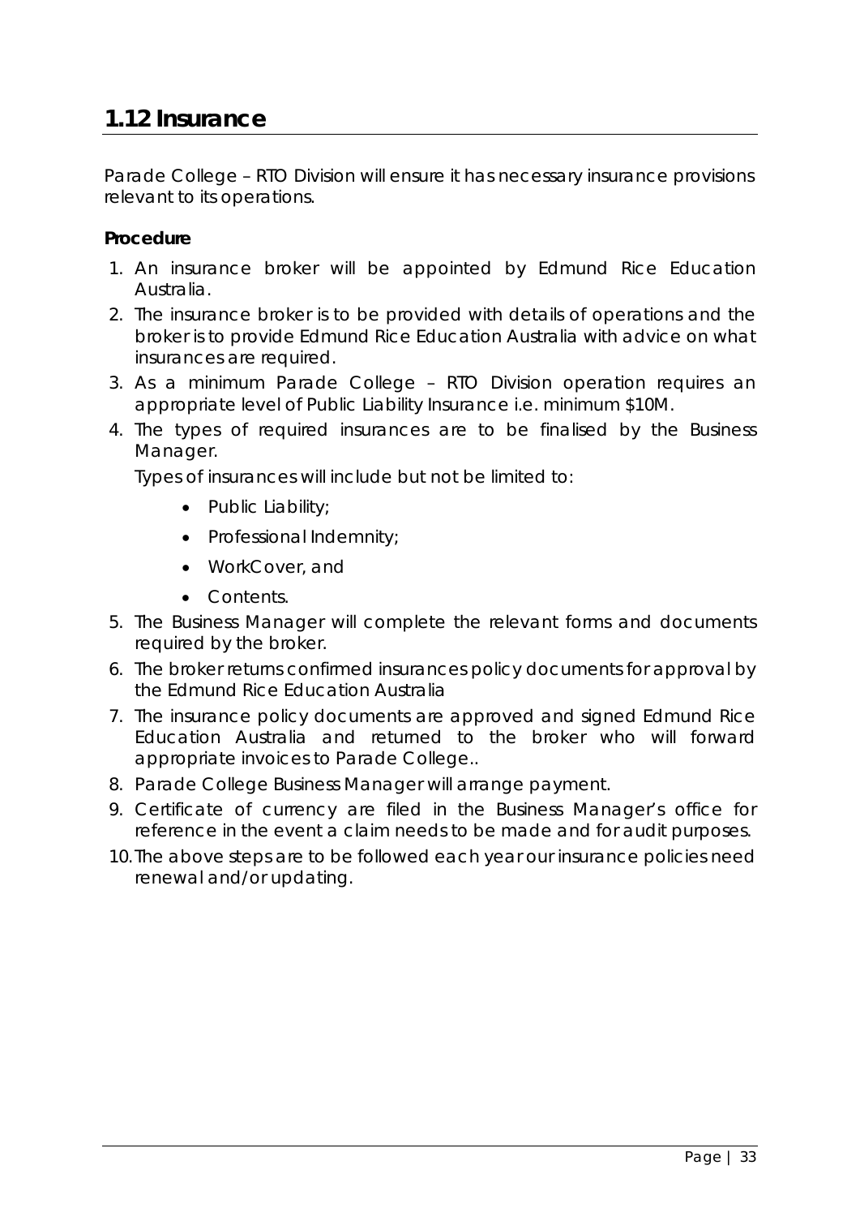## 1.12 Insurance

Parade College – RTO Division will ensure it has necessary insurance provisions relevant to its operations.

**Procedure**

1. An insurance broker will be appointed by Edmund Rice Education Australia.
2. The insurance broker is to be provided with details of operations and the broker is to provide Edmund Rice Education Australia with advice on what insurances are required.
3. As a minimum Parade College – RTO Division operation requires an appropriate level of Public Liability Insurance i.e. minimum $10M.
4. The types of required insurances are to be finalised by the Business Manager.

   Types of insurances will include but not be limited to:

   - Public Liability;
   - Professional Indemnity;
   - WorkCover, and
   - Contents.
5. The Business Manager will complete the relevant forms and documents required by the broker.
6. The broker returns confirmed insurances policy documents for approval by the Edmund Rice Education Australia
7. The insurance policy documents are approved and signed Edmund Rice Education Australia and returned to the broker who will forward appropriate invoices to Parade College..
8. Parade College Business Manager will arrange payment.
9. Certificate of currency are filed in the Business Manager's office for reference in the event a claim needs to be made and for audit purposes.
10. The above steps are to be followed each year our insurance policies need renewal and/or updating.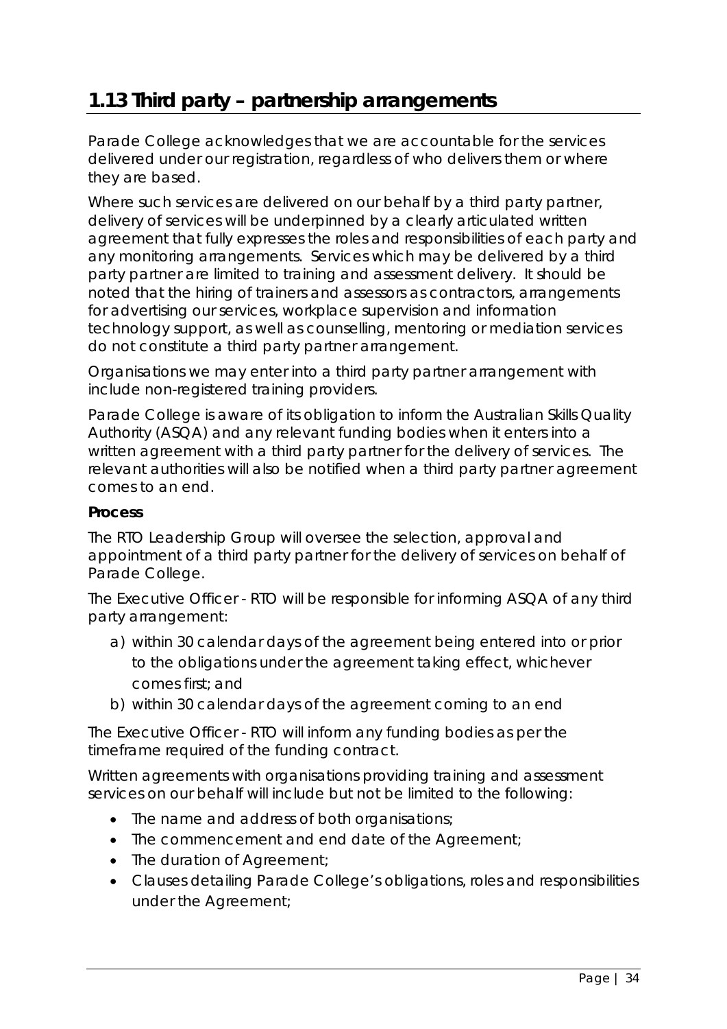## 1.13 Third party – partnership arrangements

Parade College acknowledges that we are accountable for the services delivered under our registration, regardless of who delivers them or where they are based.

Where such services are delivered on our behalf by a third party partner, delivery of services will be underpinned by a clearly articulated written agreement that fully expresses the roles and responsibilities of each party and any monitoring arrangements. Services which may be delivered by a third party partner are limited to training and assessment delivery. It should be noted that the hiring of trainers and assessors as contractors, arrangements for advertising our services, workplace supervision and information technology support, as well as counselling, mentoring or mediation services do not constitute a third party partner arrangement.

Organisations we may enter into a third party partner arrangement with include non-registered training providers.

Parade College is aware of its obligation to inform the Australian Skills Quality Authority (ASQA) and any relevant funding bodies when it enters into a written agreement with a third party partner for the delivery of services. The relevant authorities will also be notified when a third party partner agreement comes to an end.

**Process**

The RTO Leadership Group will oversee the selection, approval and appointment of a third party partner for the delivery of services on behalf of Parade College.

The Executive Officer - RTO will be responsible for informing ASQA of any third party arrangement:

a) within 30 calendar days of the agreement being entered into or prior to the obligations under the agreement taking effect, whichever comes first; and
b) within 30 calendar days of the agreement coming to an end

The Executive Officer - RTO will inform any funding bodies as per the timeframe required of the funding contract.

Written agreements with organisations providing training and assessment services on our behalf will include but not be limited to the following:

- The name and address of both organisations;
- The commencement and end date of the Agreement;
- The duration of Agreement;
- Clauses detailing Parade College's obligations, roles and responsibilities under the Agreement;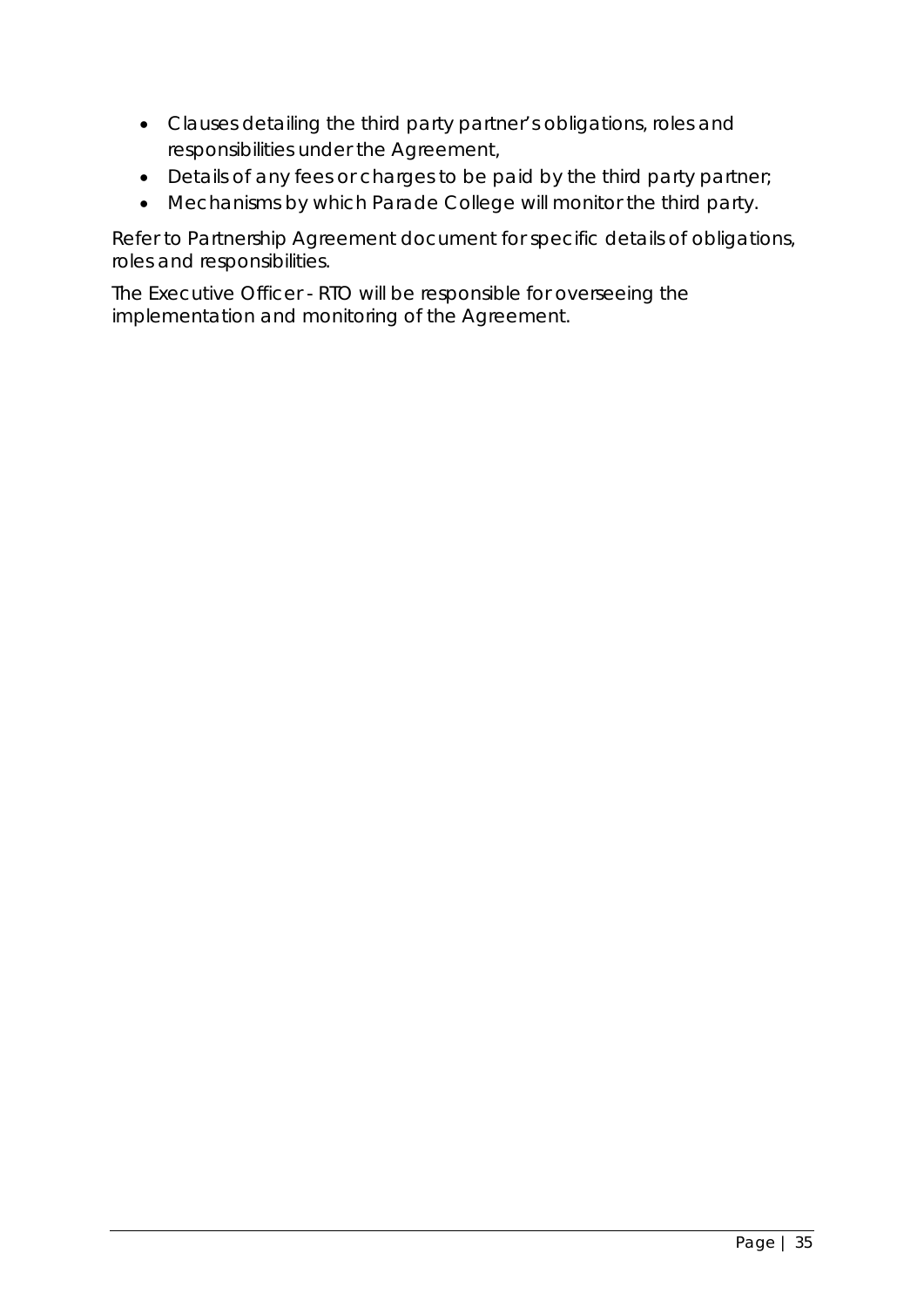- Clauses detailing the third party partner's obligations, roles and responsibilities under the Agreement,
- Details of any fees or charges to be paid by the third party partner;
- Mechanisms by which Parade College will monitor the third party.

Refer to Partnership Agreement document for specific details of obligations, roles and responsibilities.

The Executive Officer - RTO will be responsible for overseeing the implementation and monitoring of the Agreement.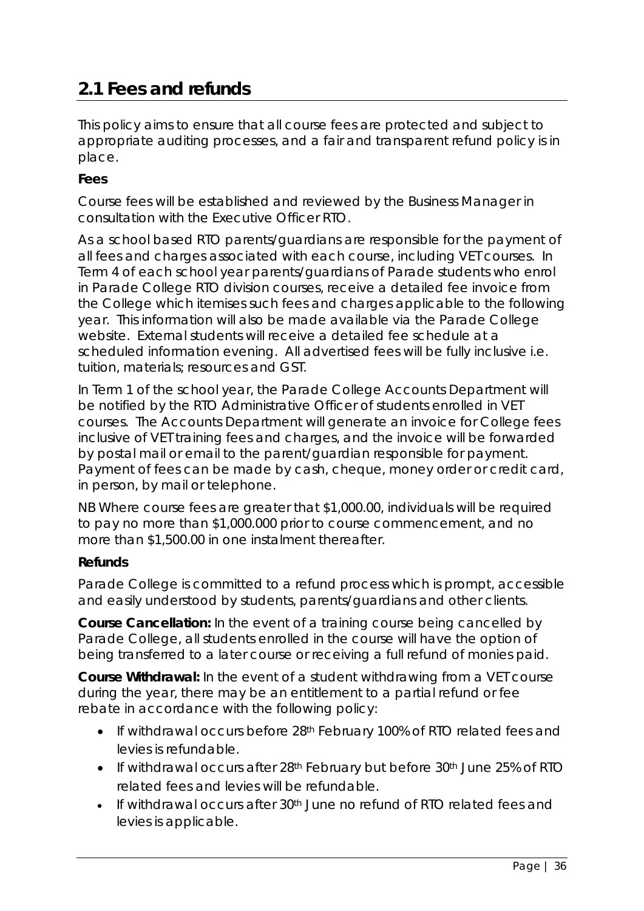## 2.1 Fees and refunds

This policy aims to ensure that all course fees are protected and subject to appropriate auditing processes, and a fair and transparent refund policy is in place.

**Fees**

Course fees will be established and reviewed by the Business Manager in consultation with the Executive Officer RTO.

As a school based RTO parents/guardians are responsible for the payment of all fees and charges associated with each course, including VET courses. In Term 4 of each school year parents/guardians of Parade students who enrol in Parade College RTO division courses, receive a detailed fee invoice from the College which itemises such fees and charges applicable to the following year. This information will also be made available via the Parade College website. External students will receive a detailed fee schedule at a scheduled information evening. All advertised fees will be fully inclusive i.e. tuition, materials; resources and GST.

In Term 1 of the school year, the Parade College Accounts Department will be notified by the RTO Administrative Officer of students enrolled in VET courses. The Accounts Department will generate an invoice for College fees inclusive of VET training fees and charges, and the invoice will be forwarded by postal mail or email to the parent/guardian responsible for payment. Payment of fees can be made by cash, cheque, money order or credit card, in person, by mail or telephone.

NB Where course fees are greater that $1,000.00, individuals will be required to pay no more than $1,000.000 prior to course commencement, and no more than $1,500.00 in one instalment thereafter.

**Refunds**

Parade College is committed to a refund process which is prompt, accessible and easily understood by students, parents/guardians and other clients.

**Course Cancellation:** In the event of a training course being cancelled by Parade College, all students enrolled in the course will have the option of being transferred to a later course or receiving a full refund of monies paid.

**Course Withdrawal:** In the event of a student withdrawing from a VET course during the year, there may be an entitlement to a partial refund or fee rebate in accordance with the following policy:

- If withdrawal occurs before 28th February 100% of RTO related fees and levies is refundable.
- If withdrawal occurs after 28th February but before 30th June 25% of RTO related fees and levies will be refundable.
- If withdrawal occurs after 30th June no refund of RTO related fees and levies is applicable.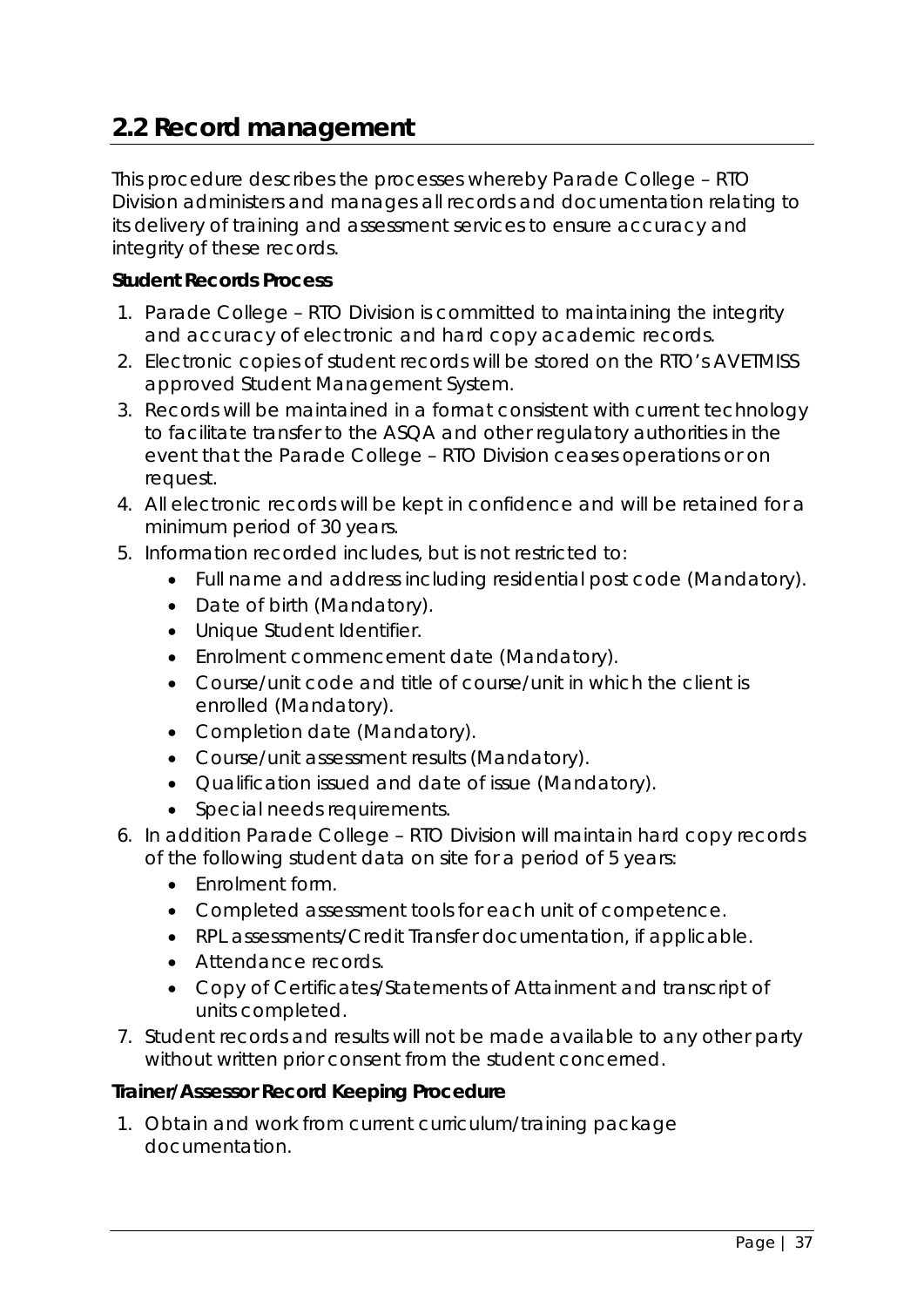## 2.2 Record management

This procedure describes the processes whereby Parade College – RTO Division administers and manages all records and documentation relating to its delivery of training and assessment services to ensure accuracy and integrity of these records.

**Student Records Process**

1. Parade College – RTO Division is committed to maintaining the integrity and accuracy of electronic and hard copy academic records.
2. Electronic copies of student records will be stored on the RTO's AVETMISS approved Student Management System.
3. Records will be maintained in a format consistent with current technology to facilitate transfer to the ASQA and other regulatory authorities in the event that the Parade College – RTO Division ceases operations or on request.
4. All electronic records will be kept in confidence and will be retained for a minimum period of 30 years.
5. Information recorded includes, but is not restricted to:
   - Full name and address including residential post code (Mandatory).
   - Date of birth (Mandatory).
   - Unique Student Identifier.
   - Enrolment commencement date (Mandatory).
   - Course/unit code and title of course/unit in which the client is enrolled (Mandatory).
   - Completion date (Mandatory).
   - Course/unit assessment results (Mandatory).
   - Qualification issued and date of issue (Mandatory).
   - Special needs requirements.
6. In addition Parade College – RTO Division will maintain hard copy records of the following student data on site for a period of 5 years:
   - Enrolment form.
   - Completed assessment tools for each unit of competence.
   - RPL assessments/Credit Transfer documentation, if applicable.
   - Attendance records.
   - Copy of Certificates/Statements of Attainment and transcript of units completed.
7. Student records and results will not be made available to any other party without written prior consent from the student concerned.

**Trainer/Assessor Record Keeping Procedure**

1. Obtain and work from current curriculum/training package documentation.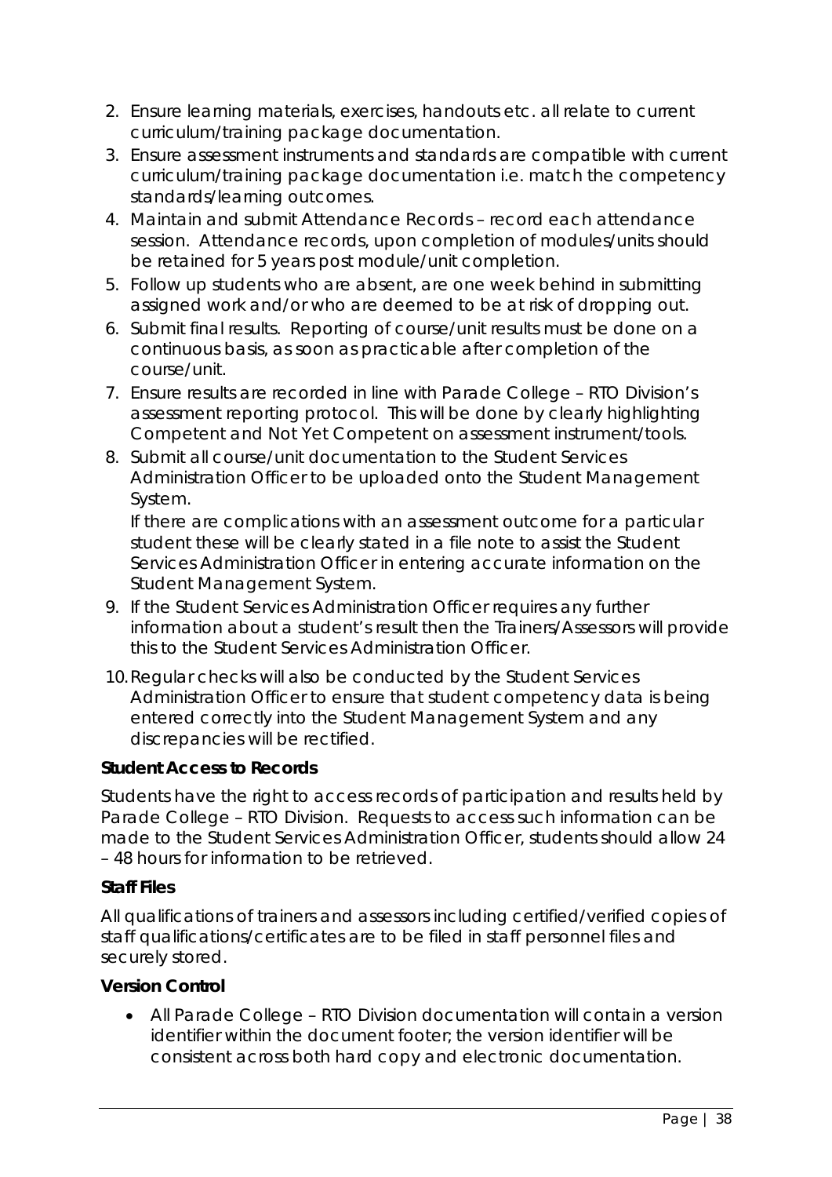2. Ensure learning materials, exercises, handouts etc. all relate to current curriculum/training package documentation.
3. Ensure assessment instruments and standards are compatible with current curriculum/training package documentation i.e. match the competency standards/learning outcomes.
4. Maintain and submit Attendance Records – record each attendance session. Attendance records, upon completion of modules/units should be retained for 5 years post module/unit completion.
5. Follow up students who are absent, are one week behind in submitting assigned work and/or who are deemed to be at risk of dropping out.
6. Submit final results. Reporting of course/unit results must be done on a continuous basis, as soon as practicable after completion of the course/unit.
7. Ensure results are recorded in line with Parade College – RTO Division's assessment reporting protocol. This will be done by clearly highlighting Competent and Not Yet Competent on assessment instrument/tools.
8. Submit all course/unit documentation to the Student Services Administration Officer to be uploaded onto the Student Management System.

   If there are complications with an assessment outcome for a particular student these will be clearly stated in a file note to assist the Student Services Administration Officer in entering accurate information on the Student Management System.
9. If the Student Services Administration Officer requires any further information about a student's result then the Trainers/Assessors will provide this to the Student Services Administration Officer.
10. Regular checks will also be conducted by the Student Services Administration Officer to ensure that student competency data is being entered correctly into the Student Management System and any discrepancies will be rectified.

**Student Access to Records**

Students have the right to access records of participation and results held by Parade College – RTO Division. Requests to access such information can be made to the Student Services Administration Officer, students should allow 24 – 48 hours for information to be retrieved.

**Staff Files**

All qualifications of trainers and assessors including certified/verified copies of staff qualifications/certificates are to be filed in staff personnel files and securely stored.

**Version Control**

- All Parade College – RTO Division documentation will contain a version identifier within the document footer; the version identifier will be consistent across both hard copy and electronic documentation.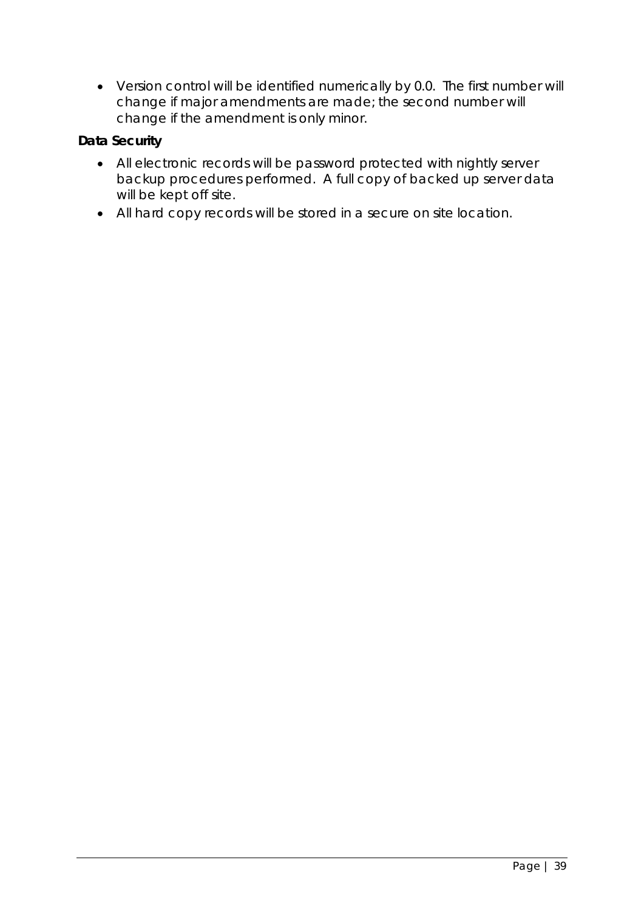- Version control will be identified numerically by 0.0. The first number will change if major amendments are made; the second number will change if the amendment is only minor.

**Data Security**

- All electronic records will be password protected with nightly server backup procedures performed. A full copy of backed up server data will be kept off site.
- All hard copy records will be stored in a secure on site location.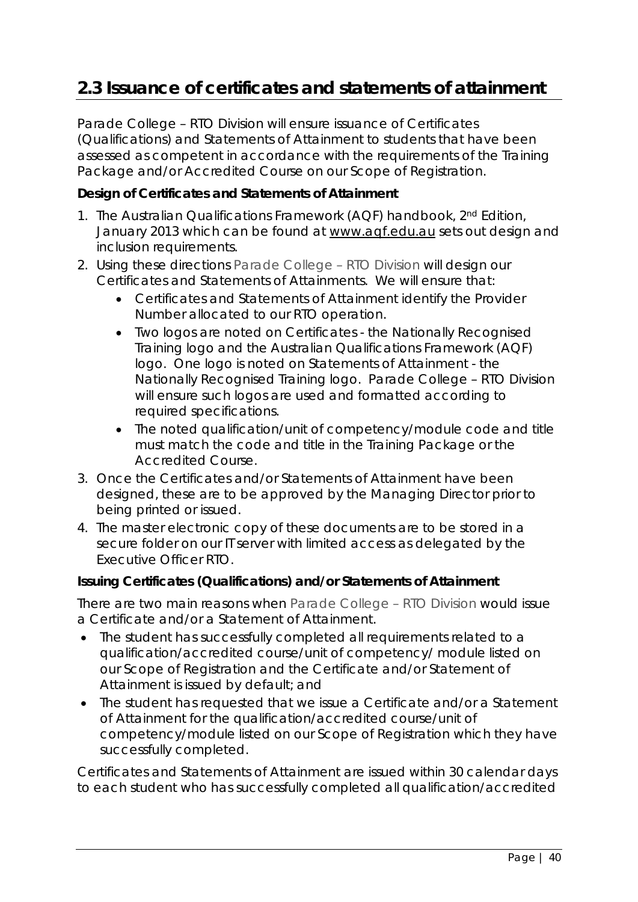## 2.3 Issuance of certificates and statements of attainment

Parade College – RTO Division will ensure issuance of Certificates (Qualifications) and Statements of Attainment to students that have been assessed as competent in accordance with the requirements of the Training Package and/or Accredited Course on our Scope of Registration.

**Design of Certificates and Statements of Attainment**

1. The Australian Qualifications Framework (AQF) handbook, 2nd Edition, January 2013 which can be found at www.aqf.edu.au sets out design and inclusion requirements.
2. Using these directions Parade College – RTO Division will design our Certificates and Statements of Attainments. We will ensure that:
   - Certificates and Statements of Attainment identify the Provider Number allocated to our RTO operation.
   - Two logos are noted on Certificates - the Nationally Recognised Training logo and the Australian Qualifications Framework (AQF) logo. One logo is noted on Statements of Attainment - the Nationally Recognised Training logo. Parade College – RTO Division will ensure such logos are used and formatted according to required specifications.
   - The noted qualification/unit of competency/module code and title must match the code and title in the Training Package or the Accredited Course.
3. Once the Certificates and/or Statements of Attainment have been designed, these are to be approved by the Managing Director prior to being printed or issued.
4. The master electronic copy of these documents are to be stored in a secure folder on our IT server with limited access as delegated by the Executive Officer RTO.

**Issuing Certificates (Qualifications) and/or Statements of Attainment**

There are two main reasons when Parade College – RTO Division would issue a Certificate and/or a Statement of Attainment.

- The student has successfully completed all requirements related to a qualification/accredited course/unit of competency/ module listed on our Scope of Registration and the Certificate and/or Statement of Attainment is issued by default; and
- The student has requested that we issue a Certificate and/or a Statement of Attainment for the qualification/accredited course/unit of competency/module listed on our Scope of Registration which they have successfully completed.

Certificates and Statements of Attainment are issued within 30 calendar days to each student who has successfully completed all qualification/accredited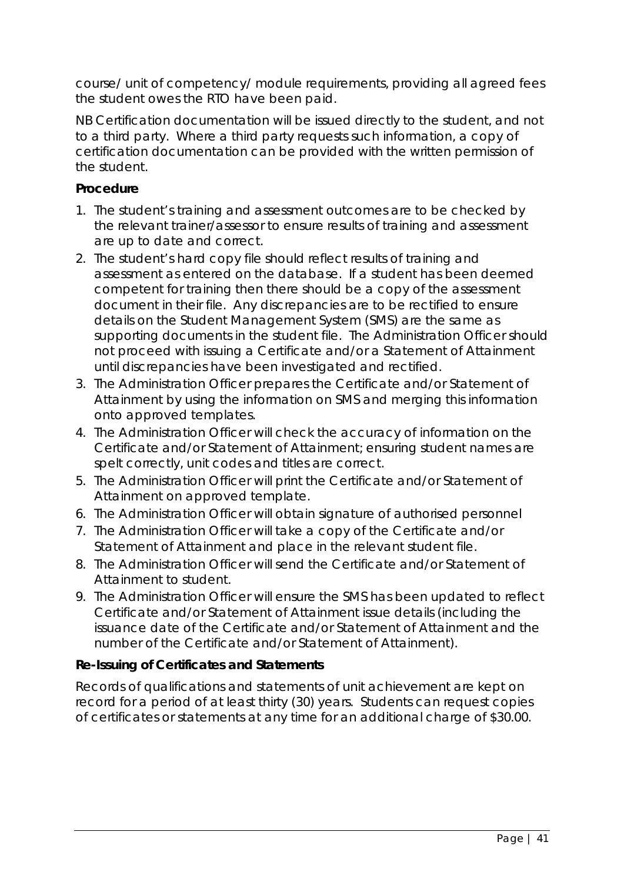course/ unit of competency/ module requirements, providing all agreed fees the student owes the RTO have been paid.

NB Certification documentation will be issued directly to the student, and not to a third party. Where a third party requests such information, a copy of certification documentation can be provided with the written permission of the student.

**Procedure**

1. The student's training and assessment outcomes are to be checked by the relevant trainer/assessor to ensure results of training and assessment are up to date and correct.
2. The student's hard copy file should reflect results of training and assessment as entered on the database. If a student has been deemed competent for training then there should be a copy of the assessment document in their file. Any discrepancies are to be rectified to ensure details on the Student Management System (SMS) are the same as supporting documents in the student file. The Administration Officer should not proceed with issuing a Certificate and/or a Statement of Attainment until discrepancies have been investigated and rectified.
3. The Administration Officer prepares the Certificate and/or Statement of Attainment by using the information on SMS and merging this information onto approved templates.
4. The Administration Officer will check the accuracy of information on the Certificate and/or Statement of Attainment; ensuring student names are spelt correctly, unit codes and titles are correct.
5. The Administration Officer will print the Certificate and/or Statement of Attainment on approved template.
6. The Administration Officer will obtain signature of authorised personnel
7. The Administration Officer will take a copy of the Certificate and/or Statement of Attainment and place in the relevant student file.
8. The Administration Officer will send the Certificate and/or Statement of Attainment to student.
9. The Administration Officer will ensure the SMS has been updated to reflect Certificate and/or Statement of Attainment issue details (including the issuance date of the Certificate and/or Statement of Attainment and the number of the Certificate and/or Statement of Attainment).

**Re-Issuing of Certificates and Statements**

Records of qualifications and statements of unit achievement are kept on record for a period of at least thirty (30) years. Students can request copies of certificates or statements at any time for an additional charge of $30.00.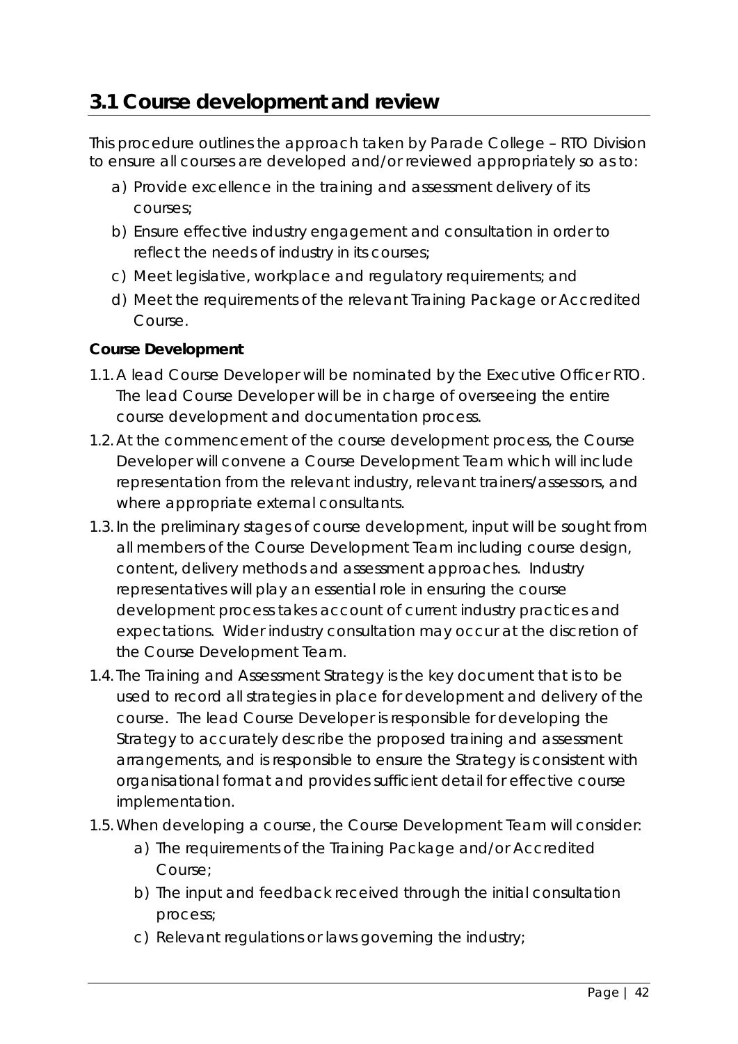## 3.1 Course development and review

This procedure outlines the approach taken by Parade College – RTO Division to ensure all courses are developed and/or reviewed appropriately so as to:

a) Provide excellence in the training and assessment delivery of its courses;
b) Ensure effective industry engagement and consultation in order to reflect the needs of industry in its courses;
c) Meet legislative, workplace and regulatory requirements; and
d) Meet the requirements of the relevant Training Package or Accredited Course.

**Course Development**

1.1. A lead Course Developer will be nominated by the Executive Officer RTO. The lead Course Developer will be in charge of overseeing the entire course development and documentation process.

1.2. At the commencement of the course development process, the Course Developer will convene a Course Development Team which will include representation from the relevant industry, relevant trainers/assessors, and where appropriate external consultants.

1.3. In the preliminary stages of course development, input will be sought from all members of the Course Development Team including course design, content, delivery methods and assessment approaches. Industry representatives will play an essential role in ensuring the course development process takes account of current industry practices and expectations. Wider industry consultation may occur at the discretion of the Course Development Team.

1.4. The Training and Assessment Strategy is the key document that is to be used to record all strategies in place for development and delivery of the course. The lead Course Developer is responsible for developing the Strategy to accurately describe the proposed training and assessment arrangements, and is responsible to ensure the Strategy is consistent with organisational format and provides sufficient detail for effective course implementation.

1.5. When developing a course, the Course Development Team will consider:

a) The requirements of the Training Package and/or Accredited Course;
b) The input and feedback received through the initial consultation process;
c) Relevant regulations or laws governing the industry;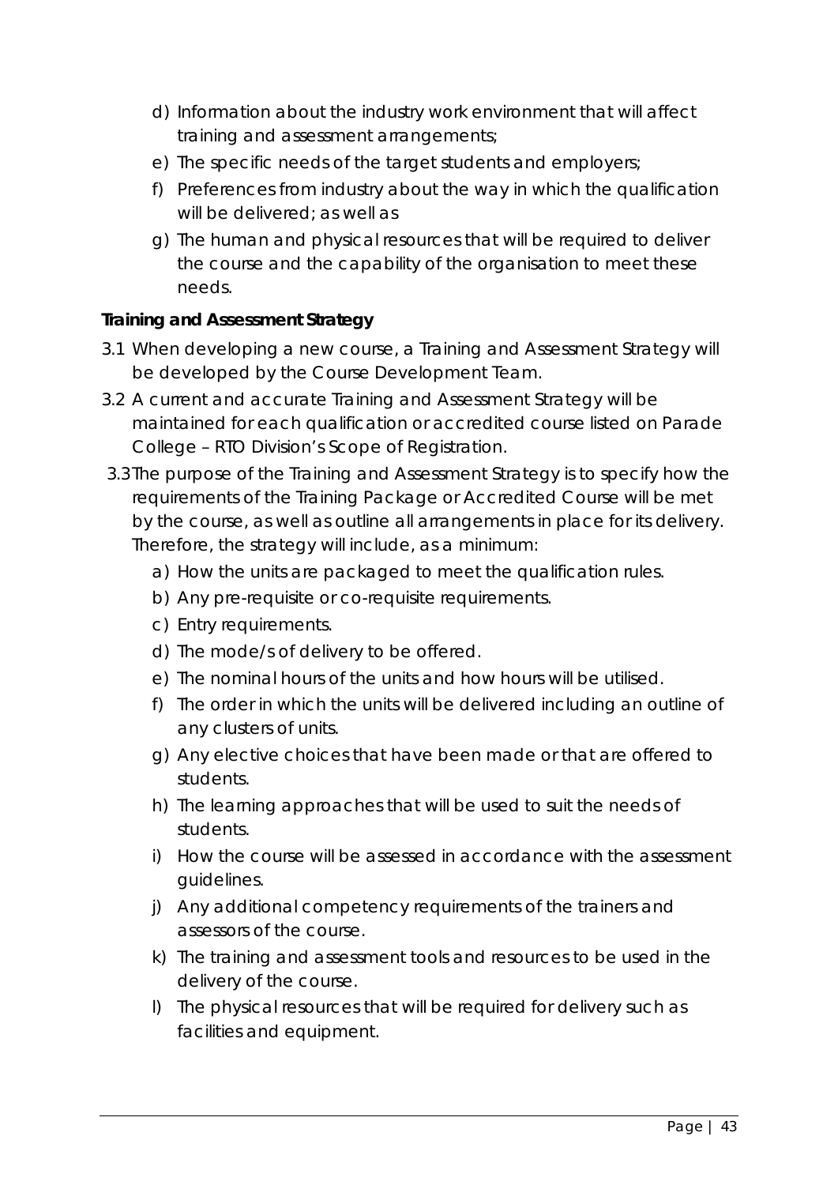d) Information about the industry work environment that will affect training and assessment arrangements;

e) The specific needs of the target students and employers;

f) Preferences from industry about the way in which the qualification will be delivered; as well as

g) The human and physical resources that will be required to deliver the course and the capability of the organisation to meet these needs.

**Training and Assessment Strategy**

3.1 When developing a new course, a Training and Assessment Strategy will be developed by the Course Development Team.

3.2 A current and accurate Training and Assessment Strategy will be maintained for each qualification or accredited course listed on Parade College – RTO Division's Scope of Registration.

3.3 The purpose of the Training and Assessment Strategy is to specify how the requirements of the Training Package or Accredited Course will be met by the course, as well as outline all arrangements in place for its delivery. Therefore, the strategy will include, as a minimum:

a) How the units are packaged to meet the qualification rules.

b) Any pre-requisite or co-requisite requirements.

c) Entry requirements.

d) The mode/s of delivery to be offered.

e) The nominal hours of the units and how hours will be utilised.

f) The order in which the units will be delivered including an outline of any clusters of units.

g) Any elective choices that have been made or that are offered to students.

h) The learning approaches that will be used to suit the needs of students.

i) How the course will be assessed in accordance with the assessment guidelines.

j) Any additional competency requirements of the trainers and assessors of the course.

k) The training and assessment tools and resources to be used in the delivery of the course.

l) The physical resources that will be required for delivery such as facilities and equipment.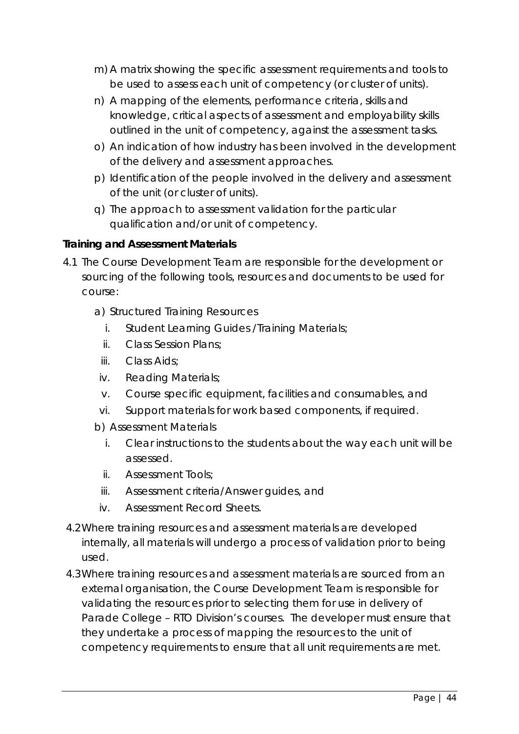m) A matrix showing the specific assessment requirements and tools to be used to assess each unit of competency (or cluster of units).

n) A mapping of the elements, performance criteria, skills and knowledge, critical aspects of assessment and employability skills outlined in the unit of competency, against the assessment tasks.

o) An indication of how industry has been involved in the development of the delivery and assessment approaches.

p) Identification of the people involved in the delivery and assessment of the unit (or cluster of units).

q) The approach to assessment validation for the particular qualification and/or unit of competency.

**Training and Assessment Materials**

4.1 The Course Development Team are responsible for the development or sourcing of the following tools, resources and documents to be used for course:

a) Structured Training Resources
   i. Student Learning Guides /Training Materials;
   ii. Class Session Plans;
   iii. Class Aids;
   iv. Reading Materials;
   v. Course specific equipment, facilities and consumables, and
   vi. Support materials for work based components, if required.

b) Assessment Materials
   i. Clear instructions to the students about the way each unit will be assessed.
   ii. Assessment Tools;
   iii. Assessment criteria/Answer guides, and
   iv. Assessment Record Sheets.

4.2 Where training resources and assessment materials are developed internally, all materials will undergo a process of validation prior to being used.

4.3 Where training resources and assessment materials are sourced from an external organisation, the Course Development Team is responsible for validating the resources prior to selecting them for use in delivery of Parade College – RTO Division's courses. The developer must ensure that they undertake a process of mapping the resources to the unit of competency requirements to ensure that all unit requirements are met.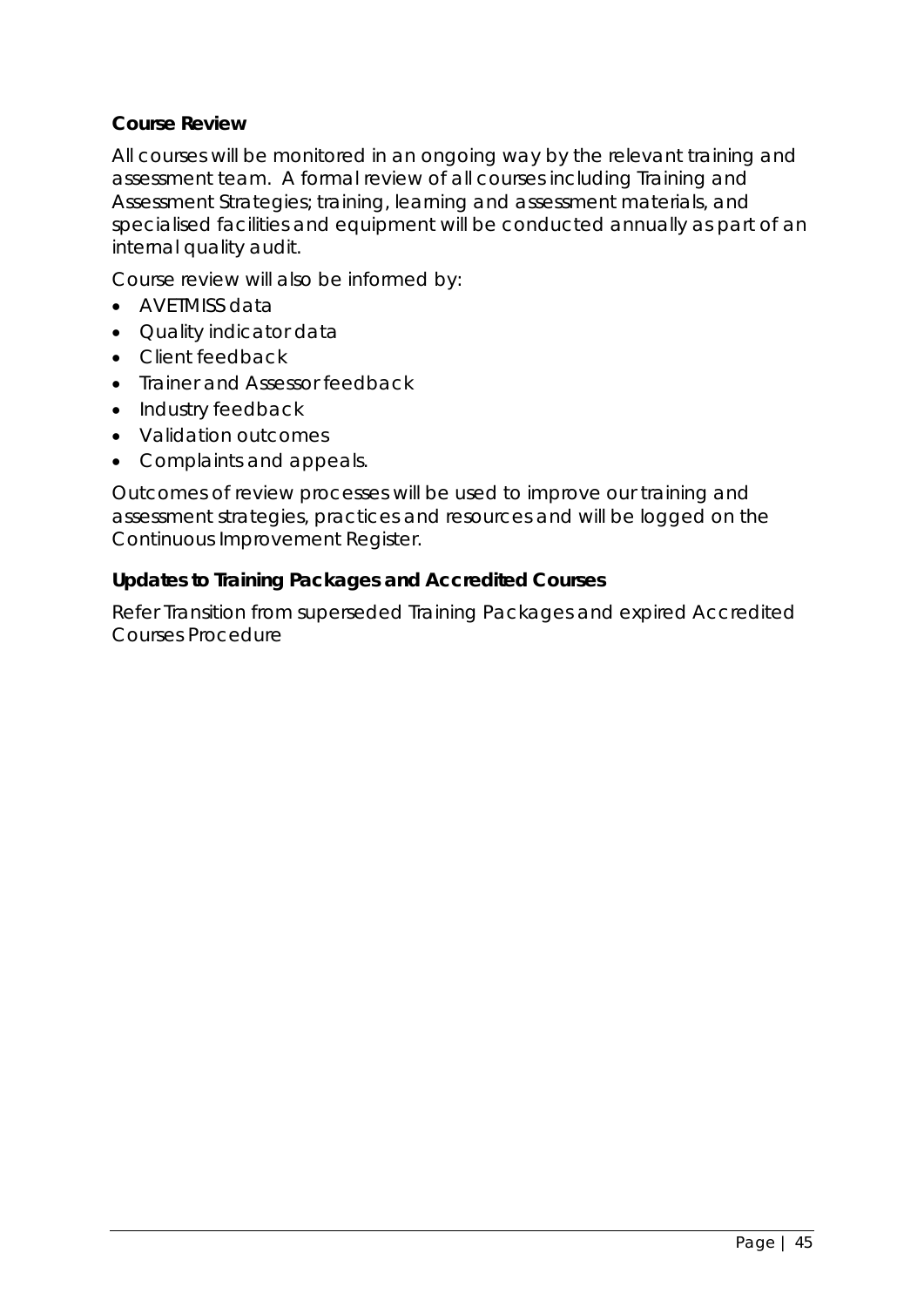### Course Review

All courses will be monitored in an ongoing way by the relevant training and assessment team. A formal review of all courses including Training and Assessment Strategies; training, learning and assessment materials, and specialised facilities and equipment will be conducted annually as part of an internal quality audit.

Course review will also be informed by:

- AVETMISS data
- Quality indicator data
- Client feedback
- Trainer and Assessor feedback
- Industry feedback
- Validation outcomes
- Complaints and appeals.

Outcomes of review processes will be used to improve our training and assessment strategies, practices and resources and will be logged on the Continuous Improvement Register.

### Updates to Training Packages and Accredited Courses

Refer Transition from superseded Training Packages and expired Accredited Courses Procedure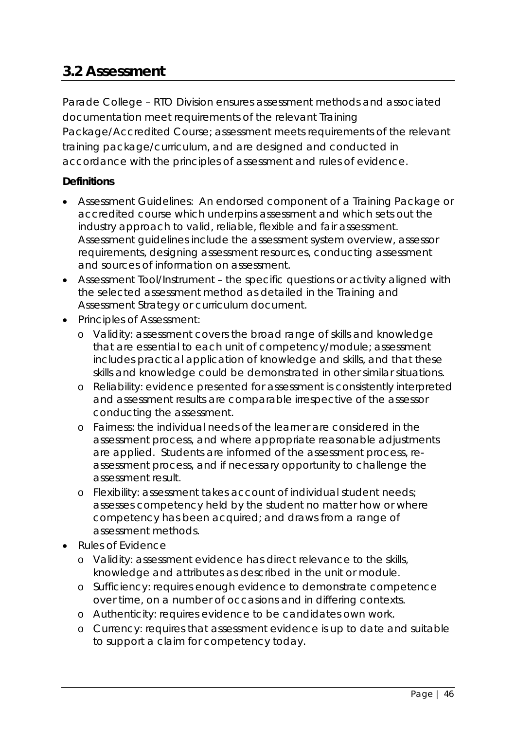## 3.2 Assessment

Parade College – RTO Division ensures assessment methods and associated documentation meet requirements of the relevant Training Package/Accredited Course; assessment meets requirements of the relevant training package/curriculum, and are designed and conducted in accordance with the principles of assessment and rules of evidence.

**Definitions**

- Assessment Guidelines: An endorsed component of a Training Package or accredited course which underpins assessment and which sets out the industry approach to valid, reliable, flexible and fair assessment. Assessment guidelines include the assessment system overview, assessor requirements, designing assessment resources, conducting assessment and sources of information on assessment.
- Assessment Tool/Instrument – the specific questions or activity aligned with the selected assessment method as detailed in the Training and Assessment Strategy or curriculum document.
- Principles of Assessment:
  - Validity: assessment covers the broad range of skills and knowledge that are essential to each unit of competency/module; assessment includes practical application of knowledge and skills, and that these skills and knowledge could be demonstrated in other similar situations.
  - Reliability: evidence presented for assessment is consistently interpreted and assessment results are comparable irrespective of the assessor conducting the assessment.
  - Fairness: the individual needs of the learner are considered in the assessment process, and where appropriate reasonable adjustments are applied. Students are informed of the assessment process, re-assessment process, and if necessary opportunity to challenge the assessment result.
  - Flexibility: assessment takes account of individual student needs; assesses competency held by the student no matter how or where competency has been acquired; and draws from a range of assessment methods.
- Rules of Evidence
  - Validity: assessment evidence has direct relevance to the skills, knowledge and attributes as described in the unit or module.
  - Sufficiency: requires enough evidence to demonstrate competence over time, on a number of occasions and in differing contexts.
  - Authenticity: requires evidence to be candidates own work.
  - Currency: requires that assessment evidence is up to date and suitable to support a claim for competency today.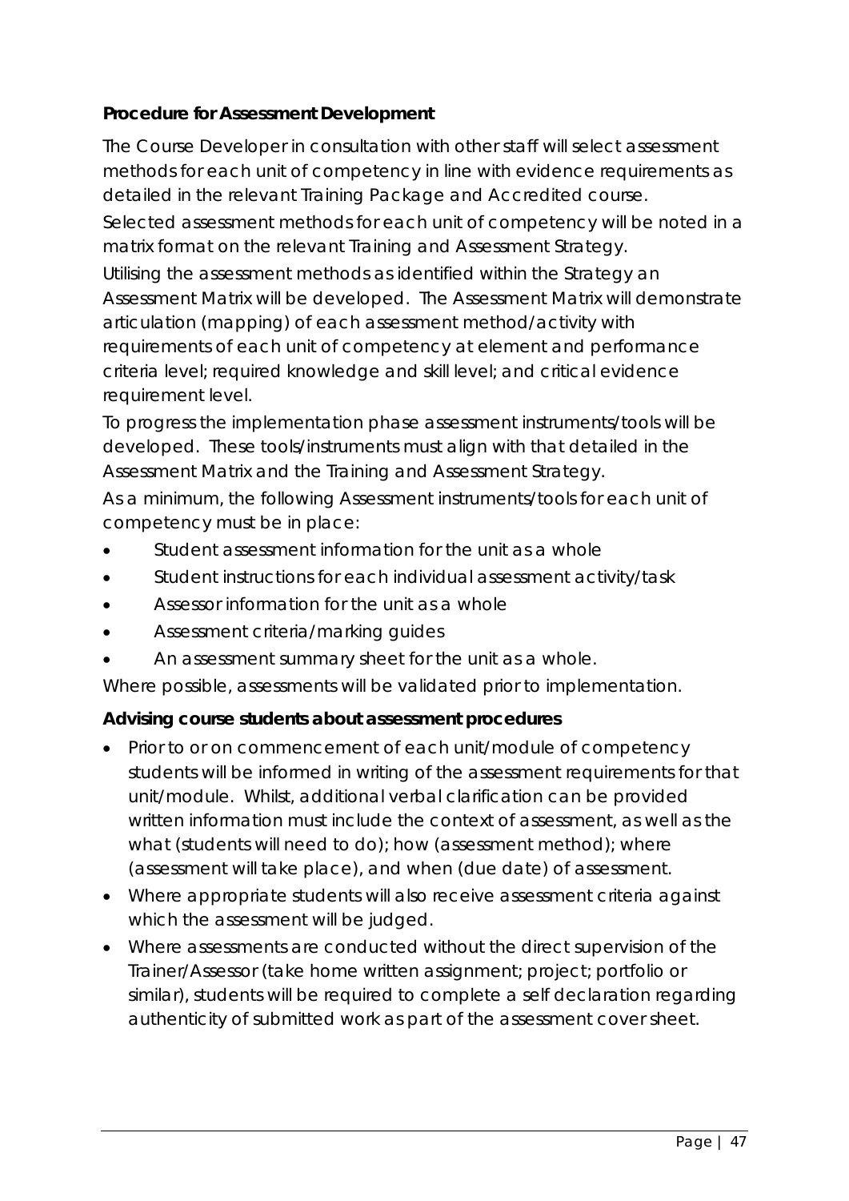**Procedure for Assessment Development**

The Course Developer in consultation with other staff will select assessment methods for each unit of competency in line with evidence requirements as detailed in the relevant Training Package and Accredited course.

Selected assessment methods for each unit of competency will be noted in a matrix format on the relevant Training and Assessment Strategy.

Utilising the assessment methods as identified within the Strategy an Assessment Matrix will be developed. The Assessment Matrix will demonstrate articulation (mapping) of each assessment method/activity with requirements of each unit of competency at element and performance criteria level; required knowledge and skill level; and critical evidence requirement level.

To progress the implementation phase assessment instruments/tools will be developed. These tools/instruments must align with that detailed in the Assessment Matrix and the Training and Assessment Strategy.

As a minimum, the following Assessment instruments/tools for each unit of competency must be in place:

- Student assessment information for the unit as a whole
- Student instructions for each individual assessment activity/task
- Assessor information for the unit as a whole
- Assessment criteria/marking guides
- An assessment summary sheet for the unit as a whole.

Where possible, assessments will be validated prior to implementation.

**Advising course students about assessment procedures**

- Prior to or on commencement of each unit/module of competency students will be informed in writing of the assessment requirements for that unit/module. Whilst, additional verbal clarification can be provided written information must include the context of assessment, as well as the what (students will need to do); how (assessment method); where (assessment will take place), and when (due date) of assessment.
- Where appropriate students will also receive assessment criteria against which the assessment will be judged.
- Where assessments are conducted without the direct supervision of the Trainer/Assessor (take home written assignment; project; portfolio or similar), students will be required to complete a self declaration regarding authenticity of submitted work as part of the assessment cover sheet.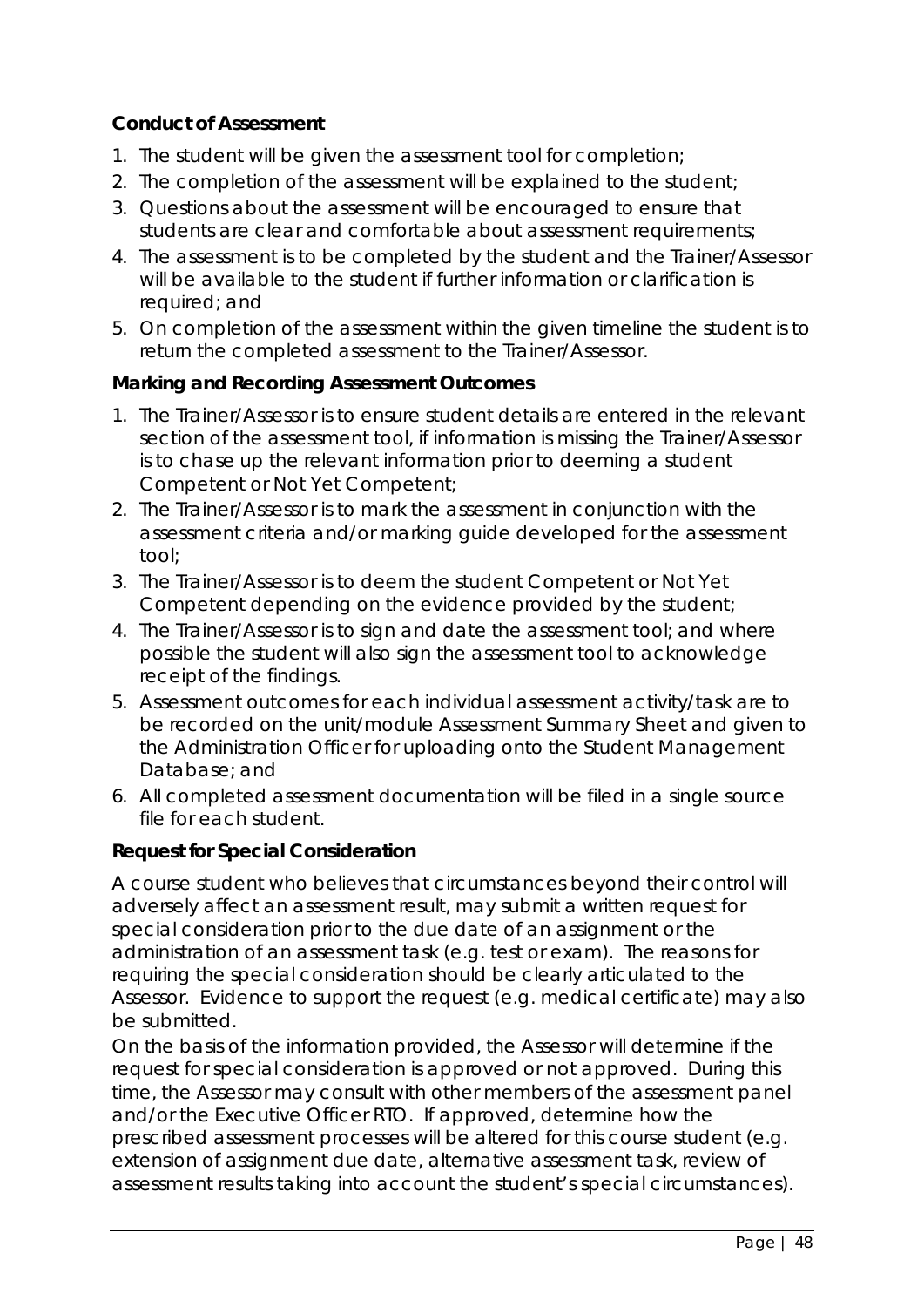**Conduct of Assessment**

1. The student will be given the assessment tool for completion;
2. The completion of the assessment will be explained to the student;
3. Questions about the assessment will be encouraged to ensure that students are clear and comfortable about assessment requirements;
4. The assessment is to be completed by the student and the Trainer/Assessor will be available to the student if further information or clarification is required; and
5. On completion of the assessment within the given timeline the student is to return the completed assessment to the Trainer/Assessor.

**Marking and Recording Assessment Outcomes**

1. The Trainer/Assessor is to ensure student details are entered in the relevant section of the assessment tool, if information is missing the Trainer/Assessor is to chase up the relevant information prior to deeming a student Competent or Not Yet Competent;
2. The Trainer/Assessor is to mark the assessment in conjunction with the assessment criteria and/or marking guide developed for the assessment tool;
3. The Trainer/Assessor is to deem the student Competent or Not Yet Competent depending on the evidence provided by the student;
4. The Trainer/Assessor is to sign and date the assessment tool; and where possible the student will also sign the assessment tool to acknowledge receipt of the findings.
5. Assessment outcomes for each individual assessment activity/task are to be recorded on the unit/module Assessment Summary Sheet and given to the Administration Officer for uploading onto the Student Management Database; and
6. All completed assessment documentation will be filed in a single source file for each student.

**Request for Special Consideration**

A course student who believes that circumstances beyond their control will adversely affect an assessment result, may submit a written request for special consideration prior to the due date of an assignment or the administration of an assessment task (e.g. test or exam). The reasons for requiring the special consideration should be clearly articulated to the Assessor. Evidence to support the request (e.g. medical certificate) may also be submitted.

On the basis of the information provided, the Assessor will determine if the request for special consideration is approved or not approved. During this time, the Assessor may consult with other members of the assessment panel and/or the Executive Officer RTO. If approved, determine how the prescribed assessment processes will be altered for this course student (e.g. extension of assignment due date, alternative assessment task, review of assessment results taking into account the student's special circumstances).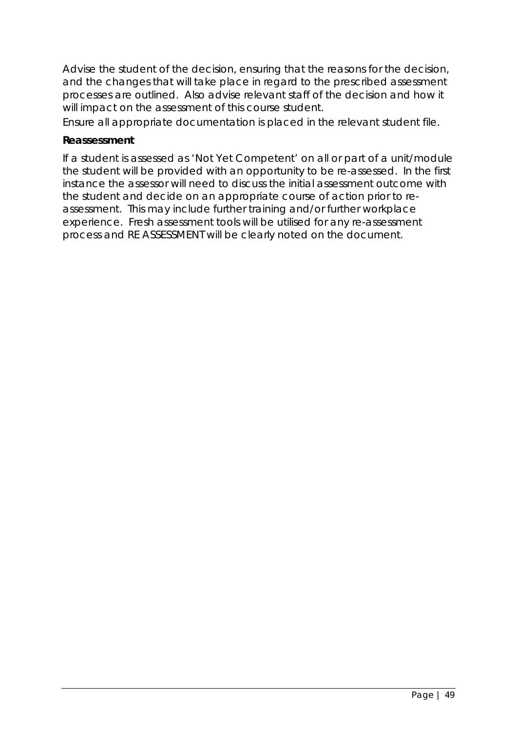Advise the student of the decision, ensuring that the reasons for the decision, and the changes that will take place in regard to the prescribed assessment processes are outlined. Also advise relevant staff of the decision and how it will impact on the assessment of this course student.

Ensure all appropriate documentation is placed in the relevant student file.

**Reassessment**

If a student is assessed as 'Not Yet Competent' on all or part of a unit/module the student will be provided with an opportunity to be re-assessed. In the first instance the assessor will need to discuss the initial assessment outcome with the student and decide on an appropriate course of action prior to re-assessment. This may include further training and/or further workplace experience. Fresh assessment tools will be utilised for any re-assessment process and RE ASSESSMENT will be clearly noted on the document.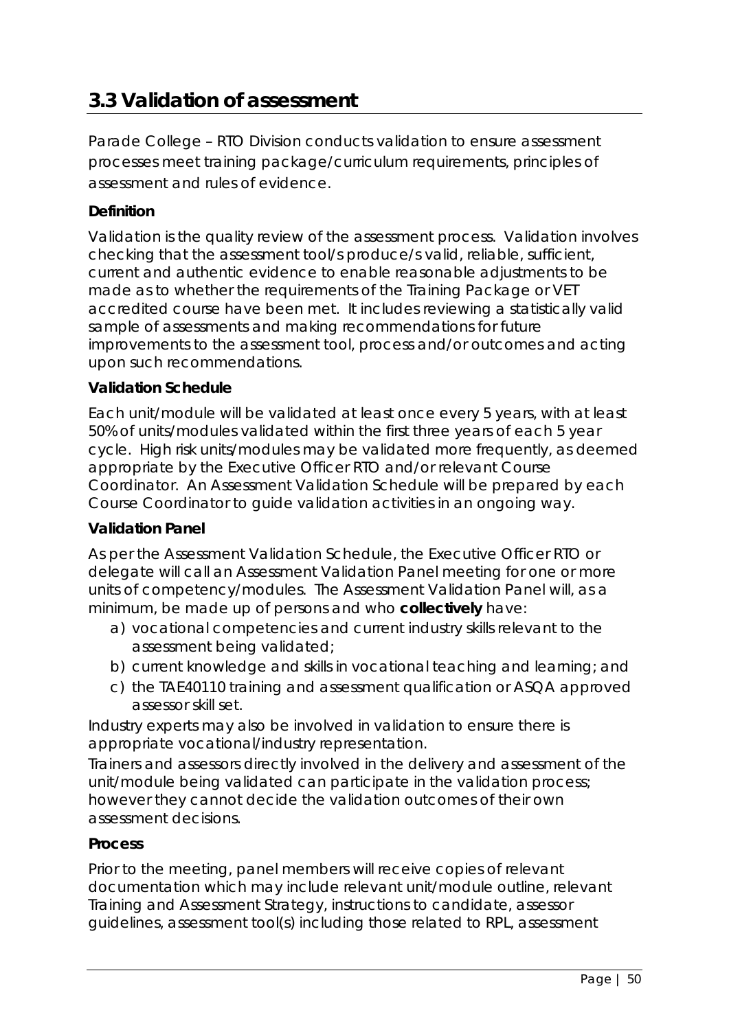## 3.3 Validation of assessment

Parade College – RTO Division conducts validation to ensure assessment processes meet training package/curriculum requirements, principles of assessment and rules of evidence.

**Definition**

Validation is the quality review of the assessment process. Validation involves checking that the assessment tool/s produce/s valid, reliable, sufficient, current and authentic evidence to enable reasonable adjustments to be made as to whether the requirements of the Training Package or VET accredited course have been met. It includes reviewing a statistically valid sample of assessments and making recommendations for future improvements to the assessment tool, process and/or outcomes and acting upon such recommendations.

**Validation Schedule**

Each unit/module will be validated at least once every 5 years, with at least 50% of units/modules validated within the first three years of each 5 year cycle. High risk units/modules may be validated more frequently, as deemed appropriate by the Executive Officer RTO and/or relevant Course Coordinator. An Assessment Validation Schedule will be prepared by each Course Coordinator to guide validation activities in an ongoing way.

**Validation Panel**

As per the Assessment Validation Schedule, the Executive Officer RTO or delegate will call an Assessment Validation Panel meeting for one or more units of competency/modules. The Assessment Validation Panel will, as a minimum, be made up of persons and who **collectively** have:

a) vocational competencies and current industry skills relevant to the assessment being validated;
b) current knowledge and skills in vocational teaching and learning; and
c) the TAE40110 training and assessment qualification or ASQA approved assessor skill set.

Industry experts may also be involved in validation to ensure there is appropriate vocational/industry representation.

Trainers and assessors directly involved in the delivery and assessment of the unit/module being validated can participate in the validation process; however they cannot decide the validation outcomes of their own assessment decisions.

**Process**

Prior to the meeting, panel members will receive copies of relevant documentation which may include relevant unit/module outline, relevant Training and Assessment Strategy, instructions to candidate, assessor guidelines, assessment tool(s) including those related to RPL, assessment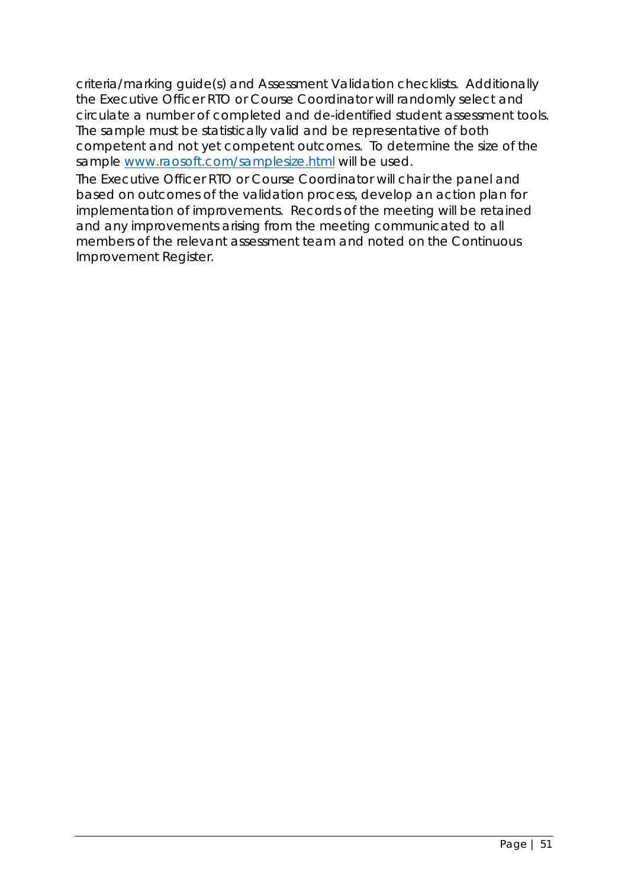criteria/marking guide(s) and Assessment Validation checklists. Additionally the Executive Officer RTO or Course Coordinator will randomly select and circulate a number of completed and de-identified student assessment tools. The sample must be statistically valid and be representative of both competent and not yet competent outcomes. To determine the size of the sample [www.raosoft.com/samplesize.html](www.raosoft.com/samplesize.html) will be used.

The Executive Officer RTO or Course Coordinator will chair the panel and based on outcomes of the validation process, develop an action plan for implementation of improvements. Records of the meeting will be retained and any improvements arising from the meeting communicated to all members of the relevant assessment team and noted on the Continuous Improvement Register.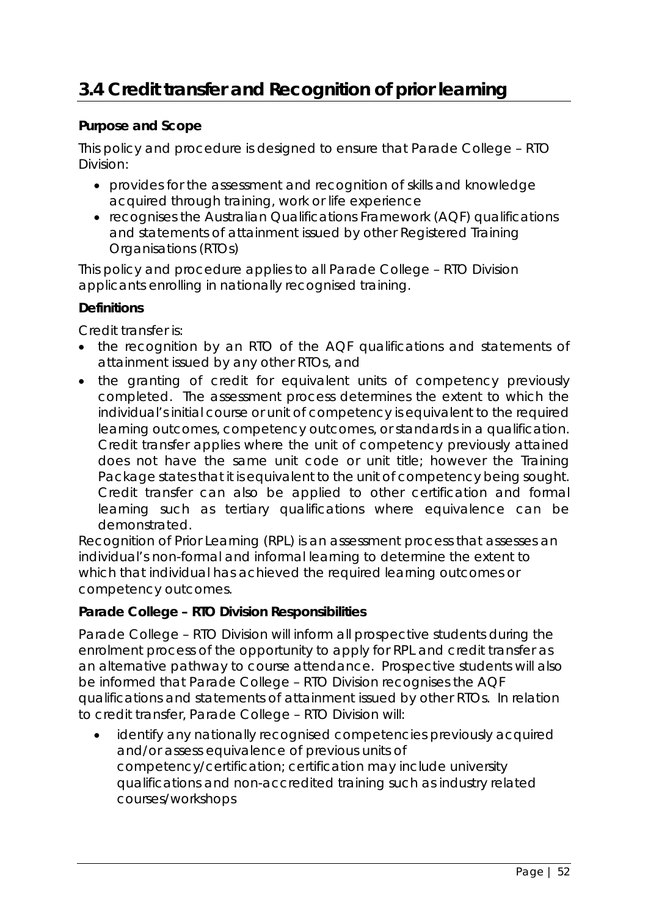# 3.4 Credit transfer and Recognition of prior learning

**Purpose and Scope**

This policy and procedure is designed to ensure that Parade College – RTO Division:

- provides for the assessment and recognition of skills and knowledge acquired through training, work or life experience
- recognises the Australian Qualifications Framework (AQF) qualifications and statements of attainment issued by other Registered Training Organisations (RTOs)

This policy and procedure applies to all Parade College – RTO Division applicants enrolling in nationally recognised training.

**Definitions**

Credit transfer is:

- the recognition by an RTO of the AQF qualifications and statements of attainment issued by any other RTOs, and
- the granting of credit for equivalent units of competency previously completed. The assessment process determines the extent to which the individual's initial course or unit of competency is equivalent to the required learning outcomes, competency outcomes, or standards in a qualification. Credit transfer applies where the unit of competency previously attained does not have the same unit code or unit title; however the Training Package states that it is equivalent to the unit of competency being sought. Credit transfer can also be applied to other certification and formal learning such as tertiary qualifications where equivalence can be demonstrated.

Recognition of Prior Learning (RPL) is an assessment process that assesses an individual's non-formal and informal learning to determine the extent to which that individual has achieved the required learning outcomes or competency outcomes.

**Parade College – RTO Division Responsibilities**

Parade College – RTO Division will inform all prospective students during the enrolment process of the opportunity to apply for RPL and credit transfer as an alternative pathway to course attendance. Prospective students will also be informed that Parade College – RTO Division recognises the AQF qualifications and statements of attainment issued by other RTOs. In relation to credit transfer, Parade College – RTO Division will:

- identify any nationally recognised competencies previously acquired and/or assess equivalence of previous units of competency/certification; certification may include university qualifications and non-accredited training such as industry related courses/workshops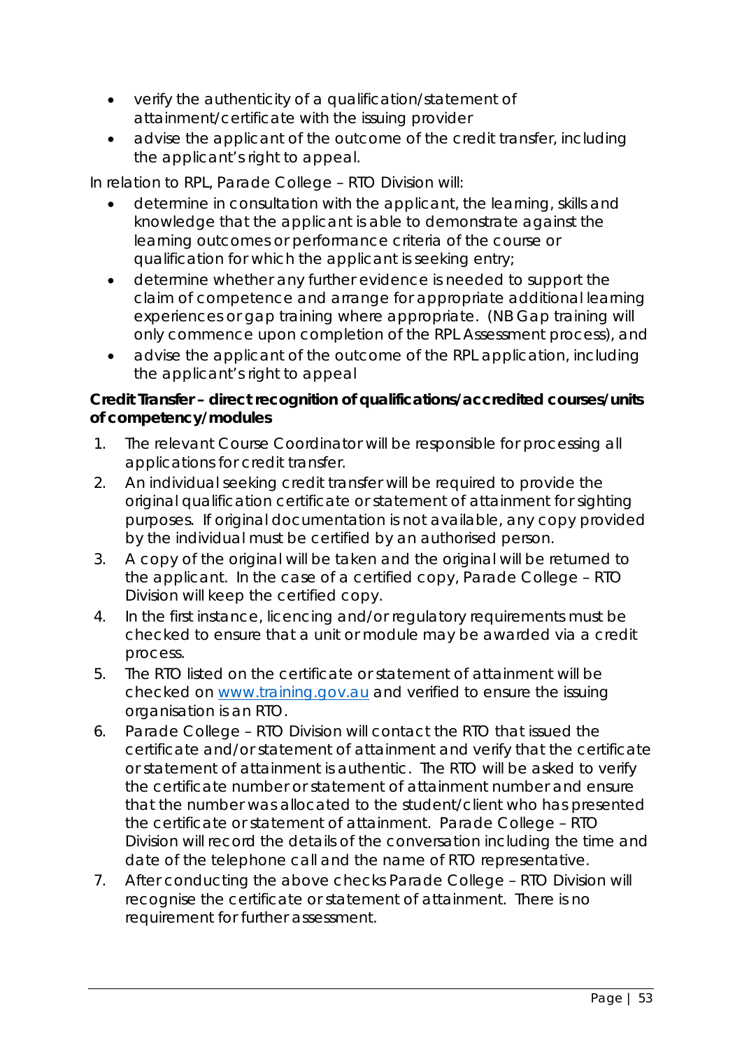- verify the authenticity of a qualification/statement of attainment/certificate with the issuing provider
- advise the applicant of the outcome of the credit transfer, including the applicant's right to appeal.

In relation to RPL, Parade College – RTO Division will:

- determine in consultation with the applicant, the learning, skills and knowledge that the applicant is able to demonstrate against the learning outcomes or performance criteria of the course or qualification for which the applicant is seeking entry;
- determine whether any further evidence is needed to support the claim of competence and arrange for appropriate additional learning experiences or gap training where appropriate. (NB Gap training will only commence upon completion of the RPL Assessment process), and
- advise the applicant of the outcome of the RPL application, including the applicant's right to appeal

**Credit Transfer – direct recognition of qualifications/accredited courses/units of competency/modules**

1. The relevant Course Coordinator will be responsible for processing all applications for credit transfer.
2. An individual seeking credit transfer will be required to provide the original qualification certificate or statement of attainment for sighting purposes. If original documentation is not available, any copy provided by the individual must be certified by an authorised person.
3. A copy of the original will be taken and the original will be returned to the applicant. In the case of a certified copy, Parade College – RTO Division will keep the certified copy.
4. In the first instance, licencing and/or regulatory requirements must be checked to ensure that a unit or module may be awarded via a credit process.
5. The RTO listed on the certificate or statement of attainment will be checked on [www.training.gov.au](http://www.training.gov.au) and verified to ensure the issuing organisation is an RTO.
6. Parade College – RTO Division will contact the RTO that issued the certificate and/or statement of attainment and verify that the certificate or statement of attainment is authentic. The RTO will be asked to verify the certificate number or statement of attainment number and ensure that the number was allocated to the student/client who has presented the certificate or statement of attainment. Parade College – RTO Division will record the details of the conversation including the time and date of the telephone call and the name of RTO representative.
7. After conducting the above checks Parade College – RTO Division will recognise the certificate or statement of attainment. There is no requirement for further assessment.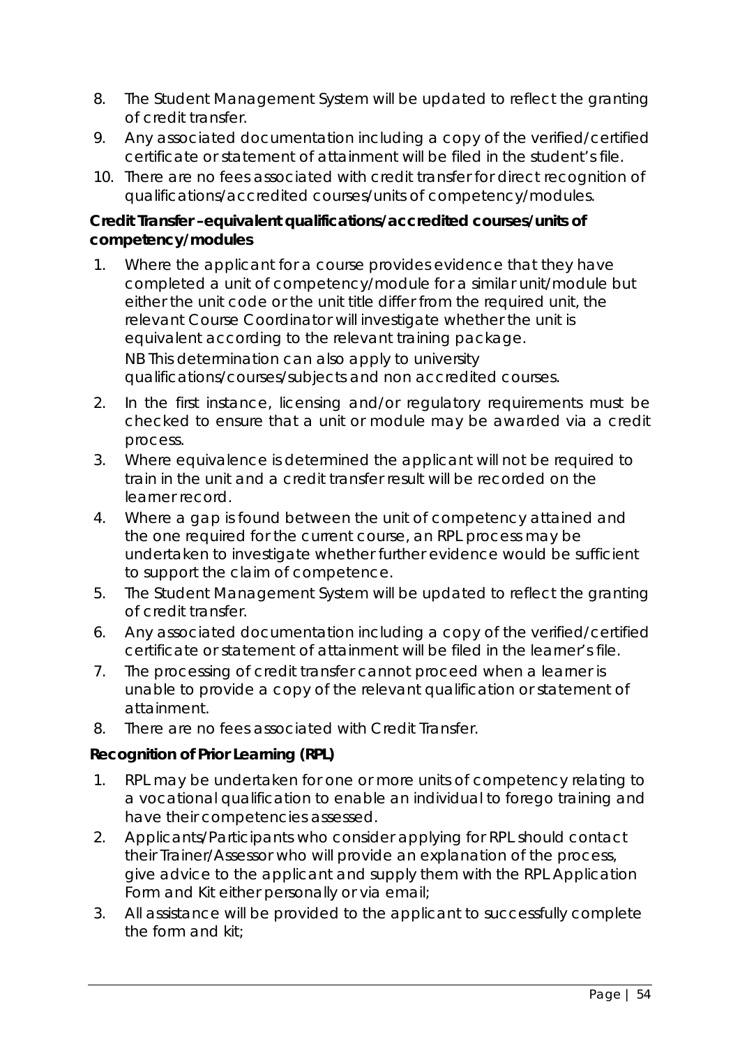8. The Student Management System will be updated to reflect the granting of credit transfer.
9. Any associated documentation including a copy of the verified/certified certificate or statement of attainment will be filed in the student's file.
10. There are no fees associated with credit transfer for direct recognition of qualifications/accredited courses/units of competency/modules.

**Credit Transfer –equivalent qualifications/accredited courses/units of competency/modules**

1. Where the applicant for a course provides evidence that they have completed a unit of competency/module for a similar unit/module but either the unit code or the unit title differ from the required unit, the relevant Course Coordinator will investigate whether the unit is equivalent according to the relevant training package.
   NB This determination can also apply to university qualifications/courses/subjects and non accredited courses.
2. In the first instance, licensing and/or regulatory requirements must be checked to ensure that a unit or module may be awarded via a credit process.
3. Where equivalence is determined the applicant will not be required to train in the unit and a credit transfer result will be recorded on the learner record.
4. Where a gap is found between the unit of competency attained and the one required for the current course, an RPL process may be undertaken to investigate whether further evidence would be sufficient to support the claim of competence.
5. The Student Management System will be updated to reflect the granting of credit transfer.
6. Any associated documentation including a copy of the verified/certified certificate or statement of attainment will be filed in the learner's file.
7. The processing of credit transfer cannot proceed when a learner is unable to provide a copy of the relevant qualification or statement of attainment.
8. There are no fees associated with Credit Transfer.

**Recognition of Prior Learning (RPL)**

1. RPL may be undertaken for one or more units of competency relating to a vocational qualification to enable an individual to forego training and have their competencies assessed.
2. Applicants/Participants who consider applying for RPL should contact their Trainer/Assessor who will provide an explanation of the process, give advice to the applicant and supply them with the RPL Application Form and Kit either personally or via email;
3. All assistance will be provided to the applicant to successfully complete the form and kit;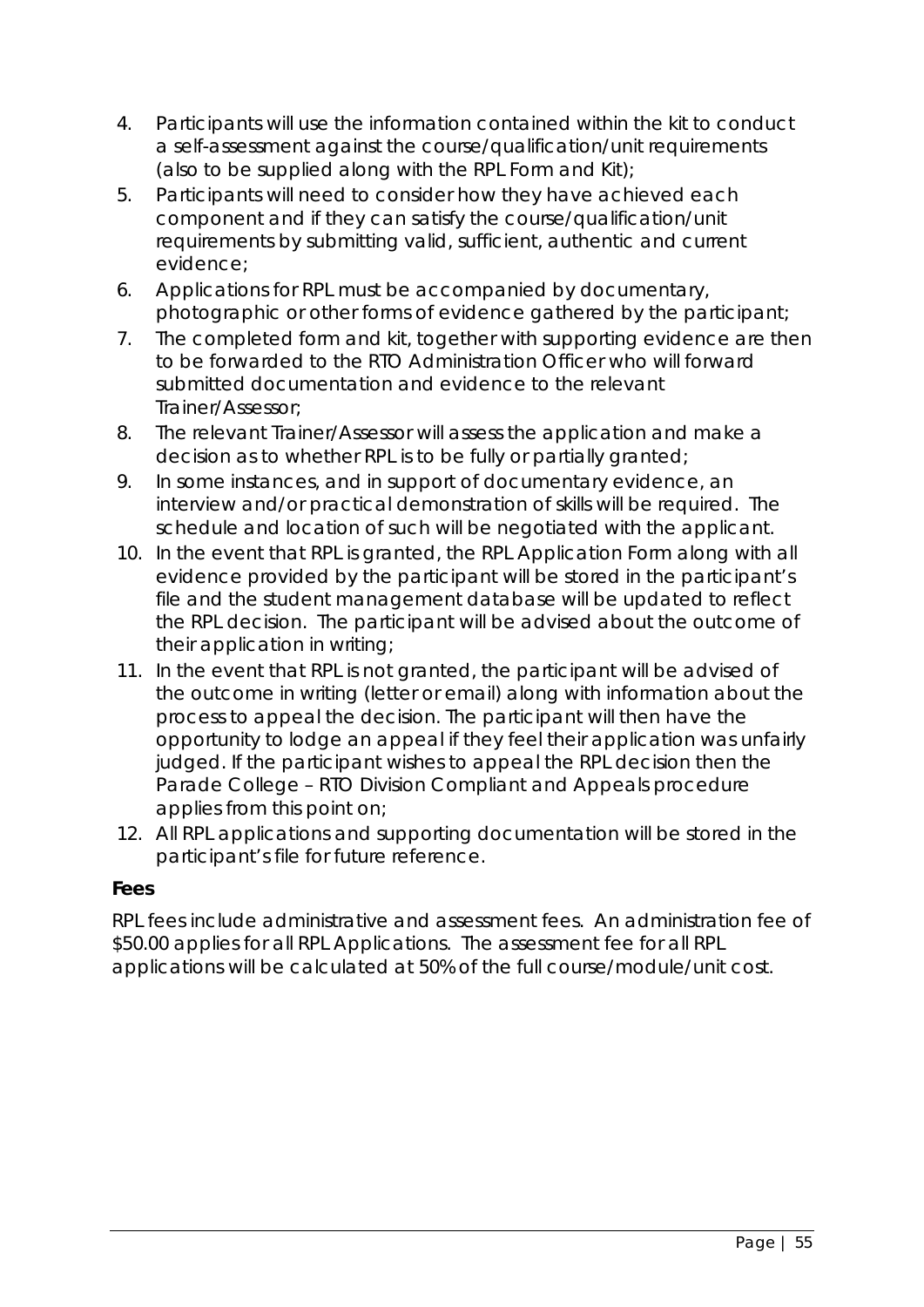4. Participants will use the information contained within the kit to conduct a self-assessment against the course/qualification/unit requirements (also to be supplied along with the RPL Form and Kit);
5. Participants will need to consider how they have achieved each component and if they can satisfy the course/qualification/unit requirements by submitting valid, sufficient, authentic and current evidence;
6. Applications for RPL must be accompanied by documentary, photographic or other forms of evidence gathered by the participant;
7. The completed form and kit, together with supporting evidence are then to be forwarded to the RTO Administration Officer who will forward submitted documentation and evidence to the relevant Trainer/Assessor;
8. The relevant Trainer/Assessor will assess the application and make a decision as to whether RPL is to be fully or partially granted;
9. In some instances, and in support of documentary evidence, an interview and/or practical demonstration of skills will be required. The schedule and location of such will be negotiated with the applicant.
10. In the event that RPL is granted, the RPL Application Form along with all evidence provided by the participant will be stored in the participant's file and the student management database will be updated to reflect the RPL decision. The participant will be advised about the outcome of their application in writing;
11. In the event that RPL is not granted, the participant will be advised of the outcome in writing (letter or email) along with information about the process to appeal the decision. The participant will then have the opportunity to lodge an appeal if they feel their application was unfairly judged. If the participant wishes to appeal the RPL decision then the Parade College – RTO Division Compliant and Appeals procedure applies from this point on;
12. All RPL applications and supporting documentation will be stored in the participant's file for future reference.

**Fees**

RPL fees include administrative and assessment fees. An administration fee of $50.00 applies for all RPL Applications. The assessment fee for all RPL applications will be calculated at 50% of the full course/module/unit cost.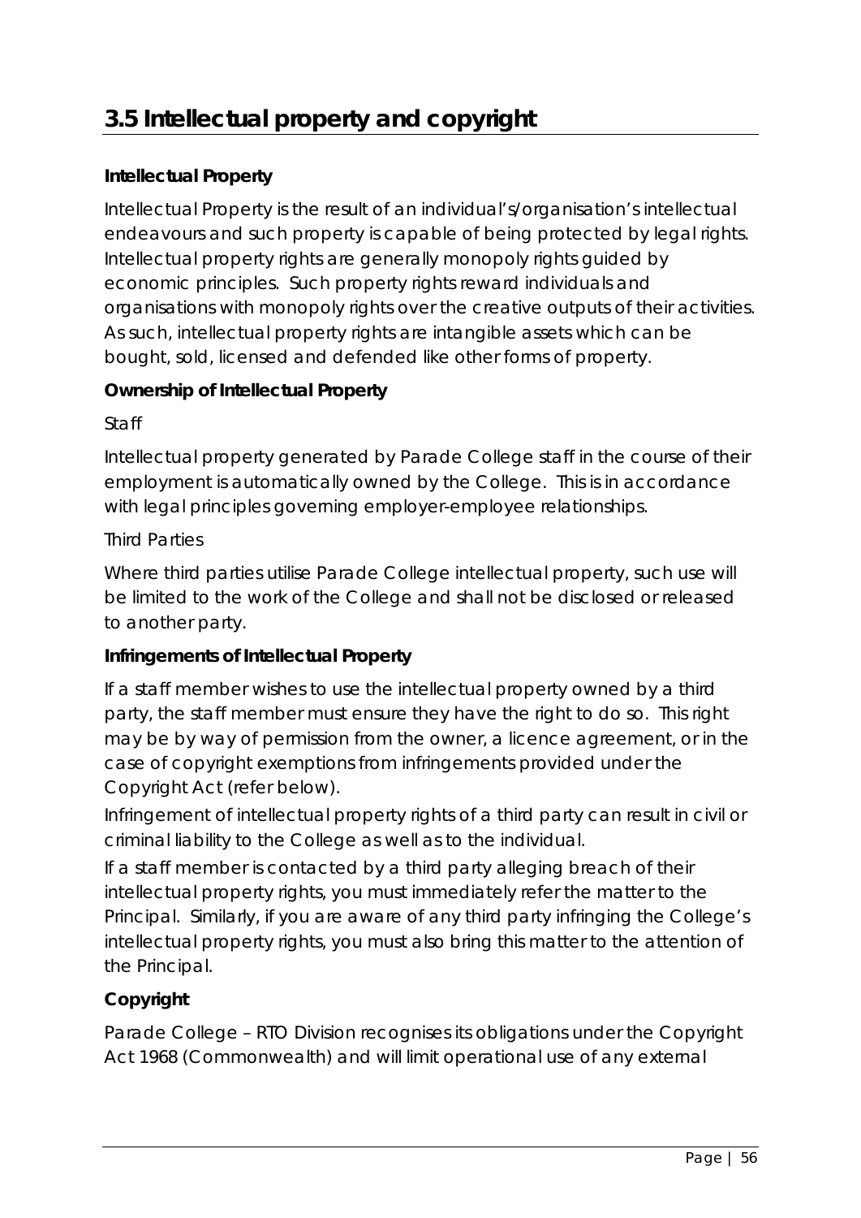## 3.5 Intellectual property and copyright

**Intellectual Property**

Intellectual Property is the result of an individual's/organisation's intellectual endeavours and such property is capable of being protected by legal rights. Intellectual property rights are generally monopoly rights guided by economic principles. Such property rights reward individuals and organisations with monopoly rights over the creative outputs of their activities. As such, intellectual property rights are intangible assets which can be bought, sold, licensed and defended like other forms of property.

**Ownership of Intellectual Property**

Staff

Intellectual property generated by Parade College staff in the course of their employment is automatically owned by the College. This is in accordance with legal principles governing employer-employee relationships.

Third Parties

Where third parties utilise Parade College intellectual property, such use will be limited to the work of the College and shall not be disclosed or released to another party.

**Infringements of Intellectual Property**

If a staff member wishes to use the intellectual property owned by a third party, the staff member must ensure they have the right to do so. This right may be by way of permission from the owner, a licence agreement, or in the case of copyright exemptions from infringements provided under the Copyright Act (refer below).

Infringement of intellectual property rights of a third party can result in civil or criminal liability to the College as well as to the individual.

If a staff member is contacted by a third party alleging breach of their intellectual property rights, you must immediately refer the matter to the Principal. Similarly, if you are aware of any third party infringing the College's intellectual property rights, you must also bring this matter to the attention of the Principal.

**Copyright**

Parade College – RTO Division recognises its obligations under the Copyright Act 1968 (Commonwealth) and will limit operational use of any external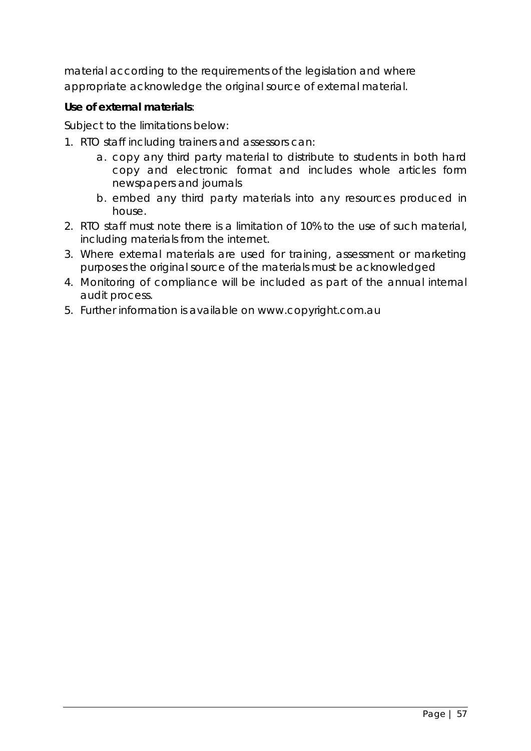material according to the requirements of the legislation and where appropriate acknowledge the original source of external material.

**Use of external materials**:

Subject to the limitations below:

1. RTO staff including trainers and assessors can:
    a. copy any third party material to distribute to students in both hard copy and electronic format and includes whole articles form newspapers and journals
    b. embed any third party materials into any resources produced in house.
2. RTO staff must note there is a limitation of 10% to the use of such material, including materials from the internet.
3. Where external materials are used for training, assessment or marketing purposes the original source of the materials must be acknowledged
4. Monitoring of compliance will be included as part of the annual internal audit process.
5. Further information is available on www.copyright.com.au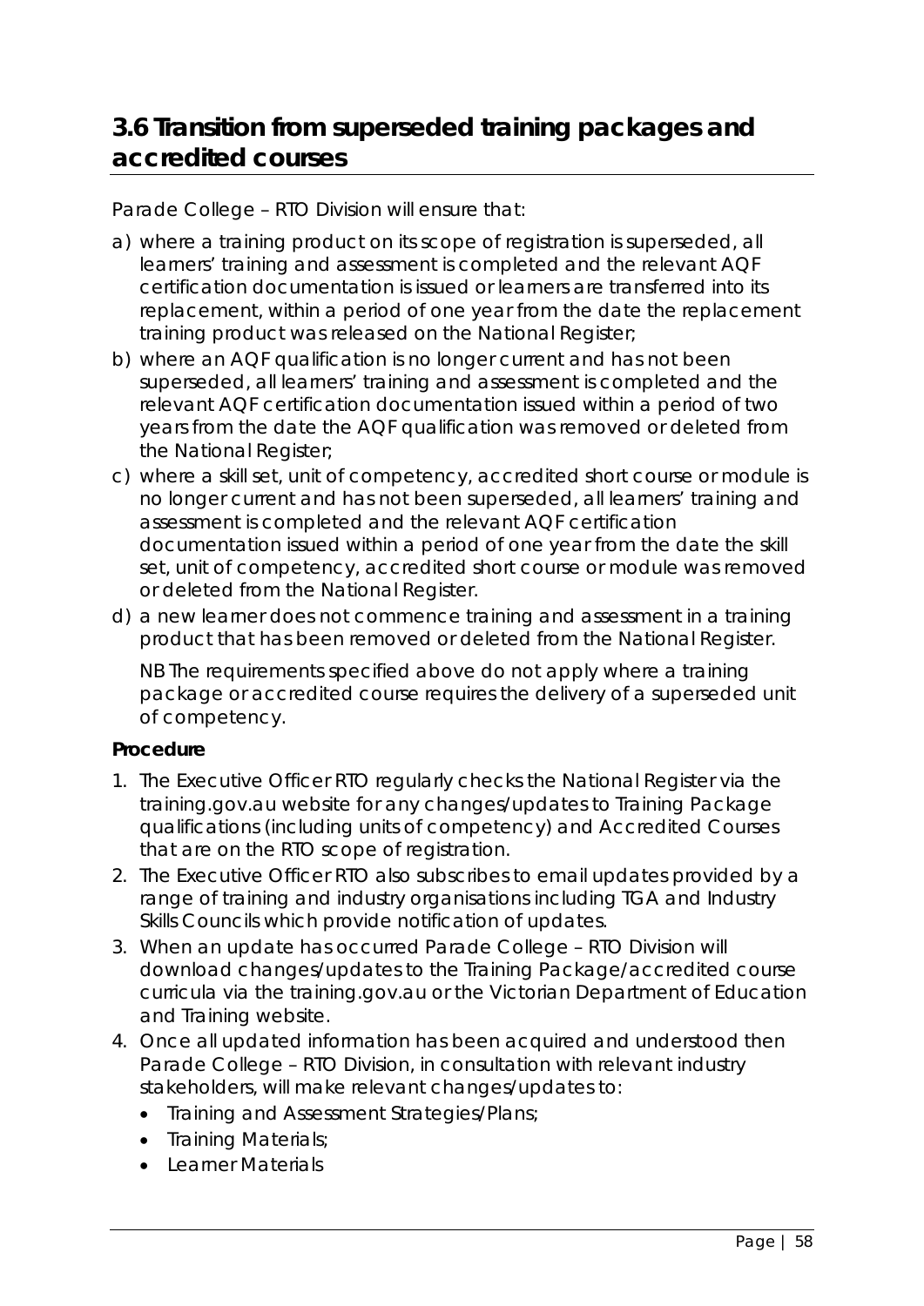## 3.6 Transition from superseded training packages and accredited courses

Parade College – RTO Division will ensure that:

a) where a training product on its scope of registration is superseded, all learners' training and assessment is completed and the relevant AQF certification documentation is issued or learners are transferred into its replacement, within a period of one year from the date the replacement training product was released on the National Register;

b) where an AQF qualification is no longer current and has not been superseded, all learners' training and assessment is completed and the relevant AQF certification documentation issued within a period of two years from the date the AQF qualification was removed or deleted from the National Register;

c) where a skill set, unit of competency, accredited short course or module is no longer current and has not been superseded, all learners' training and assessment is completed and the relevant AQF certification documentation issued within a period of one year from the date the skill set, unit of competency, accredited short course or module was removed or deleted from the National Register.

d) a new learner does not commence training and assessment in a training product that has been removed or deleted from the National Register.

NB The requirements specified above do not apply where a training package or accredited course requires the delivery of a superseded unit of competency.

**Procedure**

1. The Executive Officer RTO regularly checks the National Register via the training.gov.au website for any changes/updates to Training Package qualifications (including units of competency) and Accredited Courses that are on the RTO scope of registration.
2. The Executive Officer RTO also subscribes to email updates provided by a range of training and industry organisations including TGA and Industry Skills Councils which provide notification of updates.
3. When an update has occurred Parade College – RTO Division will download changes/updates to the Training Package/accredited course curricula via the training.gov.au or the Victorian Department of Education and Training website.
4. Once all updated information has been acquired and understood then Parade College – RTO Division, in consultation with relevant industry stakeholders, will make relevant changes/updates to:
   - Training and Assessment Strategies/Plans;
   - Training Materials;
   - Learner Materials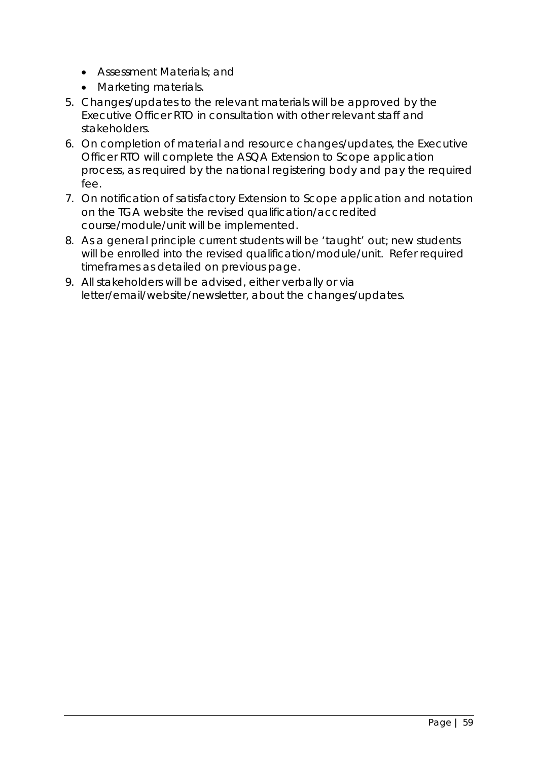- Assessment Materials; and
- Marketing materials.

5. Changes/updates to the relevant materials will be approved by the Executive Officer RTO in consultation with other relevant staff and stakeholders.
6. On completion of material and resource changes/updates, the Executive Officer RTO will complete the ASQA Extension to Scope application process, as required by the national registering body and pay the required fee.
7. On notification of satisfactory Extension to Scope application and notation on the TGA website the revised qualification/accredited course/module/unit will be implemented.
8. As a general principle current students will be 'taught' out; new students will be enrolled into the revised qualification/module/unit. Refer required timeframes as detailed on previous page.
9. All stakeholders will be advised, either verbally or via letter/email/website/newsletter, about the changes/updates.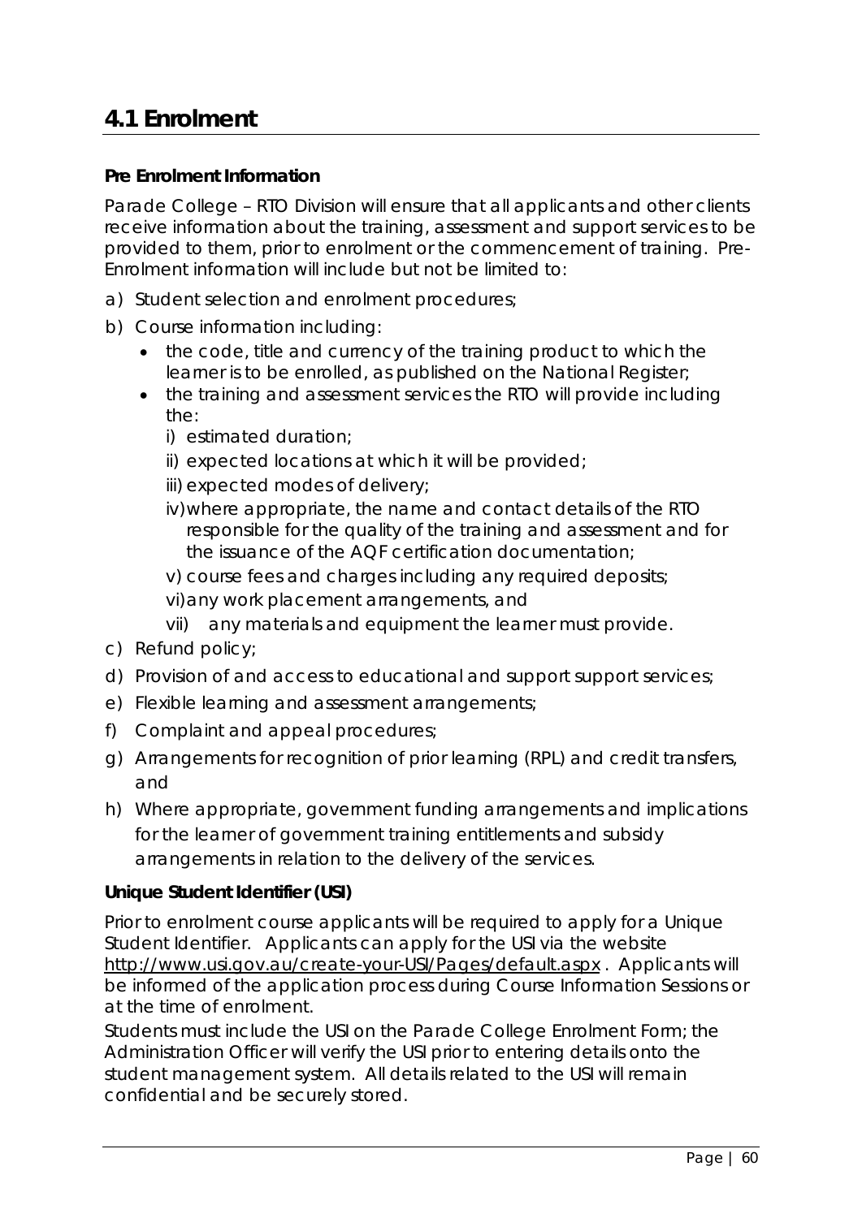## 4.1 Enrolment

**Pre Enrolment Information**

Parade College – RTO Division will ensure that all applicants and other clients receive information about the training, assessment and support services to be provided to them, prior to enrolment or the commencement of training. Pre-Enrolment information will include but not be limited to:

a) Student selection and enrolment procedures;

b) Course information including:
   - the code, title and currency of the training product to which the learner is to be enrolled, as published on the National Register;
   - the training and assessment services the RTO will provide including the:
     i) estimated duration;
     ii) expected locations at which it will be provided;
     iii) expected modes of delivery;
     iv) where appropriate, the name and contact details of the RTO responsible for the quality of the training and assessment and for the issuance of the AQF certification documentation;
     v) course fees and charges including any required deposits;
     vi) any work placement arrangements, and
     vii) any materials and equipment the learner must provide.

c) Refund policy;

d) Provision of and access to educational and support support services;

e) Flexible learning and assessment arrangements;

f) Complaint and appeal procedures;

g) Arrangements for recognition of prior learning (RPL) and credit transfers, and

h) Where appropriate, government funding arrangements and implications for the learner of government training entitlements and subsidy arrangements in relation to the delivery of the services.

**Unique Student Identifier (USI)**

Prior to enrolment course applicants will be required to apply for a Unique Student Identifier. Applicants can apply for the USI via the website http://www.usi.gov.au/create-your-USI/Pages/default.aspx . Applicants will be informed of the application process during Course Information Sessions or at the time of enrolment.

Students must include the USI on the Parade College Enrolment Form; the Administration Officer will verify the USI prior to entering details onto the student management system. All details related to the USI will remain confidential and be securely stored.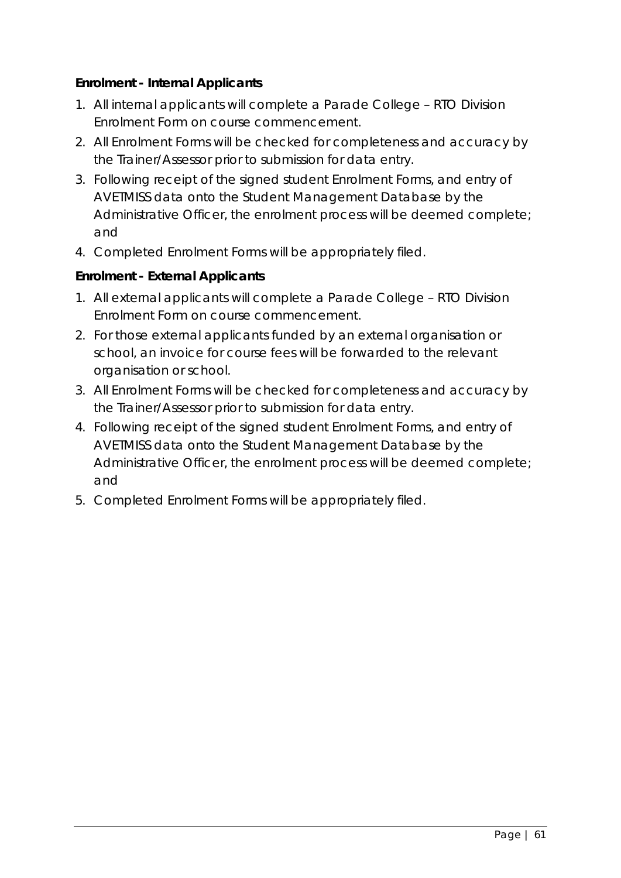**Enrolment - Internal Applicants**

1. All internal applicants will complete a Parade College – RTO Division Enrolment Form on course commencement.
2. All Enrolment Forms will be checked for completeness and accuracy by the Trainer/Assessor prior to submission for data entry.
3. Following receipt of the signed student Enrolment Forms, and entry of AVETMISS data onto the Student Management Database by the Administrative Officer, the enrolment process will be deemed complete; and
4. Completed Enrolment Forms will be appropriately filed.

**Enrolment - External Applicants**

1. All external applicants will complete a Parade College – RTO Division Enrolment Form on course commencement.
2. For those external applicants funded by an external organisation or school, an invoice for course fees will be forwarded to the relevant organisation or school.
3. All Enrolment Forms will be checked for completeness and accuracy by the Trainer/Assessor prior to submission for data entry.
4. Following receipt of the signed student Enrolment Forms, and entry of AVETMISS data onto the Student Management Database by the Administrative Officer, the enrolment process will be deemed complete; and
5. Completed Enrolment Forms will be appropriately filed.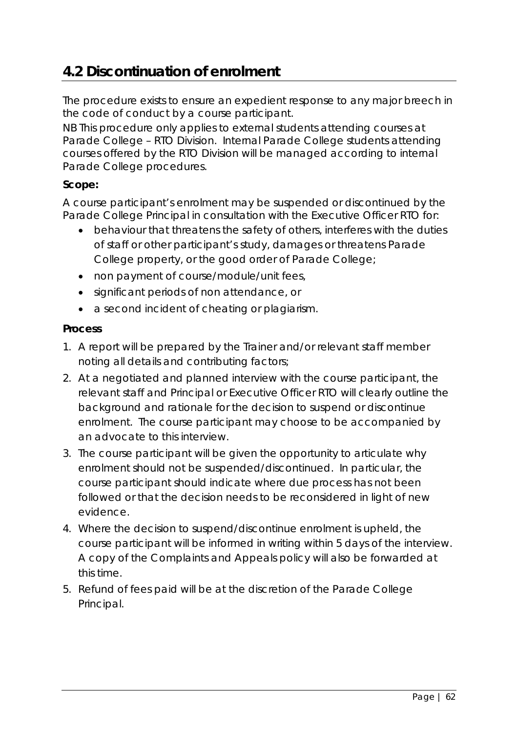## 4.2 Discontinuation of enrolment

The procedure exists to ensure an expedient response to any major breech in the code of conduct by a course participant.

NB This procedure only applies to external students attending courses at Parade College – RTO Division. Internal Parade College students attending courses offered by the RTO Division will be managed according to internal Parade College procedures.

**Scope:**

A course participant's enrolment may be suspended or discontinued by the Parade College Principal in consultation with the Executive Officer RTO for:

- behaviour that threatens the safety of others, interferes with the duties of staff or other participant's study, damages or threatens Parade College property, or the good order of Parade College;
- non payment of course/module/unit fees,
- significant periods of non attendance, or
- a second incident of cheating or plagiarism.

**Process**

1. A report will be prepared by the Trainer and/or relevant staff member noting all details and contributing factors;
2. At a negotiated and planned interview with the course participant, the relevant staff and Principal or Executive Officer RTO will clearly outline the background and rationale for the decision to suspend or discontinue enrolment. The course participant may choose to be accompanied by an advocate to this interview.
3. The course participant will be given the opportunity to articulate why enrolment should not be suspended/discontinued. In particular, the course participant should indicate where due process has not been followed or that the decision needs to be reconsidered in light of new evidence.
4. Where the decision to suspend/discontinue enrolment is upheld, the course participant will be informed in writing within 5 days of the interview. A copy of the Complaints and Appeals policy will also be forwarded at this time.
5. Refund of fees paid will be at the discretion of the Parade College Principal.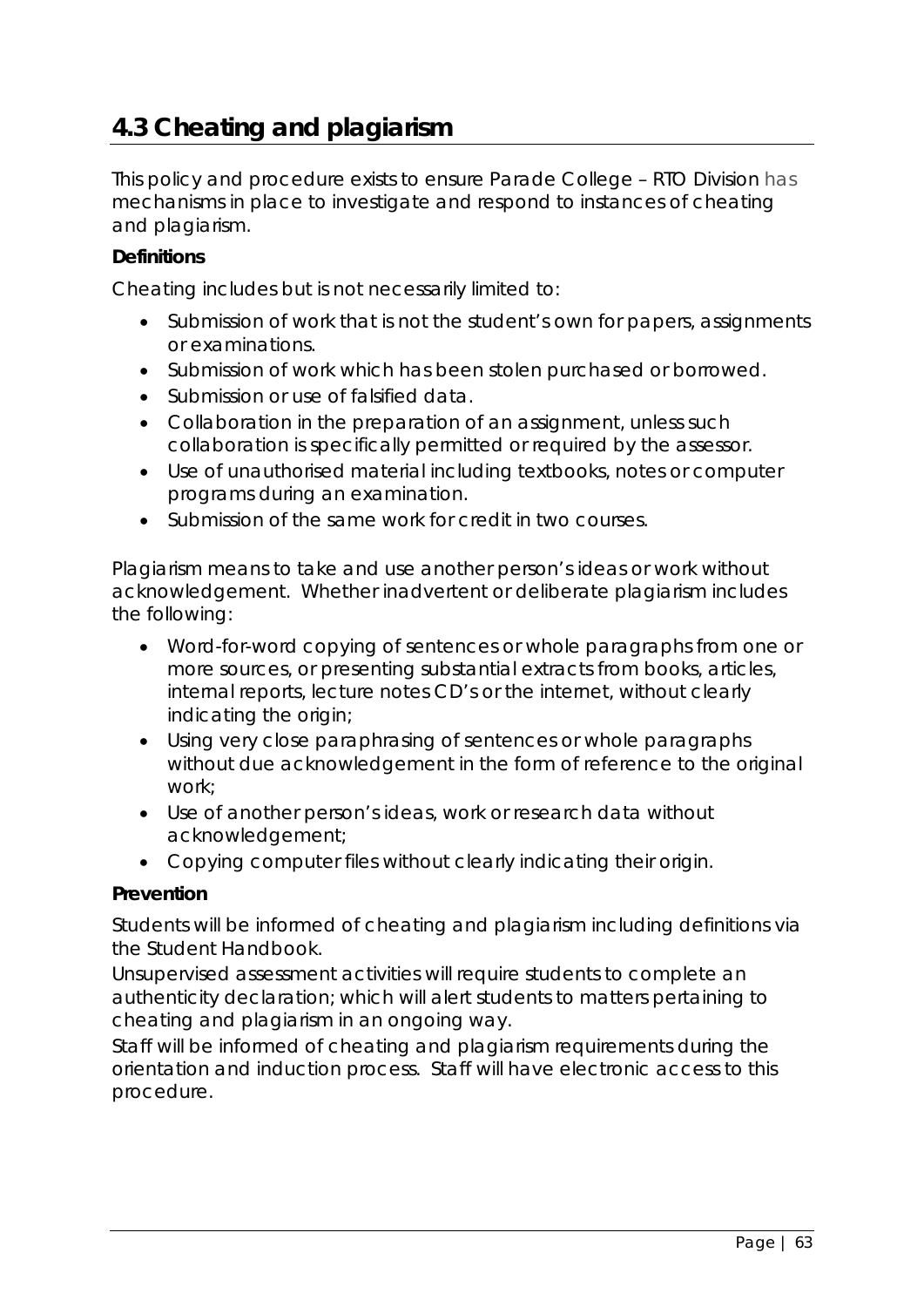## 4.3 Cheating and plagiarism

This policy and procedure exists to ensure Parade College – RTO Division has mechanisms in place to investigate and respond to instances of cheating and plagiarism.

**Definitions**

Cheating includes but is not necessarily limited to:

- Submission of work that is not the student's own for papers, assignments or examinations.
- Submission of work which has been stolen purchased or borrowed.
- Submission or use of falsified data.
- Collaboration in the preparation of an assignment, unless such collaboration is specifically permitted or required by the assessor.
- Use of unauthorised material including textbooks, notes or computer programs during an examination.
- Submission of the same work for credit in two courses.

Plagiarism means to take and use another person's ideas or work without acknowledgement. Whether inadvertent or deliberate plagiarism includes the following:

- Word-for-word copying of sentences or whole paragraphs from one or more sources, or presenting substantial extracts from books, articles, internal reports, lecture notes CD's or the internet, without clearly indicating the origin;
- Using very close paraphrasing of sentences or whole paragraphs without due acknowledgement in the form of reference to the original work;
- Use of another person's ideas, work or research data without acknowledgement;
- Copying computer files without clearly indicating their origin.

**Prevention**

Students will be informed of cheating and plagiarism including definitions via the Student Handbook.

Unsupervised assessment activities will require students to complete an authenticity declaration; which will alert students to matters pertaining to cheating and plagiarism in an ongoing way.

Staff will be informed of cheating and plagiarism requirements during the orientation and induction process. Staff will have electronic access to this procedure.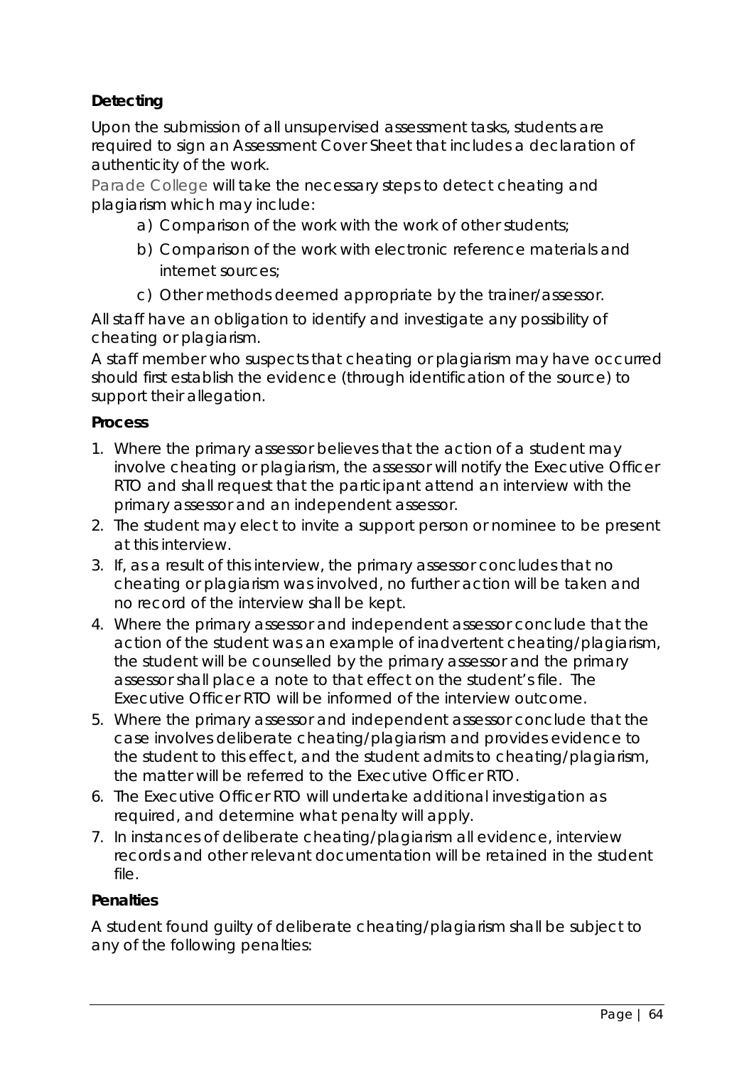**Detecting**

Upon the submission of all unsupervised assessment tasks, students are required to sign an Assessment Cover Sheet that includes a declaration of authenticity of the work.

Parade College will take the necessary steps to detect cheating and plagiarism which may include:

a) Comparison of the work with the work of other students;
b) Comparison of the work with electronic reference materials and internet sources;
c) Other methods deemed appropriate by the trainer/assessor.

All staff have an obligation to identify and investigate any possibility of cheating or plagiarism.

A staff member who suspects that cheating or plagiarism may have occurred should first establish the evidence (through identification of the source) to support their allegation.

**Process**

1. Where the primary assessor believes that the action of a student may involve cheating or plagiarism, the assessor will notify the Executive Officer RTO and shall request that the participant attend an interview with the primary assessor and an independent assessor.
2. The student may elect to invite a support person or nominee to be present at this interview.
3. If, as a result of this interview, the primary assessor concludes that no cheating or plagiarism was involved, no further action will be taken and no record of the interview shall be kept.
4. Where the primary assessor and independent assessor conclude that the action of the student was an example of inadvertent cheating/plagiarism, the student will be counselled by the primary assessor and the primary assessor shall place a note to that effect on the student's file. The Executive Officer RTO will be informed of the interview outcome.
5. Where the primary assessor and independent assessor conclude that the case involves deliberate cheating/plagiarism and provides evidence to the student to this effect, and the student admits to cheating/plagiarism, the matter will be referred to the Executive Officer RTO.
6. The Executive Officer RTO will undertake additional investigation as required, and determine what penalty will apply.
7. In instances of deliberate cheating/plagiarism all evidence, interview records and other relevant documentation will be retained in the student file.

**Penalties**

A student found guilty of deliberate cheating/plagiarism shall be subject to any of the following penalties: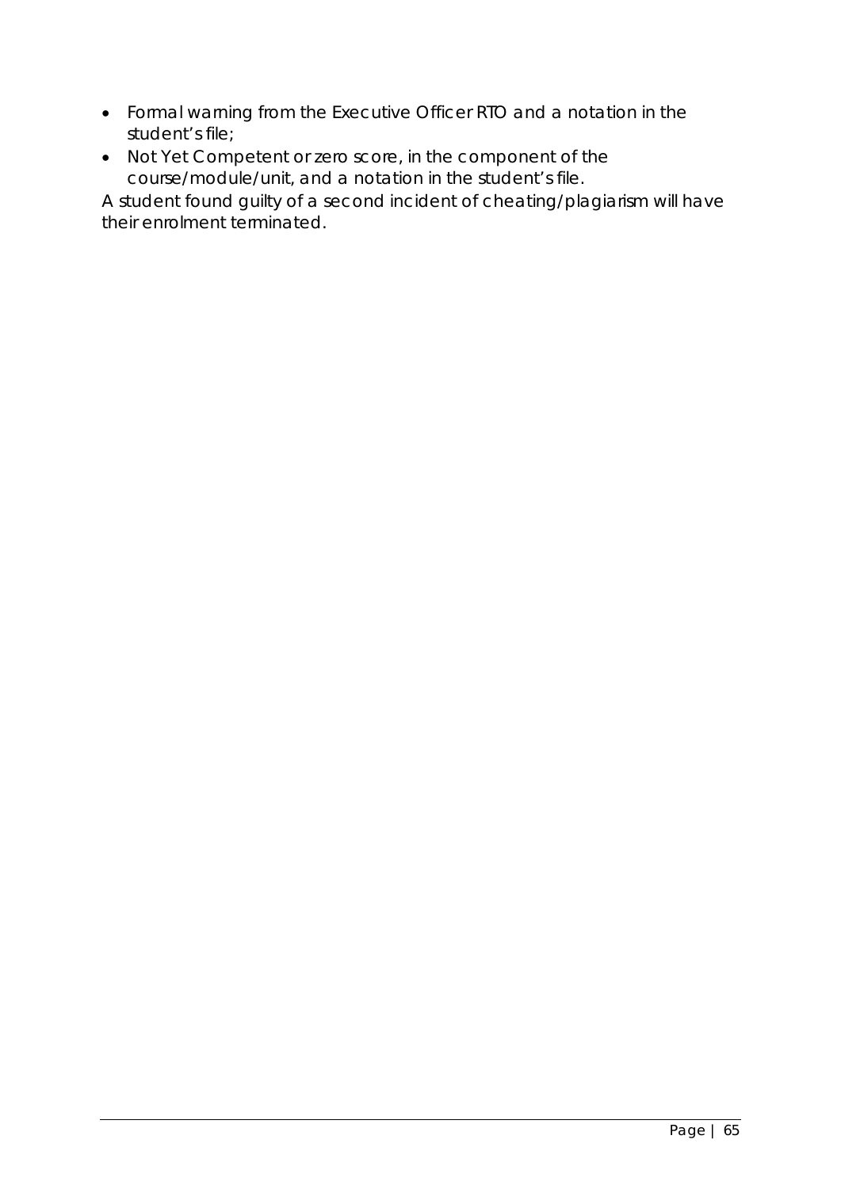- Formal warning from the Executive Officer RTO and a notation in the student's file;
- Not Yet Competent or zero score, in the component of the course/module/unit, and a notation in the student's file.

A student found guilty of a second incident of cheating/plagiarism will have their enrolment terminated.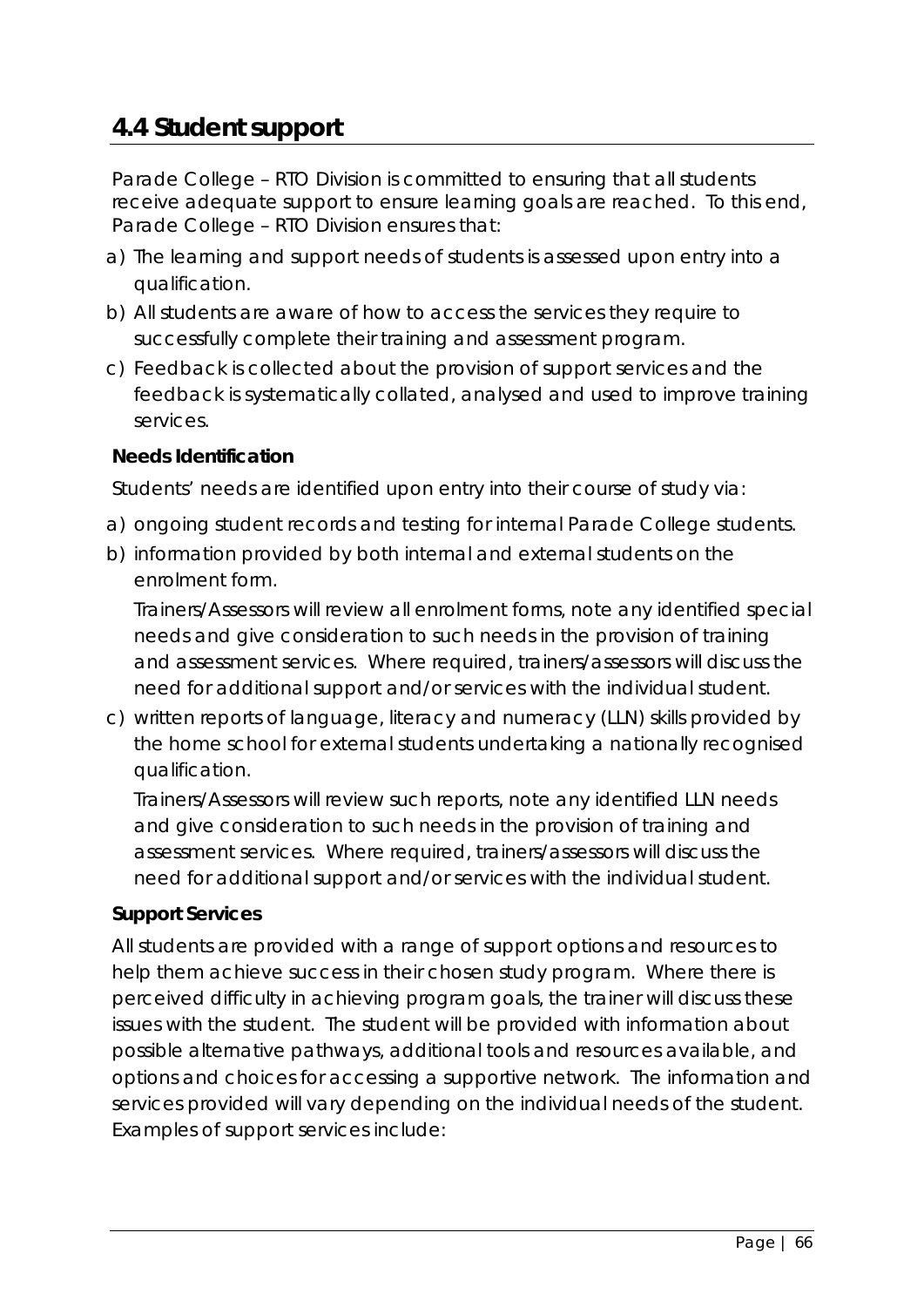## 4.4 Student support

Parade College – RTO Division is committed to ensuring that all students receive adequate support to ensure learning goals are reached. To this end, Parade College – RTO Division ensures that:

a) The learning and support needs of students is assessed upon entry into a qualification.
b) All students are aware of how to access the services they require to successfully complete their training and assessment program.
c) Feedback is collected about the provision of support services and the feedback is systematically collated, analysed and used to improve training services.

**Needs Identification**

Students' needs are identified upon entry into their course of study via:

a) ongoing student records and testing for internal Parade College students.
b) information provided by both internal and external students on the enrolment form.

   Trainers/Assessors will review all enrolment forms, note any identified special needs and give consideration to such needs in the provision of training and assessment services. Where required, trainers/assessors will discuss the need for additional support and/or services with the individual student.

c) written reports of language, literacy and numeracy (LLN) skills provided by the home school for external students undertaking a nationally recognised qualification.

   Trainers/Assessors will review such reports, note any identified LLN needs and give consideration to such needs in the provision of training and assessment services. Where required, trainers/assessors will discuss the need for additional support and/or services with the individual student.

**Support Services**

All students are provided with a range of support options and resources to help them achieve success in their chosen study program. Where there is perceived difficulty in achieving program goals, the trainer will discuss these issues with the student. The student will be provided with information about possible alternative pathways, additional tools and resources available, and options and choices for accessing a supportive network. The information and services provided will vary depending on the individual needs of the student. Examples of support services include: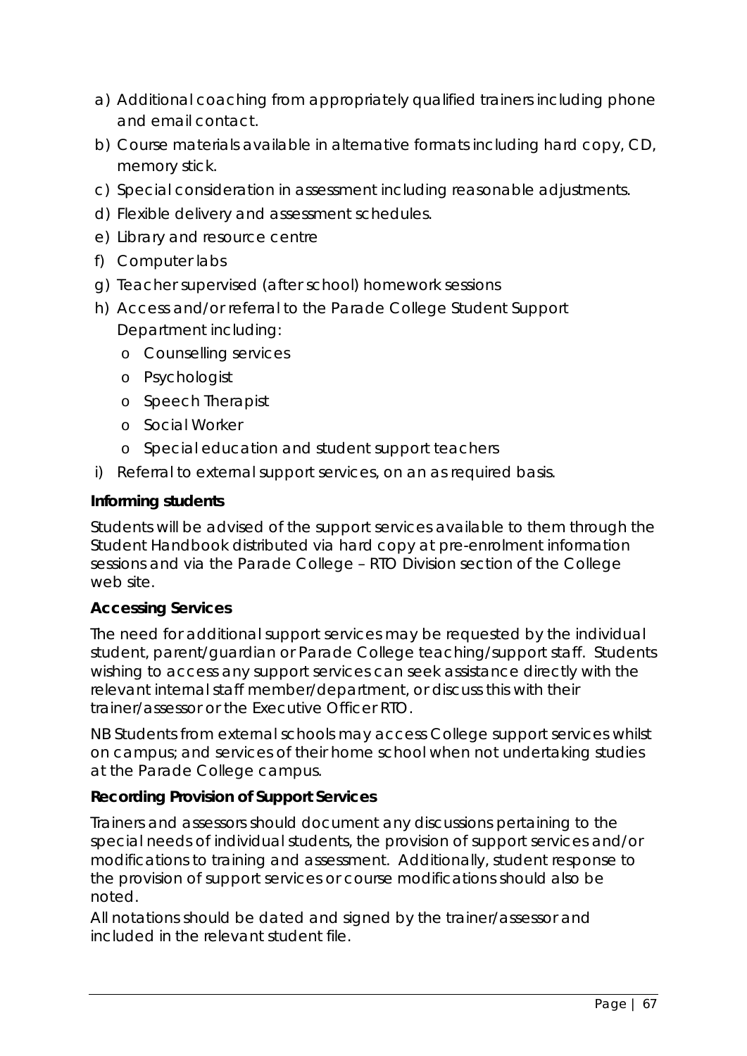a) Additional coaching from appropriately qualified trainers including phone and email contact.
b) Course materials available in alternative formats including hard copy, CD, memory stick.
c) Special consideration in assessment including reasonable adjustments.
d) Flexible delivery and assessment schedules.
e) Library and resource centre
f) Computer labs
g) Teacher supervised (after school) homework sessions
h) Access and/or referral to the Parade College Student Support Department including:
   - Counselling services
   - Psychologist
   - Speech Therapist
   - Social Worker
   - Special education and student support teachers
i) Referral to external support services, on an as required basis.

**Informing students**

Students will be advised of the support services available to them through the Student Handbook distributed via hard copy at pre-enrolment information sessions and via the Parade College – RTO Division section of the College web site.

**Accessing Services**

The need for additional support services may be requested by the individual student, parent/guardian or Parade College teaching/support staff. Students wishing to access any support services can seek assistance directly with the relevant internal staff member/department, or discuss this with their trainer/assessor or the Executive Officer RTO.

NB Students from external schools may access College support services whilst on campus; and services of their home school when not undertaking studies at the Parade College campus.

**Recording Provision of Support Services**

Trainers and assessors should document any discussions pertaining to the special needs of individual students, the provision of support services and/or modifications to training and assessment. Additionally, student response to the provision of support services or course modifications should also be noted.

All notations should be dated and signed by the trainer/assessor and included in the relevant student file.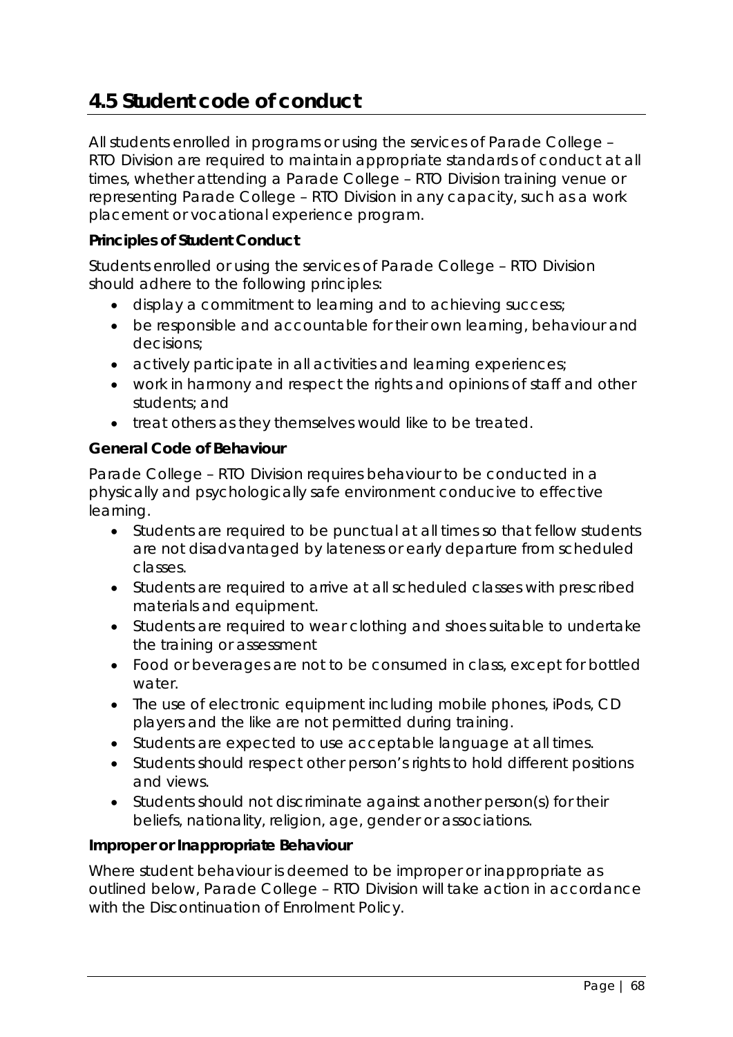## 4.5 Student code of conduct

All students enrolled in programs or using the services of Parade College – RTO Division are required to maintain appropriate standards of conduct at all times, whether attending a Parade College – RTO Division training venue or representing Parade College – RTO Division in any capacity, such as a work placement or vocational experience program.

**Principles of Student Conduct**

Students enrolled or using the services of Parade College – RTO Division should adhere to the following principles:

- display a commitment to learning and to achieving success;
- be responsible and accountable for their own learning, behaviour and decisions;
- actively participate in all activities and learning experiences;
- work in harmony and respect the rights and opinions of staff and other students; and
- treat others as they themselves would like to be treated.

**General Code of Behaviour**

Parade College – RTO Division requires behaviour to be conducted in a physically and psychologically safe environment conducive to effective learning.

- Students are required to be punctual at all times so that fellow students are not disadvantaged by lateness or early departure from scheduled classes.
- Students are required to arrive at all scheduled classes with prescribed materials and equipment.
- Students are required to wear clothing and shoes suitable to undertake the training or assessment
- Food or beverages are not to be consumed in class, except for bottled water.
- The use of electronic equipment including mobile phones, iPods, CD players and the like are not permitted during training.
- Students are expected to use acceptable language at all times.
- Students should respect other person's rights to hold different positions and views.
- Students should not discriminate against another person(s) for their beliefs, nationality, religion, age, gender or associations.

**Improper or Inappropriate Behaviour**

Where student behaviour is deemed to be improper or inappropriate as outlined below, Parade College – RTO Division will take action in accordance with the Discontinuation of Enrolment Policy.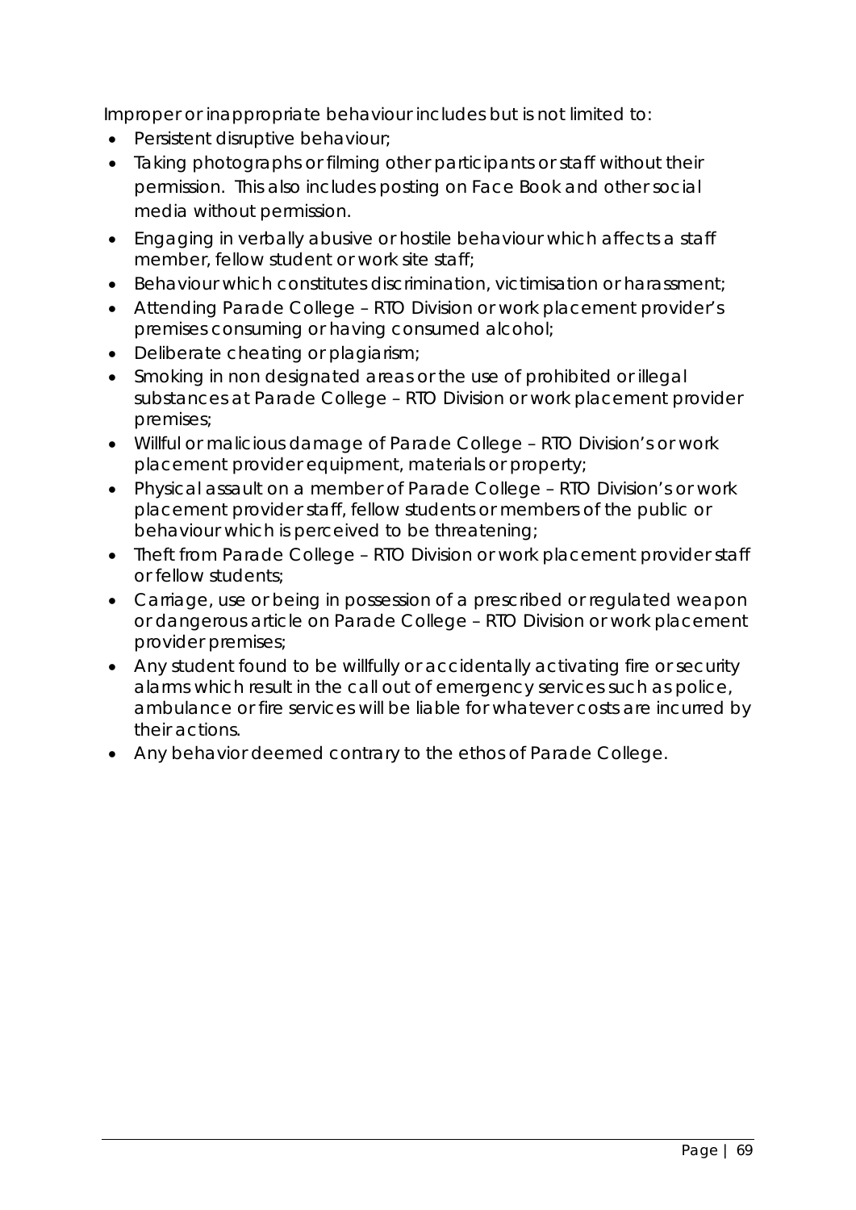Improper or inappropriate behaviour includes but is not limited to:

- Persistent disruptive behaviour;
- Taking photographs or filming other participants or staff without their permission. This also includes posting on Face Book and other social media without permission.
- Engaging in verbally abusive or hostile behaviour which affects a staff member, fellow student or work site staff;
- Behaviour which constitutes discrimination, victimisation or harassment;
- Attending Parade College – RTO Division or work placement provider's premises consuming or having consumed alcohol;
- Deliberate cheating or plagiarism;
- Smoking in non designated areas or the use of prohibited or illegal substances at Parade College – RTO Division or work placement provider premises;
- Willful or malicious damage of Parade College – RTO Division's or work placement provider equipment, materials or property;
- Physical assault on a member of Parade College – RTO Division's or work placement provider staff, fellow students or members of the public or behaviour which is perceived to be threatening;
- Theft from Parade College – RTO Division or work placement provider staff or fellow students;
- Carriage, use or being in possession of a prescribed or regulated weapon or dangerous article on Parade College – RTO Division or work placement provider premises;
- Any student found to be willfully or accidentally activating fire or security alarms which result in the call out of emergency services such as police, ambulance or fire services will be liable for whatever costs are incurred by their actions.
- Any behavior deemed contrary to the ethos of Parade College.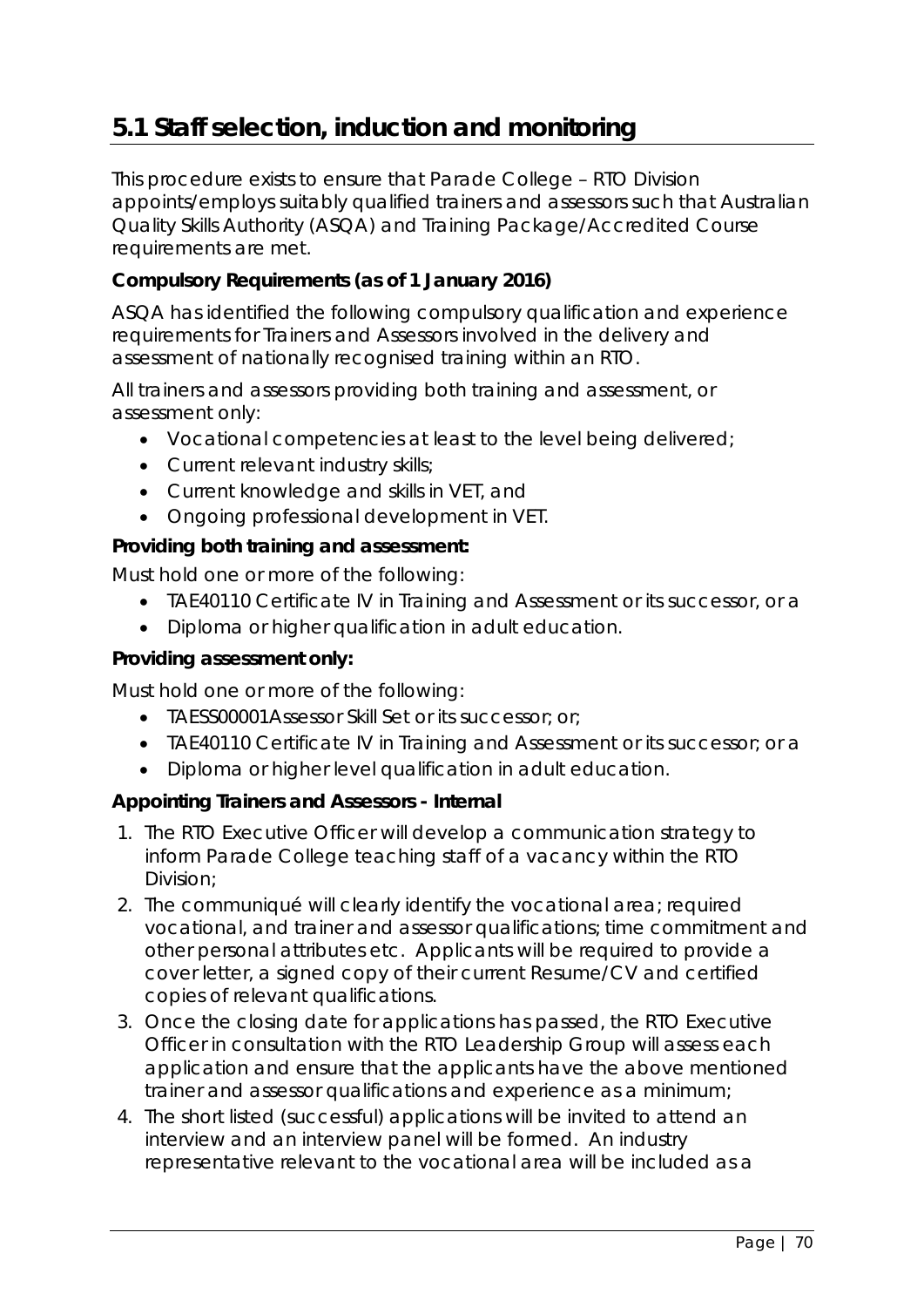## 5.1 Staff selection, induction and monitoring

This procedure exists to ensure that Parade College – RTO Division appoints/employs suitably qualified trainers and assessors such that Australian Quality Skills Authority (ASQA) and Training Package/Accredited Course requirements are met.

**Compulsory Requirements (as of 1 January 2016)**

ASQA has identified the following compulsory qualification and experience requirements for Trainers and Assessors involved in the delivery and assessment of nationally recognised training within an RTO.

All trainers and assessors providing both training and assessment, or assessment only:

- Vocational competencies at least to the level being delivered;
- Current relevant industry skills;
- Current knowledge and skills in VET, and
- Ongoing professional development in VET.

**Providing both training and assessment:**

Must hold one or more of the following:

- TAE40110 Certificate IV in Training and Assessment or its successor, or a
- Diploma or higher qualification in adult education.

**Providing assessment only:**

Must hold one or more of the following:

- TAESS00001Assessor Skill Set or its successor; or;
- TAE40110 Certificate IV in Training and Assessment or its successor; or a
- Diploma or higher level qualification in adult education.

**Appointing Trainers and Assessors - Internal**

1. The RTO Executive Officer will develop a communication strategy to inform Parade College teaching staff of a vacancy within the RTO Division;
2. The communiqué will clearly identify the vocational area; required vocational, and trainer and assessor qualifications; time commitment and other personal attributes etc. Applicants will be required to provide a cover letter, a signed copy of their current Resume/CV and certified copies of relevant qualifications.
3. Once the closing date for applications has passed, the RTO Executive Officer in consultation with the RTO Leadership Group will assess each application and ensure that the applicants have the above mentioned trainer and assessor qualifications and experience as a minimum;
4. The short listed (successful) applications will be invited to attend an interview and an interview panel will be formed. An industry representative relevant to the vocational area will be included as a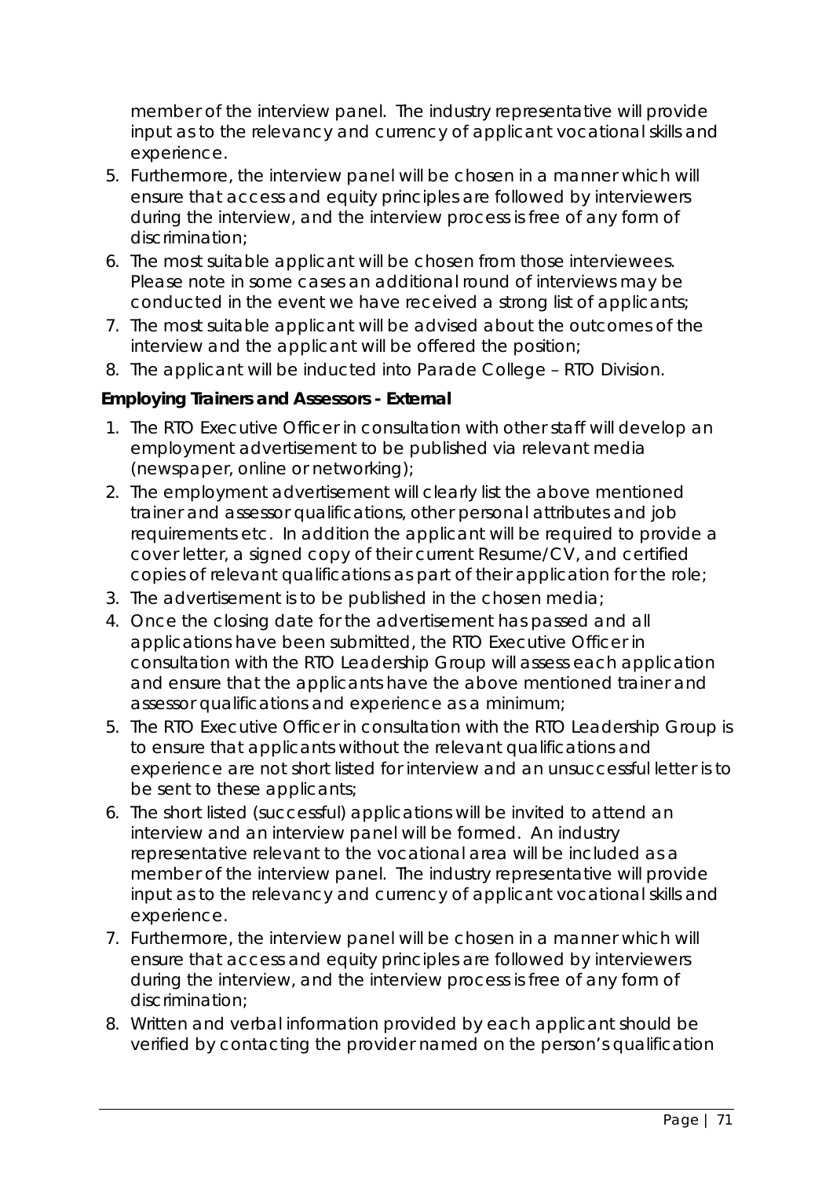member of the interview panel. The industry representative will provide input as to the relevancy and currency of applicant vocational skills and experience.

5. Furthermore, the interview panel will be chosen in a manner which will ensure that access and equity principles are followed by interviewers during the interview, and the interview process is free of any form of discrimination;
6. The most suitable applicant will be chosen from those interviewees. Please note in some cases an additional round of interviews may be conducted in the event we have received a strong list of applicants;
7. The most suitable applicant will be advised about the outcomes of the interview and the applicant will be offered the position;
8. The applicant will be inducted into Parade College – RTO Division.

**Employing Trainers and Assessors - External**

1. The RTO Executive Officer in consultation with other staff will develop an employment advertisement to be published via relevant media (newspaper, online or networking);
2. The employment advertisement will clearly list the above mentioned trainer and assessor qualifications, other personal attributes and job requirements etc. In addition the applicant will be required to provide a cover letter, a signed copy of their current Resume/CV, and certified copies of relevant qualifications as part of their application for the role;
3. The advertisement is to be published in the chosen media;
4. Once the closing date for the advertisement has passed and all applications have been submitted, the RTO Executive Officer in consultation with the RTO Leadership Group will assess each application and ensure that the applicants have the above mentioned trainer and assessor qualifications and experience as a minimum;
5. The RTO Executive Officer in consultation with the RTO Leadership Group is to ensure that applicants without the relevant qualifications and experience are not short listed for interview and an unsuccessful letter is to be sent to these applicants;
6. The short listed (successful) applications will be invited to attend an interview and an interview panel will be formed. An industry representative relevant to the vocational area will be included as a member of the interview panel. The industry representative will provide input as to the relevancy and currency of applicant vocational skills and experience.
7. Furthermore, the interview panel will be chosen in a manner which will ensure that access and equity principles are followed by interviewers during the interview, and the interview process is free of any form of discrimination;
8. Written and verbal information provided by each applicant should be verified by contacting the provider named on the person's qualification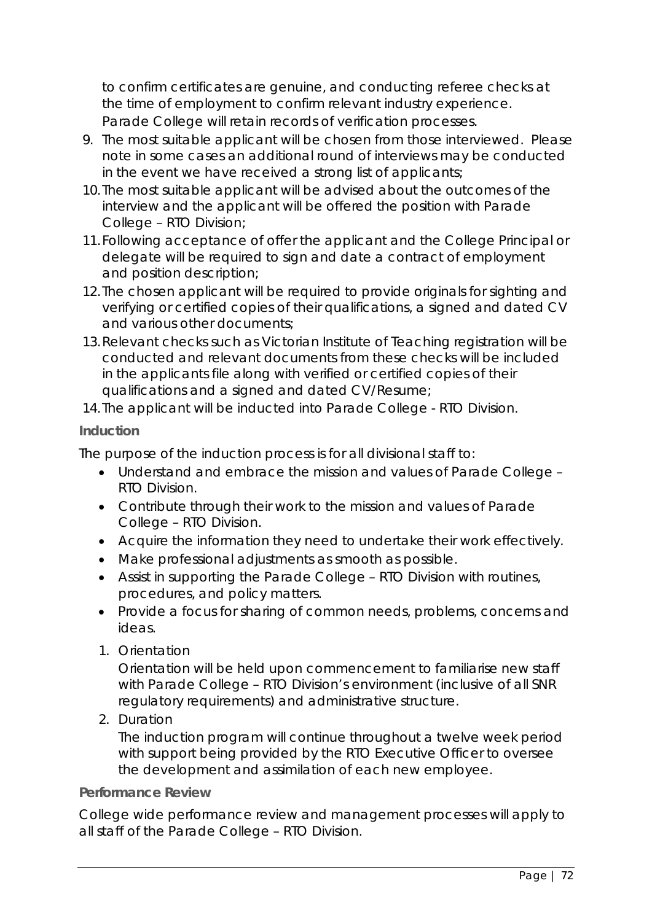to confirm certificates are genuine, and conducting referee checks at the time of employment to confirm relevant industry experience. Parade College will retain records of verification processes.

9. The most suitable applicant will be chosen from those interviewed. Please note in some cases an additional round of interviews may be conducted in the event we have received a strong list of applicants;
10. The most suitable applicant will be advised about the outcomes of the interview and the applicant will be offered the position with Parade College – RTO Division;
11. Following acceptance of offer the applicant and the College Principal or delegate will be required to sign and date a contract of employment and position description;
12. The chosen applicant will be required to provide originals for sighting and verifying or certified copies of their qualifications, a signed and dated CV and various other documents;
13. Relevant checks such as Victorian Institute of Teaching registration will be conducted and relevant documents from these checks will be included in the applicants file along with verified or certified copies of their qualifications and a signed and dated CV/Resume;
14. The applicant will be inducted into Parade College - RTO Division.

**Induction**

The purpose of the induction process is for all divisional staff to:

- Understand and embrace the mission and values of Parade College – RTO Division.
- Contribute through their work to the mission and values of Parade College – RTO Division.
- Acquire the information they need to undertake their work effectively.
- Make professional adjustments as smooth as possible.
- Assist in supporting the Parade College – RTO Division with routines, procedures, and policy matters.
- Provide a focus for sharing of common needs, problems, concerns and ideas.

1. Orientation

   Orientation will be held upon commencement to familiarise new staff with Parade College – RTO Division's environment (inclusive of all SNR regulatory requirements) and administrative structure.

2. Duration

   The induction program will continue throughout a twelve week period with support being provided by the RTO Executive Officer to oversee the development and assimilation of each new employee.

**Performance Review**

College wide performance review and management processes will apply to all staff of the Parade College – RTO Division.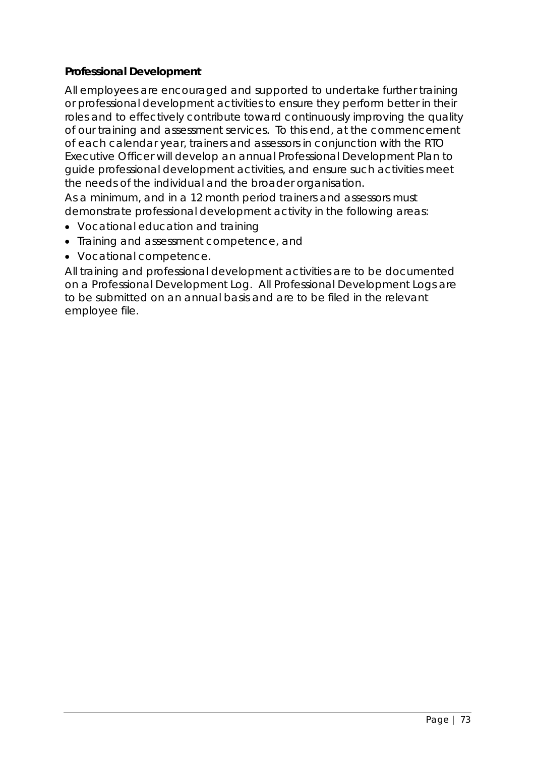**Professional Development**

All employees are encouraged and supported to undertake further training or professional development activities to ensure they perform better in their roles and to effectively contribute toward continuously improving the quality of our training and assessment services. To this end, at the commencement of each calendar year, trainers and assessors in conjunction with the RTO Executive Officer will develop an annual Professional Development Plan to guide professional development activities, and ensure such activities meet the needs of the individual and the broader organisation.

As a minimum, and in a 12 month period trainers and assessors must demonstrate professional development activity in the following areas:

- Vocational education and training
- Training and assessment competence, and
- Vocational competence.

All training and professional development activities are to be documented on a Professional Development Log. All Professional Development Logs are to be submitted on an annual basis and are to be filed in the relevant employee file.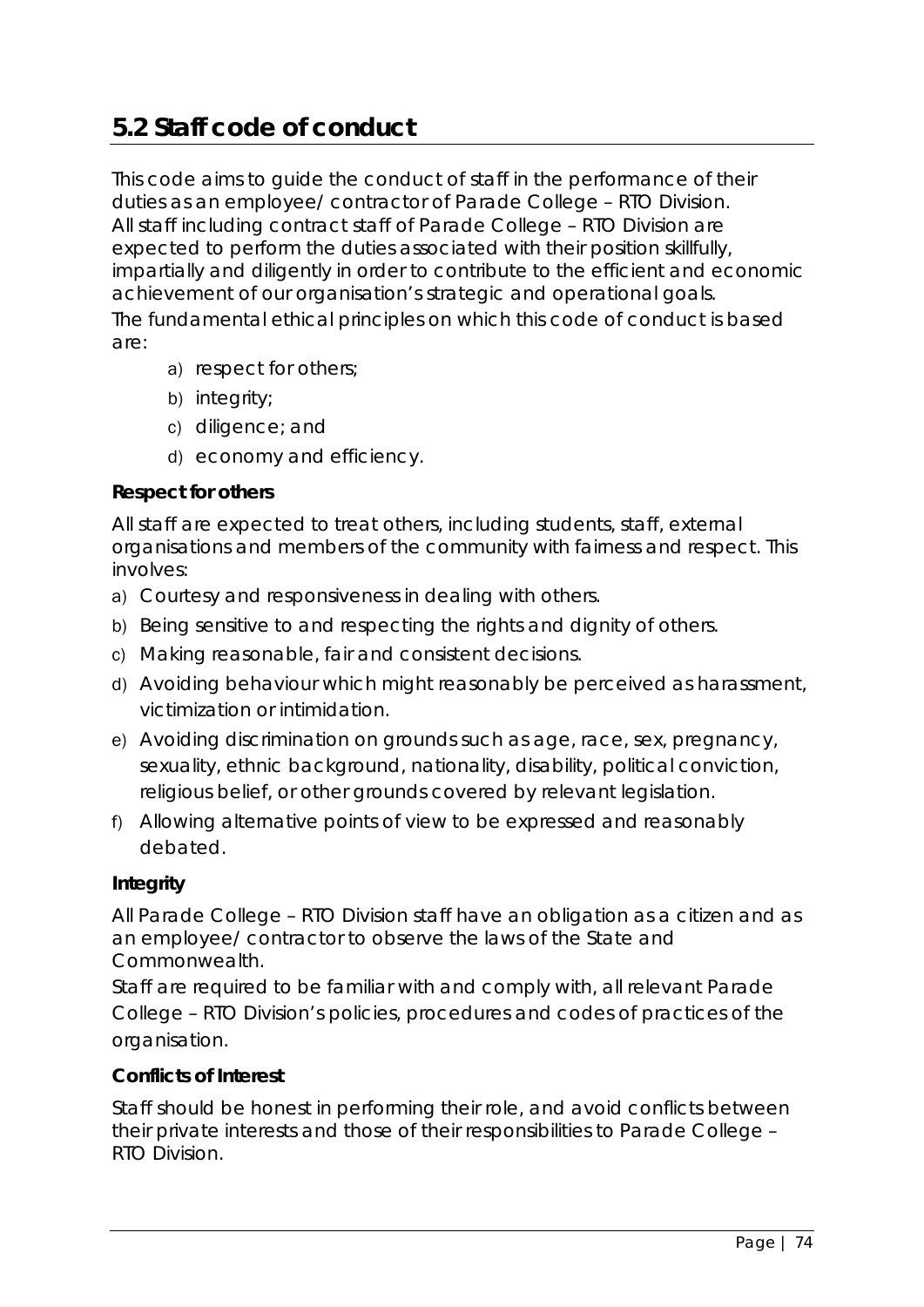## 5.2 Staff code of conduct

This code aims to guide the conduct of staff in the performance of their duties as an employee/ contractor of Parade College – RTO Division. All staff including contract staff of Parade College – RTO Division are expected to perform the duties associated with their position skillfully, impartially and diligently in order to contribute to the efficient and economic achievement of our organisation's strategic and operational goals.

The fundamental ethical principles on which this code of conduct is based are:

- a) respect for others;
- b) integrity;
- c) diligence; and
- d) economy and efficiency.

**Respect for others**

All staff are expected to treat others, including students, staff, external organisations and members of the community with fairness and respect. This involves:

- a) Courtesy and responsiveness in dealing with others.
- b) Being sensitive to and respecting the rights and dignity of others.
- c) Making reasonable, fair and consistent decisions.
- d) Avoiding behaviour which might reasonably be perceived as harassment, victimization or intimidation.
- e) Avoiding discrimination on grounds such as age, race, sex, pregnancy, sexuality, ethnic background, nationality, disability, political conviction, religious belief, or other grounds covered by relevant legislation.
- f) Allowing alternative points of view to be expressed and reasonably debated.

**Integrity**

All Parade College – RTO Division staff have an obligation as a citizen and as an employee/ contractor to observe the laws of the State and Commonwealth.

Staff are required to be familiar with and comply with, all relevant Parade College – RTO Division's policies, procedures and codes of practices of the organisation.

**Conflicts of Interest**

Staff should be honest in performing their role, and avoid conflicts between their private interests and those of their responsibilities to Parade College – RTO Division.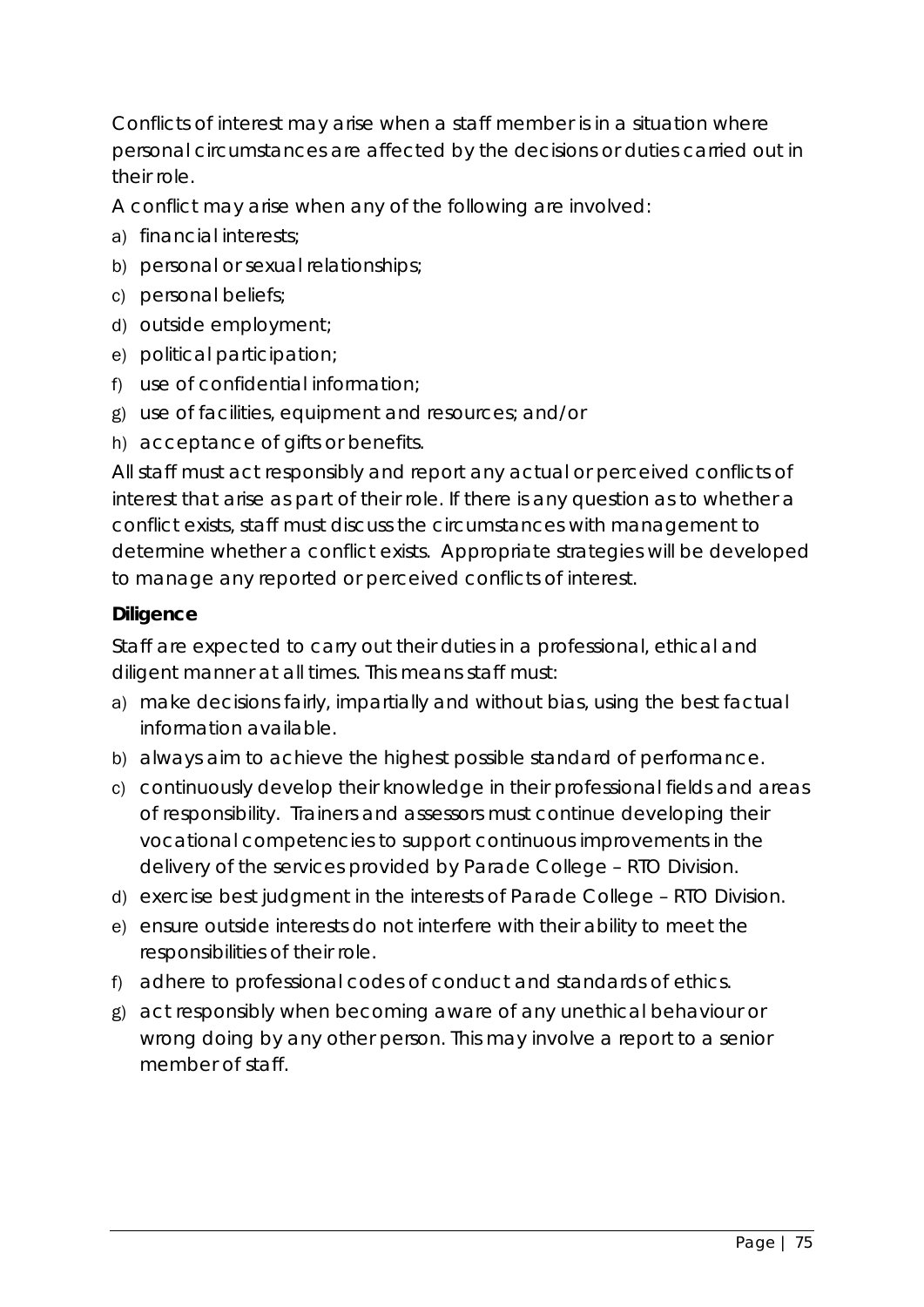Conflicts of interest may arise when a staff member is in a situation where personal circumstances are affected by the decisions or duties carried out in their role.

A conflict may arise when any of the following are involved:

a) financial interests;
b) personal or sexual relationships;
c) personal beliefs;
d) outside employment;
e) political participation;
f) use of confidential information;
g) use of facilities, equipment and resources; and/or
h) acceptance of gifts or benefits.

All staff must act responsibly and report any actual or perceived conflicts of interest that arise as part of their role. If there is any question as to whether a conflict exists, staff must discuss the circumstances with management to determine whether a conflict exists. Appropriate strategies will be developed to manage any reported or perceived conflicts of interest.

**Diligence**

Staff are expected to carry out their duties in a professional, ethical and diligent manner at all times. This means staff must:

a) make decisions fairly, impartially and without bias, using the best factual information available.
b) always aim to achieve the highest possible standard of performance.
c) continuously develop their knowledge in their professional fields and areas of responsibility. Trainers and assessors must continue developing their vocational competencies to support continuous improvements in the delivery of the services provided by Parade College – RTO Division.
d) exercise best judgment in the interests of Parade College – RTO Division.
e) ensure outside interests do not interfere with their ability to meet the responsibilities of their role.
f) adhere to professional codes of conduct and standards of ethics.
g) act responsibly when becoming aware of any unethical behaviour or wrong doing by any other person. This may involve a report to a senior member of staff.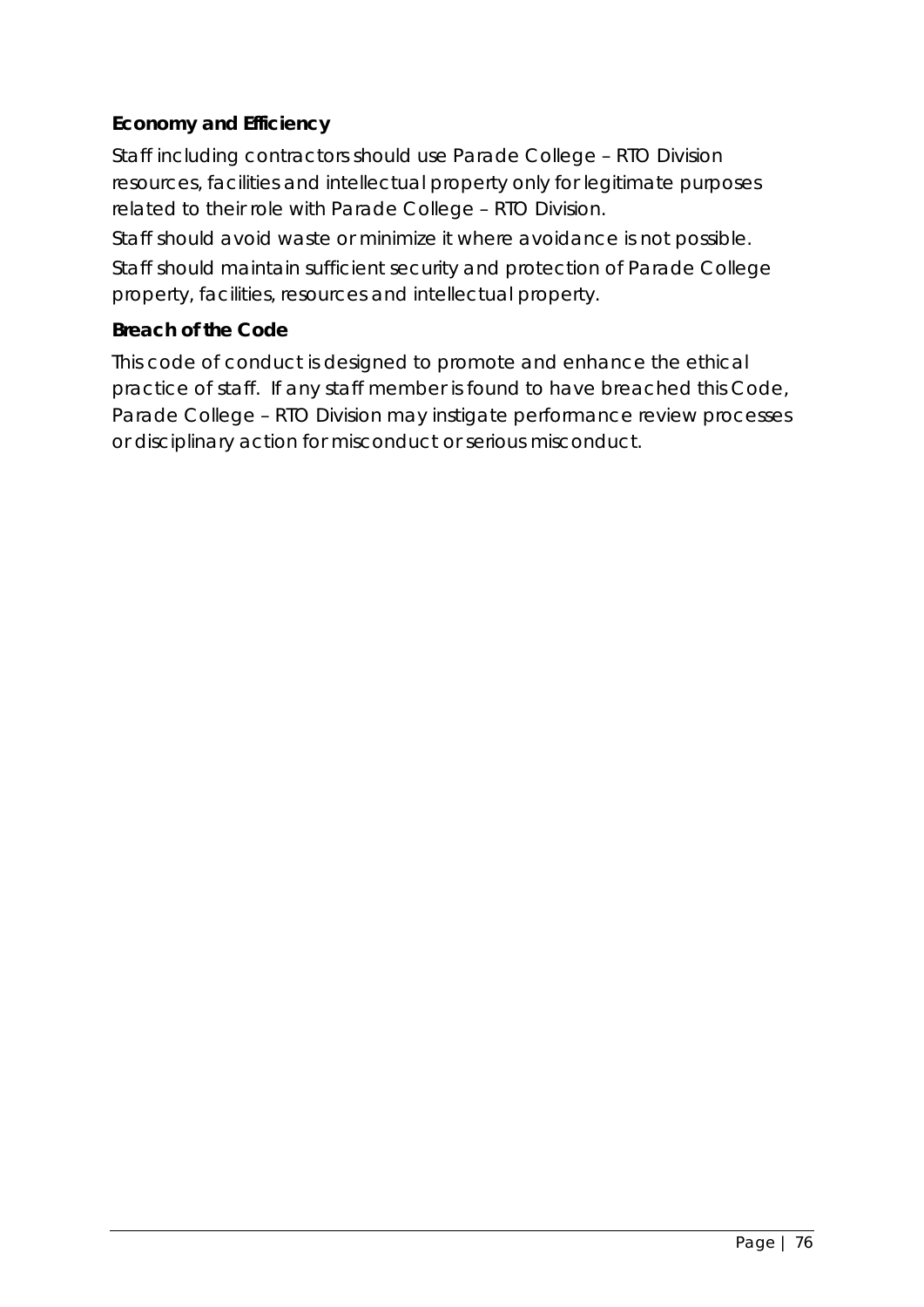**Economy and Efficiency**

Staff including contractors should use Parade College – RTO Division resources, facilities and intellectual property only for legitimate purposes related to their role with Parade College – RTO Division.

Staff should avoid waste or minimize it where avoidance is not possible.

Staff should maintain sufficient security and protection of Parade College property, facilities, resources and intellectual property.

**Breach of the Code**

This code of conduct is designed to promote and enhance the ethical practice of staff. If any staff member is found to have breached this Code, Parade College – RTO Division may instigate performance review processes or disciplinary action for misconduct or serious misconduct.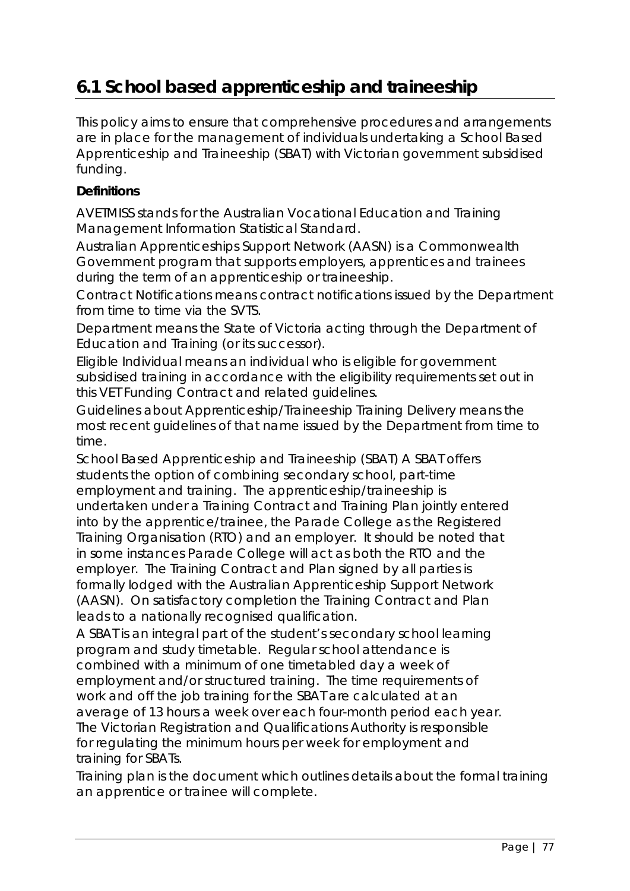## 6.1 School based apprenticeship and traineeship

This policy aims to ensure that comprehensive procedures and arrangements are in place for the management of individuals undertaking a School Based Apprenticeship and Traineeship (SBAT) with Victorian government subsidised funding.

**Definitions**

AVETMISS stands for the Australian Vocational Education and Training Management Information Statistical Standard.

Australian Apprenticeships Support Network (AASN) is a Commonwealth Government program that supports employers, apprentices and trainees during the term of an apprenticeship or traineeship.

Contract Notifications means contract notifications issued by the Department from time to time via the SVTS.

Department means the State of Victoria acting through the Department of Education and Training (or its successor).

Eligible Individual means an individual who is eligible for government subsidised training in accordance with the eligibility requirements set out in this VET Funding Contract and related guidelines.

Guidelines about Apprenticeship/Traineeship Training Delivery means the most recent guidelines of that name issued by the Department from time to time.

School Based Apprenticeship and Traineeship (SBAT) A SBAT offers students the option of combining secondary school, part-time employment and training. The apprenticeship/traineeship is undertaken under a Training Contract and Training Plan jointly entered into by the apprentice/trainee, the Parade College as the Registered Training Organisation (RTO) and an employer. It should be noted that in some instances Parade College will act as both the RTO and the employer. The Training Contract and Plan signed by all parties is formally lodged with the Australian Apprenticeship Support Network (AASN). On satisfactory completion the Training Contract and Plan leads to a nationally recognised qualification.

A SBAT is an integral part of the student's secondary school learning program and study timetable. Regular school attendance is combined with a minimum of one timetabled day a week of employment and/or structured training. The time requirements of work and off the job training for the SBAT are calculated at an average of 13 hours a week over each four-month period each year. The Victorian Registration and Qualifications Authority is responsible for regulating the minimum hours per week for employment and training for SBATs.

Training plan is the document which outlines details about the formal training an apprentice or trainee will complete.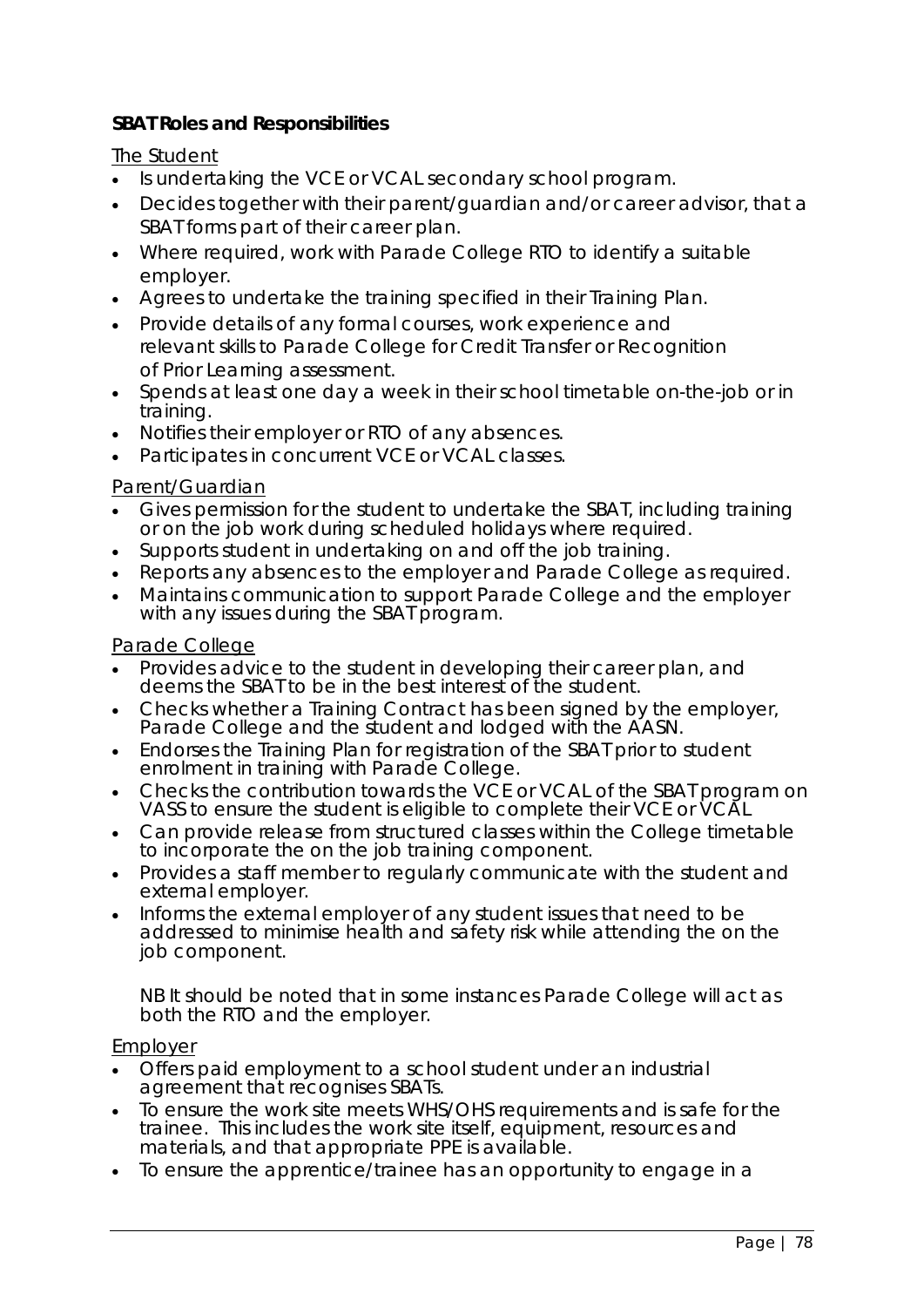**SBAT Roles and Responsibilities**

The Student

- Is undertaking the VCE or VCAL secondary school program.
- Decides together with their parent/guardian and/or career advisor, that a SBAT forms part of their career plan.
- Where required, work with Parade College RTO to identify a suitable employer.
- Agrees to undertake the training specified in their Training Plan.
- Provide details of any formal courses, work experience and relevant skills to Parade College for Credit Transfer or Recognition of Prior Learning assessment.
- Spends at least one day a week in their school timetable on-the-job or in training.
- Notifies their employer or RTO of any absences.
- Participates in concurrent VCE or VCAL classes.

Parent/Guardian

- Gives permission for the student to undertake the SBAT, including training or on the job work during scheduled holidays where required.
- Supports student in undertaking on and off the job training.
- Reports any absences to the employer and Parade College as required.
- Maintains communication to support Parade College and the employer with any issues during the SBAT program.

Parade College

- Provides advice to the student in developing their career plan, and deems the SBAT to be in the best interest of the student.
- Checks whether a Training Contract has been signed by the employer, Parade College and the student and lodged with the AASN.
- Endorses the Training Plan for registration of the SBAT prior to student enrolment in training with Parade College.
- Checks the contribution towards the VCE or VCAL of the SBAT program on VASS to ensure the student is eligible to complete their VCE or VCAL
- Can provide release from structured classes within the College timetable to incorporate the on the job training component.
- Provides a staff member to regularly communicate with the student and external employer.
- Informs the external employer of any student issues that need to be addressed to minimise health and safety risk while attending the on the job component.

  NB It should be noted that in some instances Parade College will act as both the RTO and the employer.

Employer

- Offers paid employment to a school student under an industrial agreement that recognises SBATs.
- To ensure the work site meets WHS/OHS requirements and is safe for the trainee. This includes the work site itself, equipment, resources and materials, and that appropriate PPE is available.
- To ensure the apprentice/trainee has an opportunity to engage in a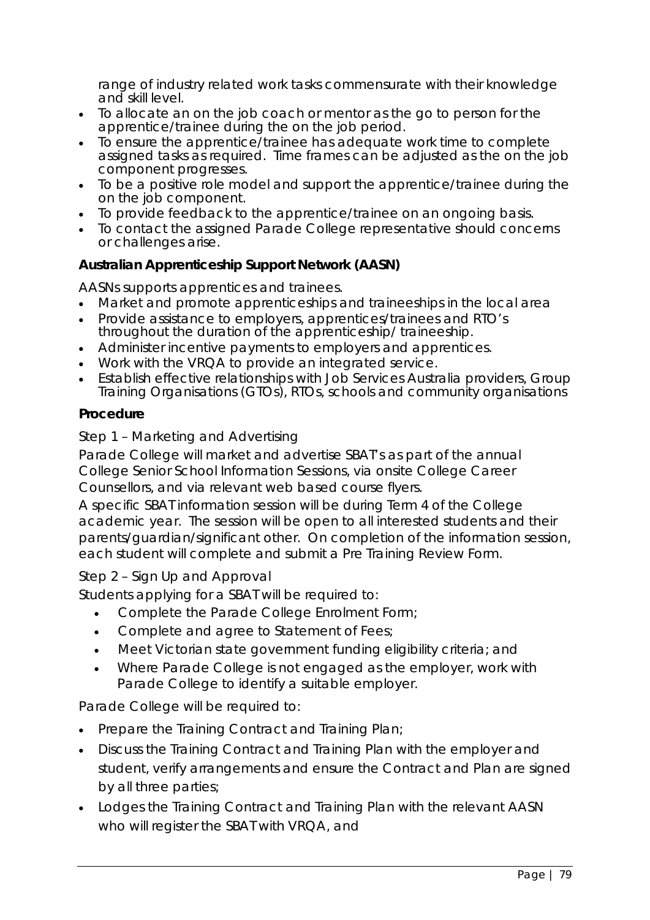range of industry related work tasks commensurate with their knowledge and skill level.

- To allocate an on the job coach or mentor as the go to person for the apprentice/trainee during the on the job period.
- To ensure the apprentice/trainee has adequate work time to complete assigned tasks as required. Time frames can be adjusted as the on the job component progresses.
- To be a positive role model and support the apprentice/trainee during the on the job component.
- To provide feedback to the apprentice/trainee on an ongoing basis.
- To contact the assigned Parade College representative should concerns or challenges arise.

**Australian Apprenticeship Support Network (AASN)**

AASNs supports apprentices and trainees.

- Market and promote apprenticeships and traineeships in the local area
- Provide assistance to employers, apprentices/trainees and RTO's throughout the duration of the apprenticeship/ traineeship.
- Administer incentive payments to employers and apprentices.
- Work with the VRQA to provide an integrated service.
- Establish effective relationships with Job Services Australia providers, Group Training Organisations (GTOs), RTOs, schools and community organisations

**Procedure**

Step 1 – Marketing and Advertising

Parade College will market and advertise SBAT's as part of the annual College Senior School Information Sessions, via onsite College Career Counsellors, and via relevant web based course flyers.

A specific SBAT information session will be during Term 4 of the College academic year. The session will be open to all interested students and their parents/guardian/significant other. On completion of the information session, each student will complete and submit a Pre Training Review Form.

Step 2 – Sign Up and Approval

Students applying for a SBAT will be required to:

- Complete the Parade College Enrolment Form;
- Complete and agree to Statement of Fees;
- Meet Victorian state government funding eligibility criteria; and
- Where Parade College is not engaged as the employer, work with Parade College to identify a suitable employer.

Parade College will be required to:

- Prepare the Training Contract and Training Plan;
- Discuss the Training Contract and Training Plan with the employer and student, verify arrangements and ensure the Contract and Plan are signed by all three parties;
- Lodges the Training Contract and Training Plan with the relevant AASN who will register the SBAT with VRQA, and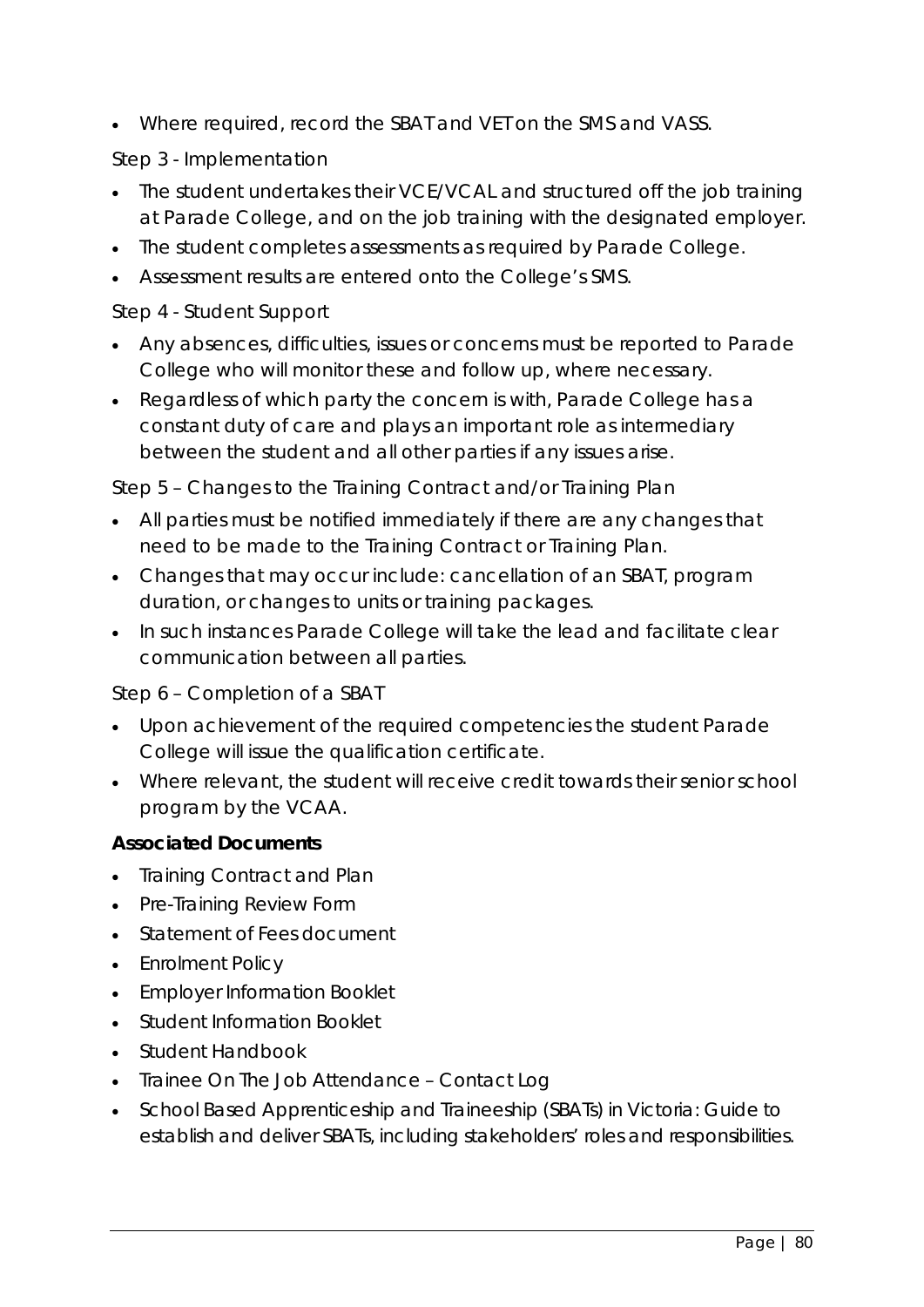- Where required, record the SBAT and VET on the SMS and VASS.

Step 3 - Implementation

- The student undertakes their VCE/VCAL and structured off the job training at Parade College, and on the job training with the designated employer.
- The student completes assessments as required by Parade College.
- Assessment results are entered onto the College's SMS.

Step 4 - Student Support

- Any absences, difficulties, issues or concerns must be reported to Parade College who will monitor these and follow up, where necessary.
- Regardless of which party the concern is with, Parade College has a constant duty of care and plays an important role as intermediary between the student and all other parties if any issues arise.

Step 5 – Changes to the Training Contract and/or Training Plan

- All parties must be notified immediately if there are any changes that need to be made to the Training Contract or Training Plan.
- Changes that may occur include: cancellation of an SBAT, program duration, or changes to units or training packages.
- In such instances Parade College will take the lead and facilitate clear communication between all parties.

Step 6 – Completion of a SBAT

- Upon achievement of the required competencies the student Parade College will issue the qualification certificate.
- Where relevant, the student will receive credit towards their senior school program by the VCAA.

**Associated Documents**

- Training Contract and Plan
- Pre-Training Review Form
- Statement of Fees document
- Enrolment Policy
- Employer Information Booklet
- Student Information Booklet
- Student Handbook
- Trainee On The Job Attendance – Contact Log
- School Based Apprenticeship and Traineeship (SBATs) in Victoria: Guide to establish and deliver SBATs, including stakeholders' roles and responsibilities.